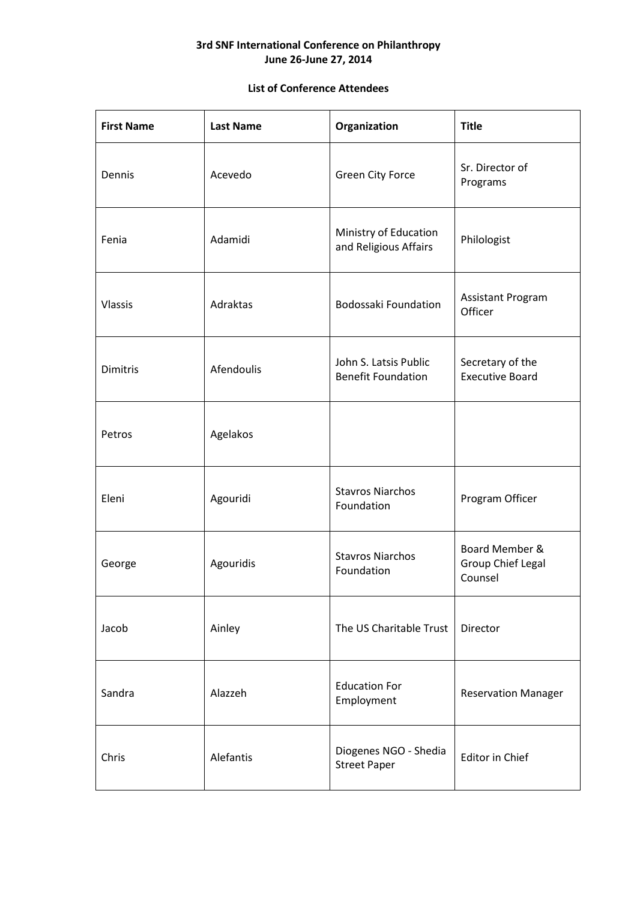**3rd SNF International Conference on Philanthropy**
**June 26-June 27, 2014**

**List of Conference Attendees**

| First Name | Last Name | Organization | Title |
|---|---|---|---|
| Dennis | Acevedo | Green City Force | Sr. Director of Programs |
| Fenia | Adamidi | Ministry of Education and Religious Affairs | Philologist |
| Vlassis | Adraktas | Bodossaki Foundation | Assistant Program Officer |
| Dimitris | Afendoulis | John S. Latsis Public Benefit Foundation | Secretary of the Executive Board |
| Petros | Agelakos | | |
| Eleni | Agouridi | Stavros Niarchos Foundation | Program Officer |
| George | Agouridis | Stavros Niarchos Foundation | Board Member & Group Chief Legal Counsel |
| Jacob | Ainley | The US Charitable Trust | Director |
| Sandra | Alazzeh | Education For Employment | Reservation Manager |
| Chris | Alefantis | Diogenes NGO - Shedia Street Paper | Editor in Chief |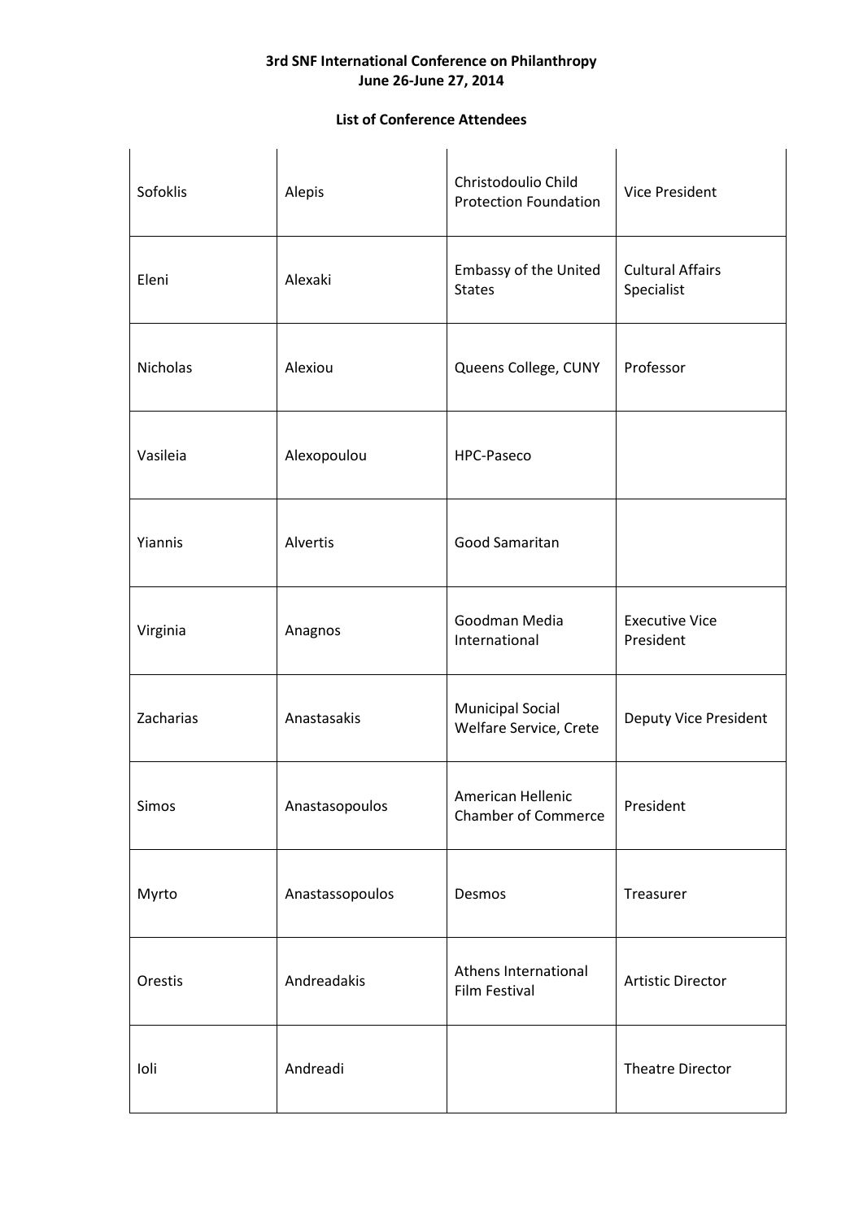**3rd SNF International Conference on Philanthropy**
**June 26-June 27, 2014**

**List of Conference Attendees**

| | | | |
|---|---|---|---|
| Sofoklis | Alepis | Christodoulio Child Protection Foundation | Vice President |
| Eleni | Alexaki | Embassy of the United States | Cultural Affairs Specialist |
| Nicholas | Alexiou | Queens College, CUNY | Professor |
| Vasileia | Alexopoulou | HPC-Paseco | |
| Yiannis | Alvertis | Good Samaritan | |
| Virginia | Anagnos | Goodman Media International | Executive Vice President |
| Zacharias | Anastasakis | Municipal Social Welfare Service, Crete | Deputy Vice President |
| Simos | Anastasopoulos | American Hellenic Chamber of Commerce | President |
| Myrto | Anastassopoulos | Desmos | Treasurer |
| Orestis | Andreadakis | Athens International Film Festival | Artistic Director |
| Ioli | Andreadi | | Theatre Director |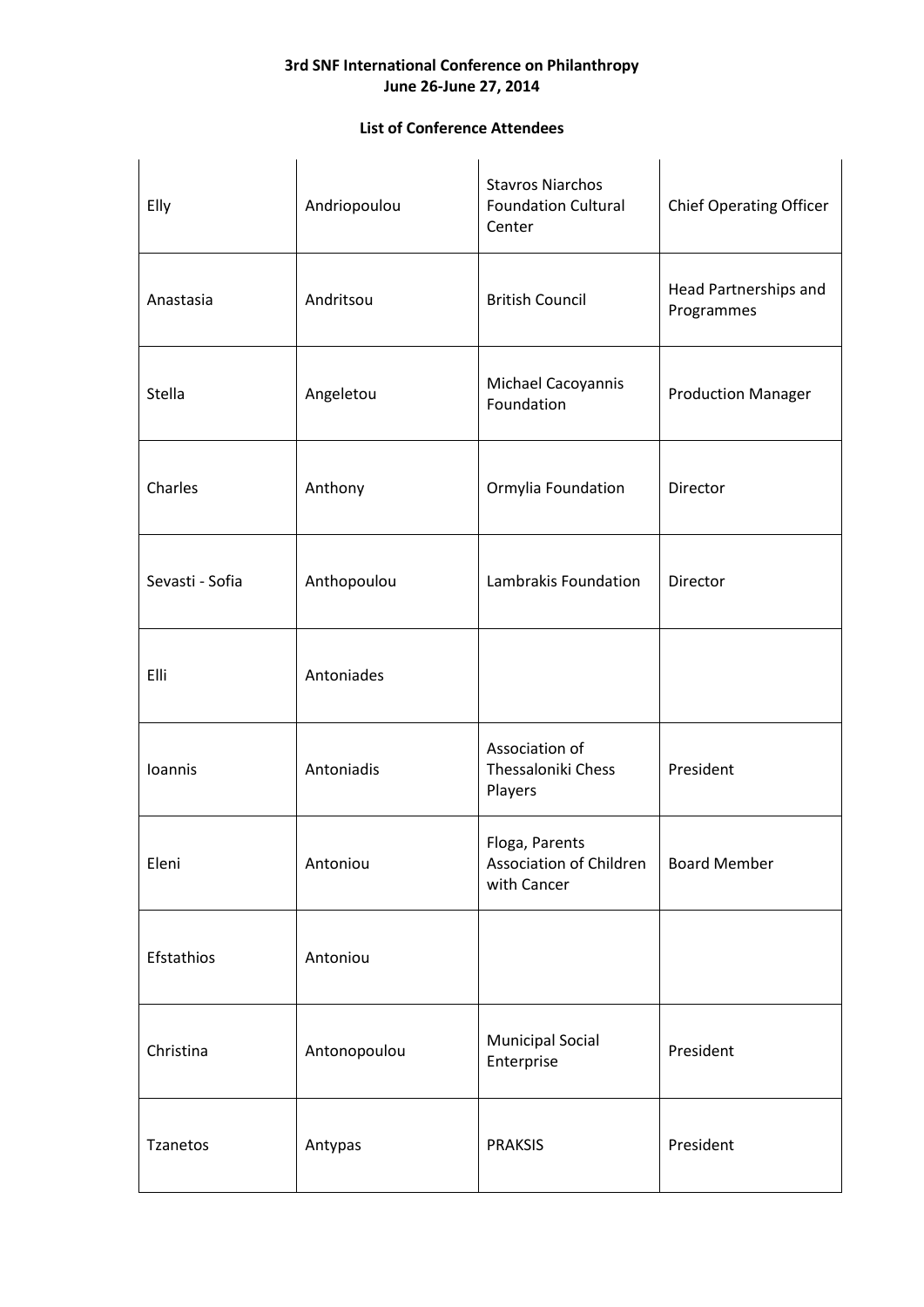**3rd SNF International Conference on Philanthropy**
**June 26-June 27, 2014**

**List of Conference Attendees**

| | | | |
|---|---|---|---|
| Elly | Andriopoulou | Stavros Niarchos Foundation Cultural Center | Chief Operating Officer |
| Anastasia | Andritsou | British Council | Head Partnerships and Programmes |
| Stella | Angeletou | Michael Cacoyannis Foundation | Production Manager |
| Charles | Anthony | Ormylia Foundation | Director |
| Sevasti - Sofia | Anthopoulou | Lambrakis Foundation | Director |
| Elli | Antoniades | | |
| Ioannis | Antoniadis | Association of Thessaloniki Chess Players | President |
| Eleni | Antoniou | Floga, Parents Association of Children with Cancer | Board Member |
| Efstathios | Antoniou | | |
| Christina | Antonopoulou | Municipal Social Enterprise | President |
| Tzanetos | Antypas | PRAKSIS | President |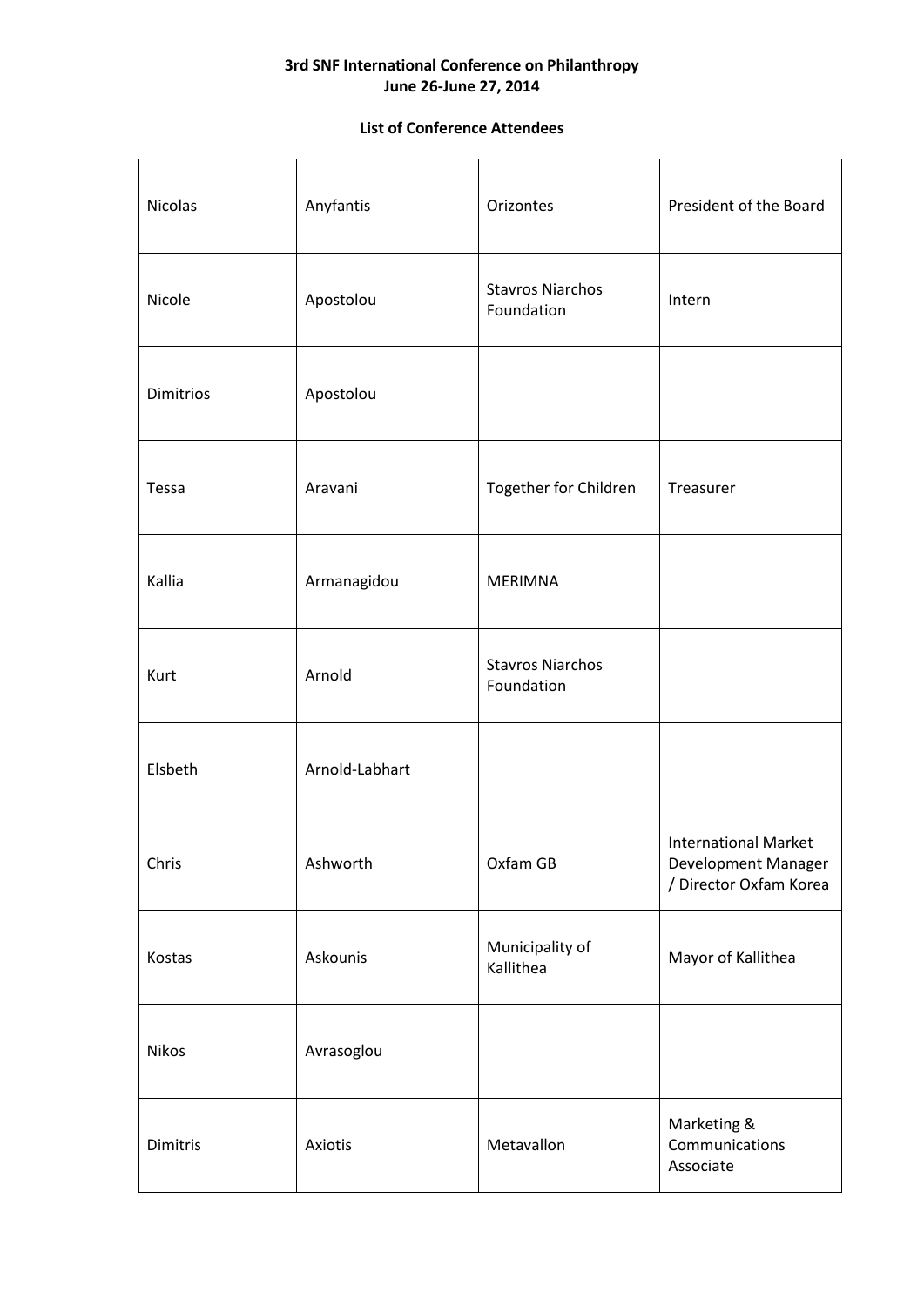**3rd SNF International Conference on Philanthropy**
**June 26-June 27, 2014**

**List of Conference Attendees**

| | | | |
|---|---|---|---|
| Nicolas | Anyfantis | Orizontes | President of the Board |
| Nicole | Apostolou | Stavros Niarchos Foundation | Intern |
| Dimitrios | Apostolou | | |
| Tessa | Aravani | Together for Children | Treasurer |
| Kallia | Armanagidou | MERIMNA | |
| Kurt | Arnold | Stavros Niarchos Foundation | |
| Elsbeth | Arnold-Labhart | | |
| Chris | Ashworth | Oxfam GB | International Market Development Manager / Director Oxfam Korea |
| Kostas | Askounis | Municipality of Kallithea | Mayor of Kallithea |
| Nikos | Avrasoglou | | |
| Dimitris | Axiotis | Metavallon | Marketing & Communications Associate |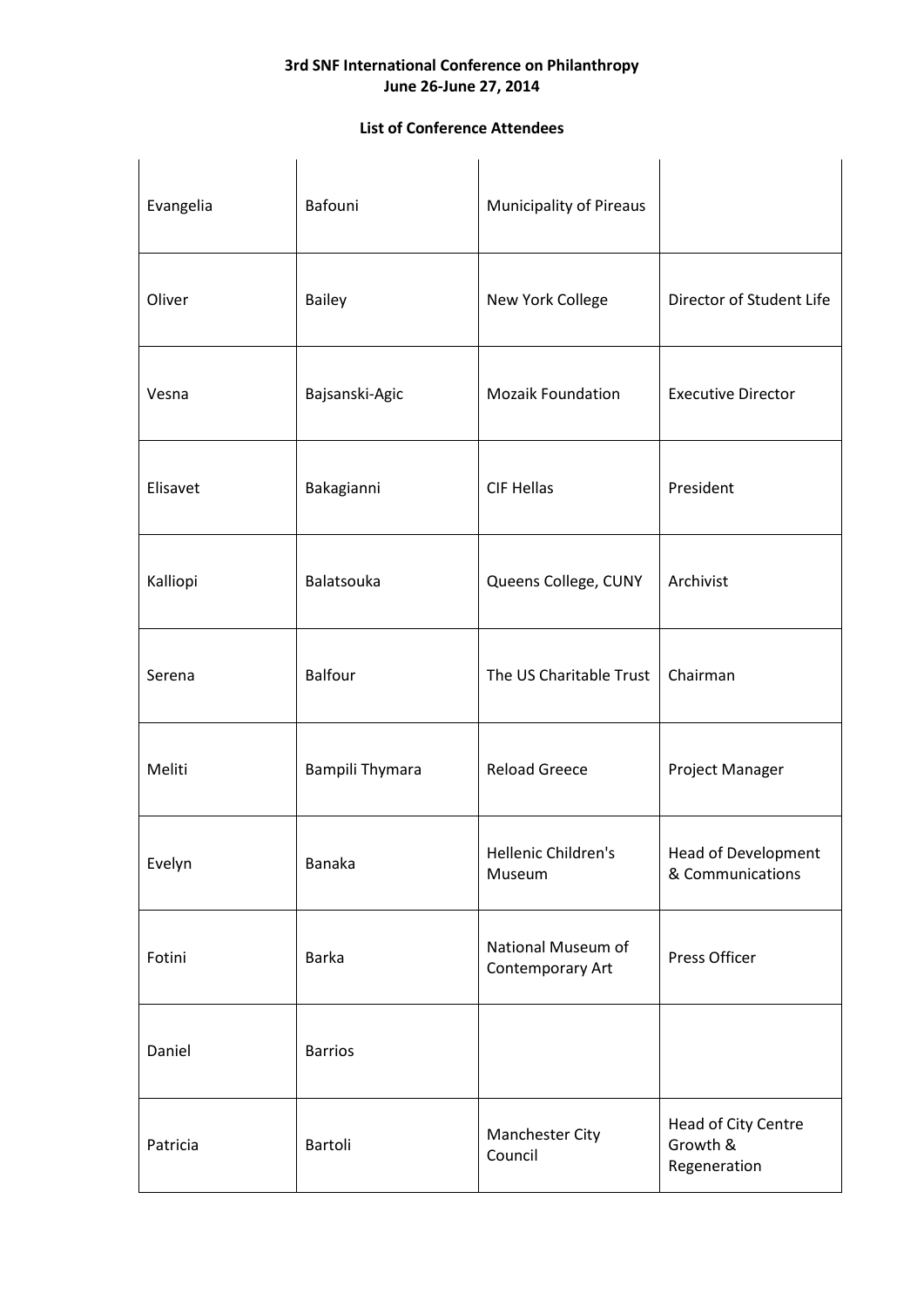**3rd SNF International Conference on Philanthropy**
**June 26-June 27, 2014**

**List of Conference Attendees**

| | | | |
|---|---|---|---|
| Evangelia | Bafouni | Municipality of Pireaus | |
| Oliver | Bailey | New York College | Director of Student Life |
| Vesna | Bajsanski-Agic | Mozaik Foundation | Executive Director |
| Elisavet | Bakagianni | CIF Hellas | President |
| Kalliopi | Balatsouka | Queens College, CUNY | Archivist |
| Serena | Balfour | The US Charitable Trust | Chairman |
| Meliti | Bampili Thymara | Reload Greece | Project Manager |
| Evelyn | Banaka | Hellenic Children's Museum | Head of Development & Communications |
| Fotini | Barka | National Museum of Contemporary Art | Press Officer |
| Daniel | Barrios | | |
| Patricia | Bartoli | Manchester City Council | Head of City Centre Growth & Regeneration |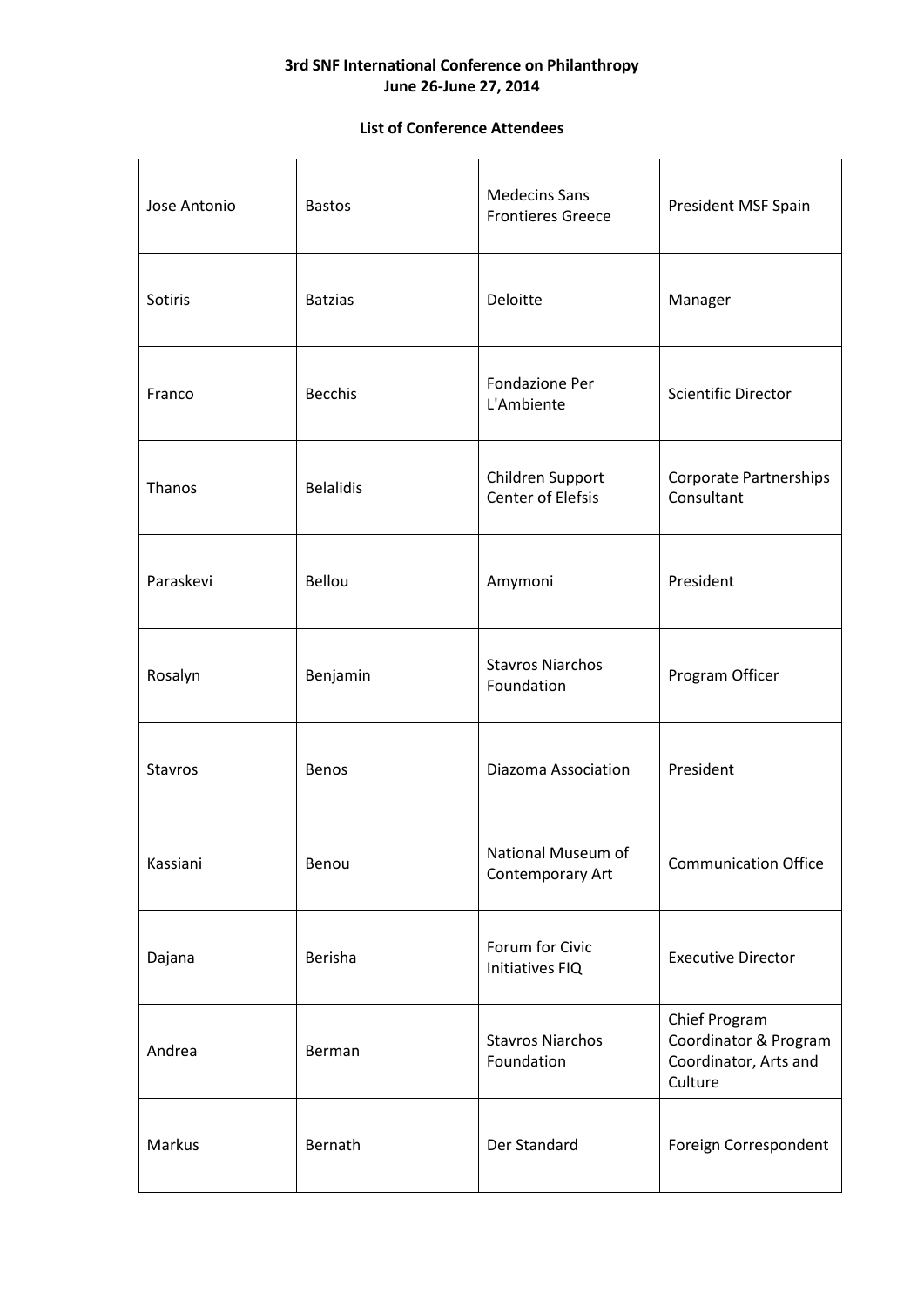**3rd SNF International Conference on Philanthropy**
**June 26-June 27, 2014**

**List of Conference Attendees**

| | | | |
|---|---|---|---|
| Jose Antonio | Bastos | Medecins Sans Frontieres Greece | President MSF Spain |
| Sotiris | Batzias | Deloitte | Manager |
| Franco | Becchis | Fondazione Per L'Ambiente | Scientific Director |
| Thanos | Belalidis | Children Support Center of Elefsis | Corporate Partnerships Consultant |
| Paraskevi | Bellou | Amymoni | President |
| Rosalyn | Benjamin | Stavros Niarchos Foundation | Program Officer |
| Stavros | Benos | Diazoma Association | President |
| Kassiani | Benou | National Museum of Contemporary Art | Communication Office |
| Dajana | Berisha | Forum for Civic Initiatives FIQ | Executive Director |
| Andrea | Berman | Stavros Niarchos Foundation | Chief Program Coordinator & Program Coordinator, Arts and Culture |
| Markus | Bernath | Der Standard | Foreign Correspondent |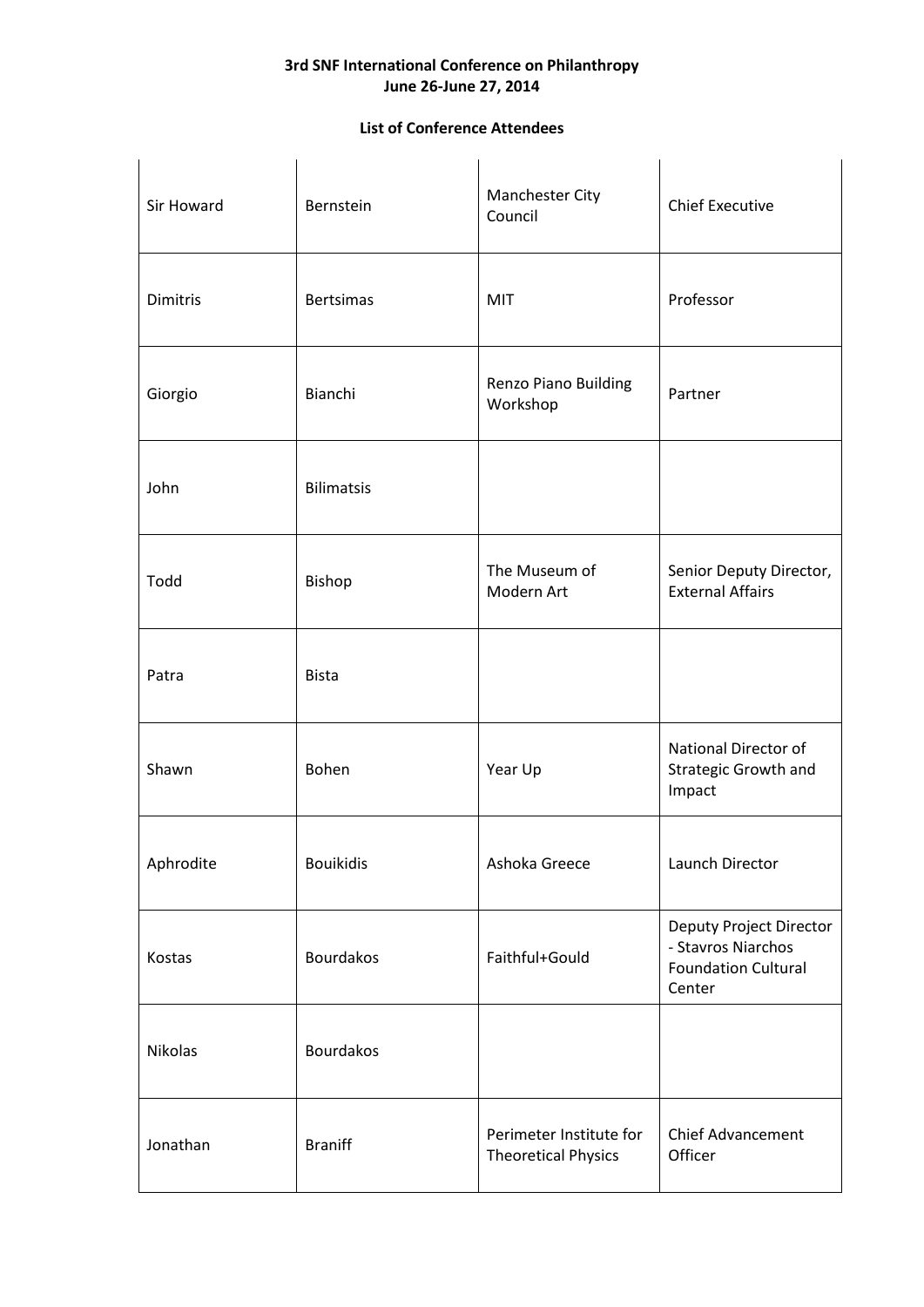**3rd SNF International Conference on Philanthropy**
**June 26-June 27, 2014**

**List of Conference Attendees**

| | | | |
|---|---|---|---|
| Sir Howard | Bernstein | Manchester City Council | Chief Executive |
| Dimitris | Bertsimas | MIT | Professor |
| Giorgio | Bianchi | Renzo Piano Building Workshop | Partner |
| John | Bilimatsis | | |
| Todd | Bishop | The Museum of Modern Art | Senior Deputy Director, External Affairs |
| Patra | Bista | | |
| Shawn | Bohen | Year Up | National Director of Strategic Growth and Impact |
| Aphrodite | Bouikidis | Ashoka Greece | Launch Director |
| Kostas | Bourdakos | Faithful+Gould | Deputy Project Director - Stavros Niarchos Foundation Cultural Center |
| Nikolas | Bourdakos | | |
| Jonathan | Braniff | Perimeter Institute for Theoretical Physics | Chief Advancement Officer |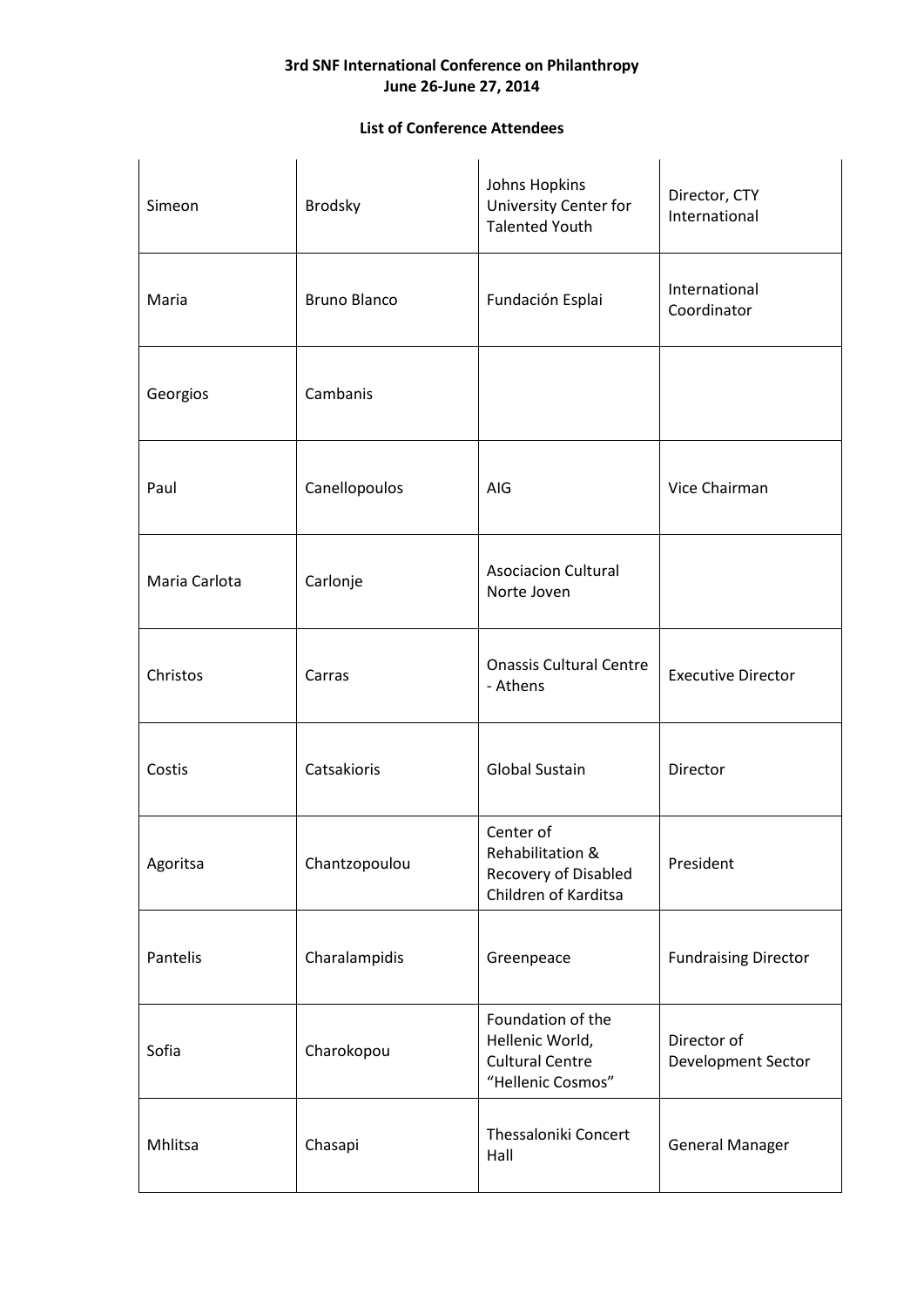**3rd SNF International Conference on Philanthropy**
**June 26-June 27, 2014**

**List of Conference Attendees**

| | | | |
|---|---|---|---|
| Simeon | Brodsky | Johns Hopkins University Center for Talented Youth | Director, CTY International |
| Maria | Bruno Blanco | Fundación Esplai | International Coordinator |
| Georgios | Cambanis | | |
| Paul | Canellopoulos | AIG | Vice Chairman |
| Maria Carlota | Carlonje | Asociacion Cultural Norte Joven | |
| Christos | Carras | Onassis Cultural Centre - Athens | Executive Director |
| Costis | Catsakioris | Global Sustain | Director |
| Agoritsa | Chantzopoulou | Center of Rehabilitation & Recovery of Disabled Children of Karditsa | President |
| Pantelis | Charalampidis | Greenpeace | Fundraising Director |
| Sofia | Charokopou | Foundation of the Hellenic World, Cultural Centre "Hellenic Cosmos" | Director of Development Sector |
| Mhlitsa | Chasapi | Thessaloniki Concert Hall | General Manager |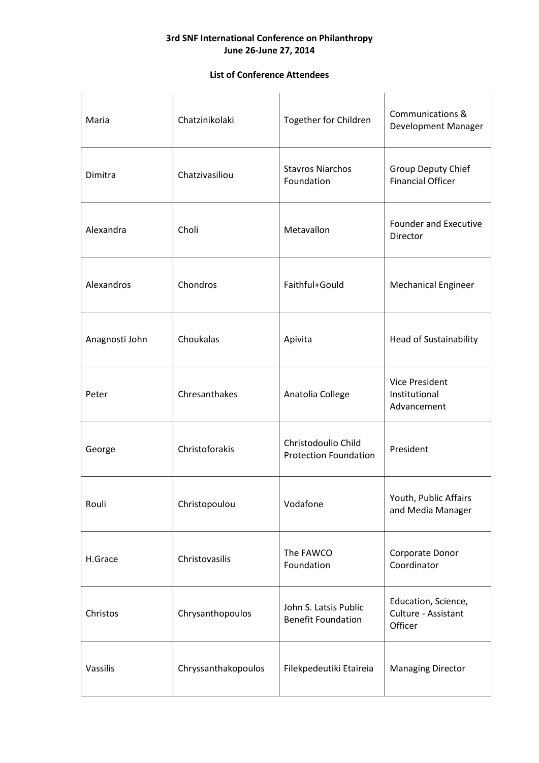**3rd SNF International Conference on Philanthropy**
**June 26-June 27, 2014**

**List of Conference Attendees**

| | | | |
|---|---|---|---|
| Maria | Chatzinikolaki | Together for Children | Communications & Development Manager |
| Dimitra | Chatzivasiliou | Stavros Niarchos Foundation | Group Deputy Chief Financial Officer |
| Alexandra | Choli | Metavallon | Founder and Executive Director |
| Alexandros | Chondros | Faithful+Gould | Mechanical Engineer |
| Anagnosti John | Choukalas | Apivita | Head of Sustainability |
| Peter | Chresanthakes | Anatolia College | Vice President Institutional Advancement |
| George | Christoforakis | Christodoulio Child Protection Foundation | President |
| Rouli | Christopoulou | Vodafone | Youth, Public Affairs and Media Manager |
| H.Grace | Christovasilis | The FAWCO Foundation | Corporate Donor Coordinator |
| Christos | Chrysanthopoulos | John S. Latsis Public Benefit Foundation | Education, Science, Culture - Assistant Officer |
| Vassilis | Chryssanthakopoulos | Filekpedeutiki Etaireia | Managing Director |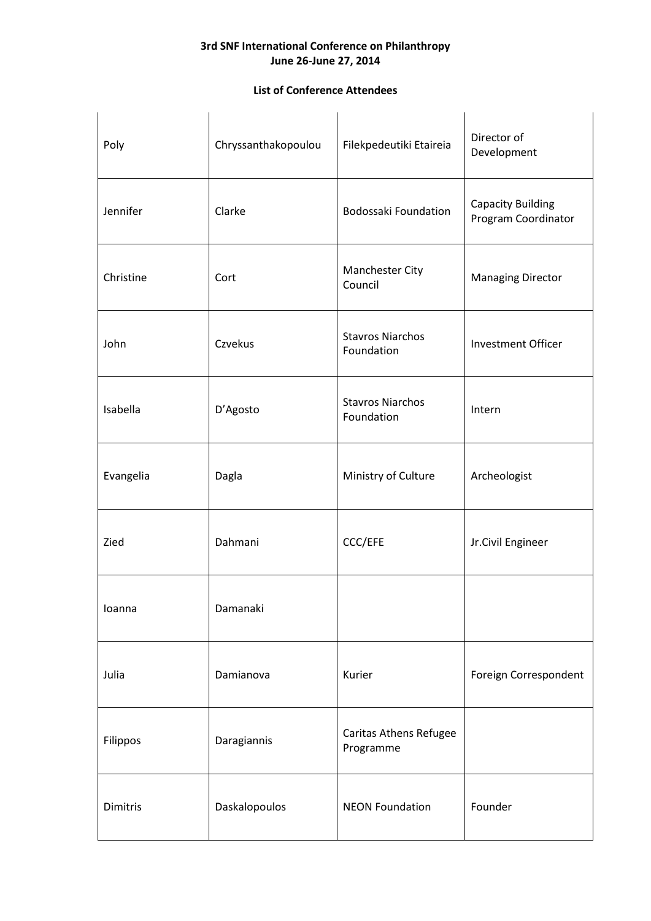**3rd SNF International Conference on Philanthropy**
**June 26-June 27, 2014**

**List of Conference Attendees**

| | | | |
|---|---|---|---|
| Poly | Chryssanthakopoulou | Filekpedeutiki Etaireia | Director of Development |
| Jennifer | Clarke | Bodossaki Foundation | Capacity Building Program Coordinator |
| Christine | Cort | Manchester City Council | Managing Director |
| John | Czvekus | Stavros Niarchos Foundation | Investment Officer |
| Isabella | D'Agosto | Stavros Niarchos Foundation | Intern |
| Evangelia | Dagla | Ministry of Culture | Archeologist |
| Zied | Dahmani | CCC/EFE | Jr.Civil Engineer |
| Ioanna | Damanaki | | |
| Julia | Damianova | Kurier | Foreign Correspondent |
| Filippos | Daragiannis | Caritas Athens Refugee Programme | |
| Dimitris | Daskalopoulos | NEON Foundation | Founder |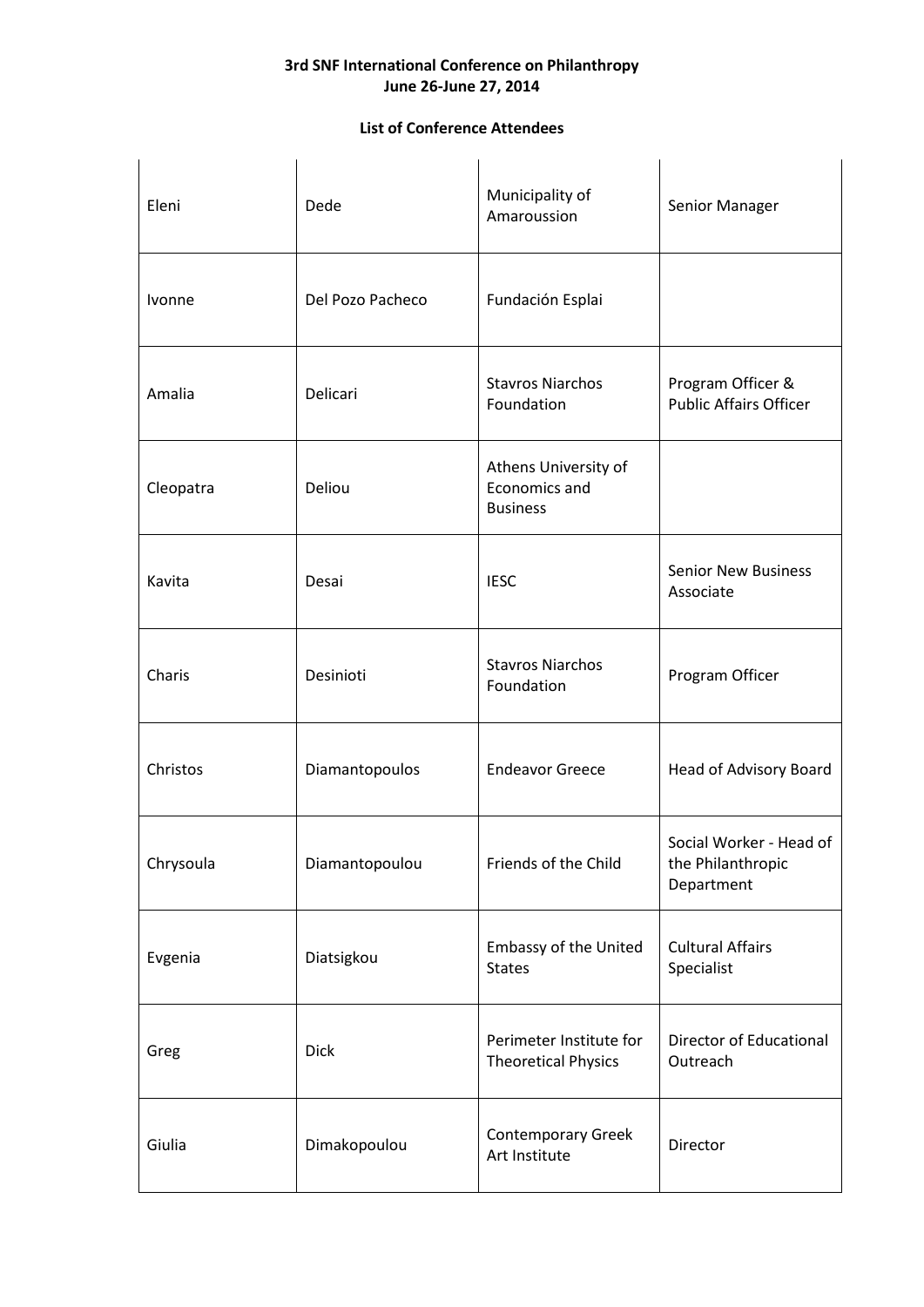**3rd SNF International Conference on Philanthropy**
**June 26-June 27, 2014**

**List of Conference Attendees**

| | | | |
|---|---|---|---|
| Eleni | Dede | Municipality of Amaroussion | Senior Manager |
| Ivonne | Del Pozo Pacheco | Fundación Esplai | |
| Amalia | Delicari | Stavros Niarchos Foundation | Program Officer & Public Affairs Officer |
| Cleopatra | Deliou | Athens University of Economics and Business | |
| Kavita | Desai | IESC | Senior New Business Associate |
| Charis | Desinioti | Stavros Niarchos Foundation | Program Officer |
| Christos | Diamantopoulos | Endeavor Greece | Head of Advisory Board |
| Chrysoula | Diamantopoulou | Friends of the Child | Social Worker - Head of the Philanthropic Department |
| Evgenia | Diatsigkou | Embassy of the United States | Cultural Affairs Specialist |
| Greg | Dick | Perimeter Institute for Theoretical Physics | Director of Educational Outreach |
| Giulia | Dimakopoulou | Contemporary Greek Art Institute | Director |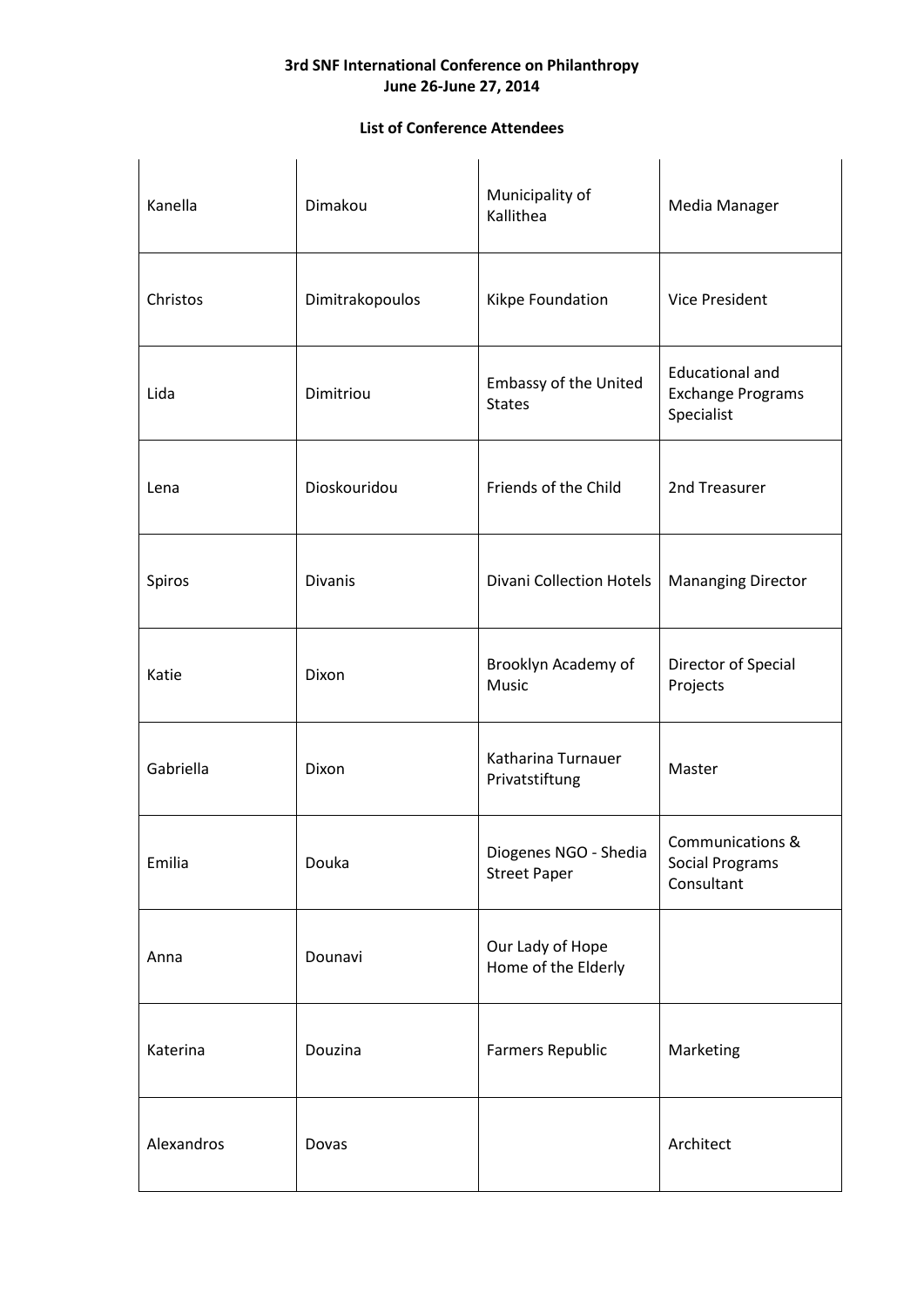**3rd SNF International Conference on Philanthropy**
**June 26-June 27, 2014**

**List of Conference Attendees**

| | | | |
|---|---|---|---|
| Kanella | Dimakou | Municipality of Kallithea | Media Manager |
| Christos | Dimitrakopoulos | Kikpe Foundation | Vice President |
| Lida | Dimitriou | Embassy of the United States | Educational and Exchange Programs Specialist |
| Lena | Dioskouridou | Friends of the Child | 2nd Treasurer |
| Spiros | Divanis | Divani Collection Hotels | Mananging Director |
| Katie | Dixon | Brooklyn Academy of Music | Director of Special Projects |
| Gabriella | Dixon | Katharina Turnauer Privatstiftung | Master |
| Emilia | Douka | Diogenes NGO - Shedia Street Paper | Communications & Social Programs Consultant |
| Anna | Dounavi | Our Lady of Hope Home of the Elderly | |
| Katerina | Douzina | Farmers Republic | Marketing |
| Alexandros | Dovas | | Architect |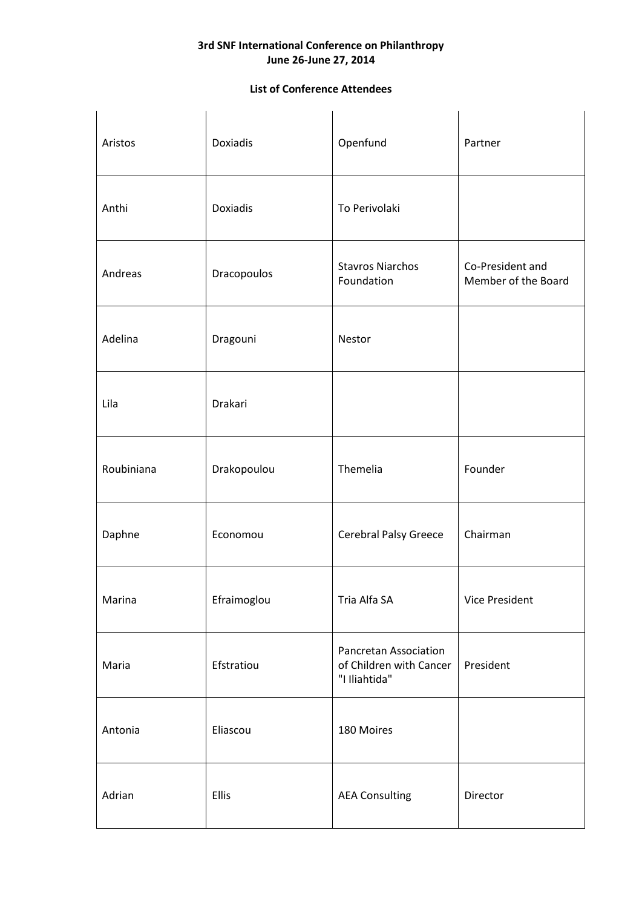**3rd SNF International Conference on Philanthropy**
**June 26-June 27, 2014**

**List of Conference Attendees**

| | | | |
|---|---|---|---|
| Aristos | Doxiadis | Openfund | Partner |
| Anthi | Doxiadis | To Perivolaki | |
| Andreas | Dracopoulos | Stavros Niarchos Foundation | Co-President and Member of the Board |
| Adelina | Dragouni | Nestor | |
| Lila | Drakari | | |
| Roubiniana | Drakopoulou | Themelia | Founder |
| Daphne | Economou | Cerebral Palsy Greece | Chairman |
| Marina | Efraimoglou | Tria Alfa SA | Vice President |
| Maria | Efstratiou | Pancretan Association of Children with Cancer "I Iliahtida" | President |
| Antonia | Eliascou | 180 Moires | |
| Adrian | Ellis | AEA Consulting | Director |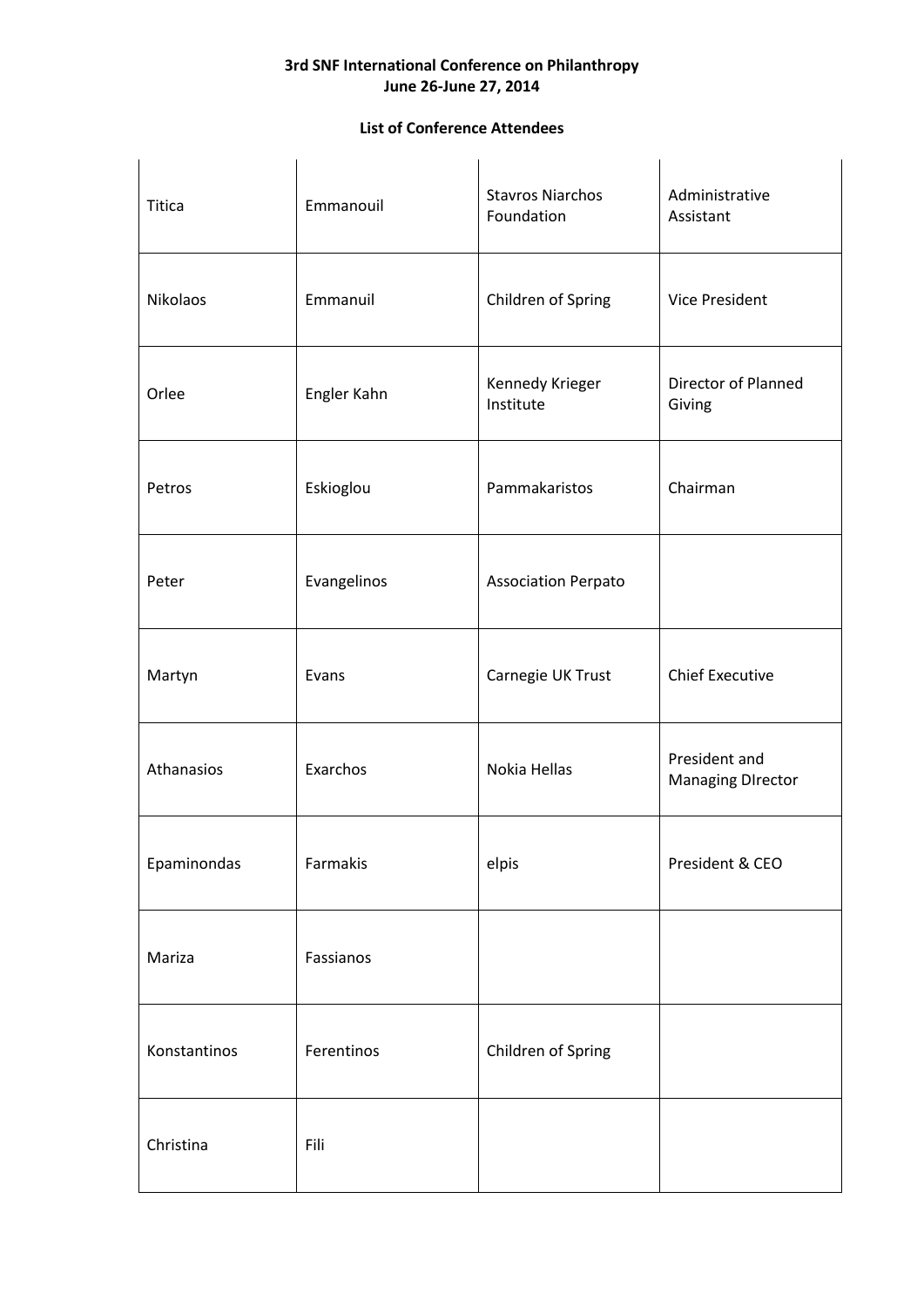**3rd SNF International Conference on Philanthropy**
**June 26-June 27, 2014**

**List of Conference Attendees**

| | | | |
|---|---|---|---|
| Titica | Emmanouil | Stavros Niarchos Foundation | Administrative Assistant |
| Nikolaos | Emmanuil | Children of Spring | Vice President |
| Orlee | Engler Kahn | Kennedy Krieger Institute | Director of Planned Giving |
| Petros | Eskioglou | Pammakaristos | Chairman |
| Peter | Evangelinos | Association Perpato | |
| Martyn | Evans | Carnegie UK Trust | Chief Executive |
| Athanasios | Exarchos | Nokia Hellas | President and Managing DIrector |
| Epaminondas | Farmakis | elpis | President & CEO |
| Mariza | Fassianos | | |
| Konstantinos | Ferentinos | Children of Spring | |
| Christina | Fili | | |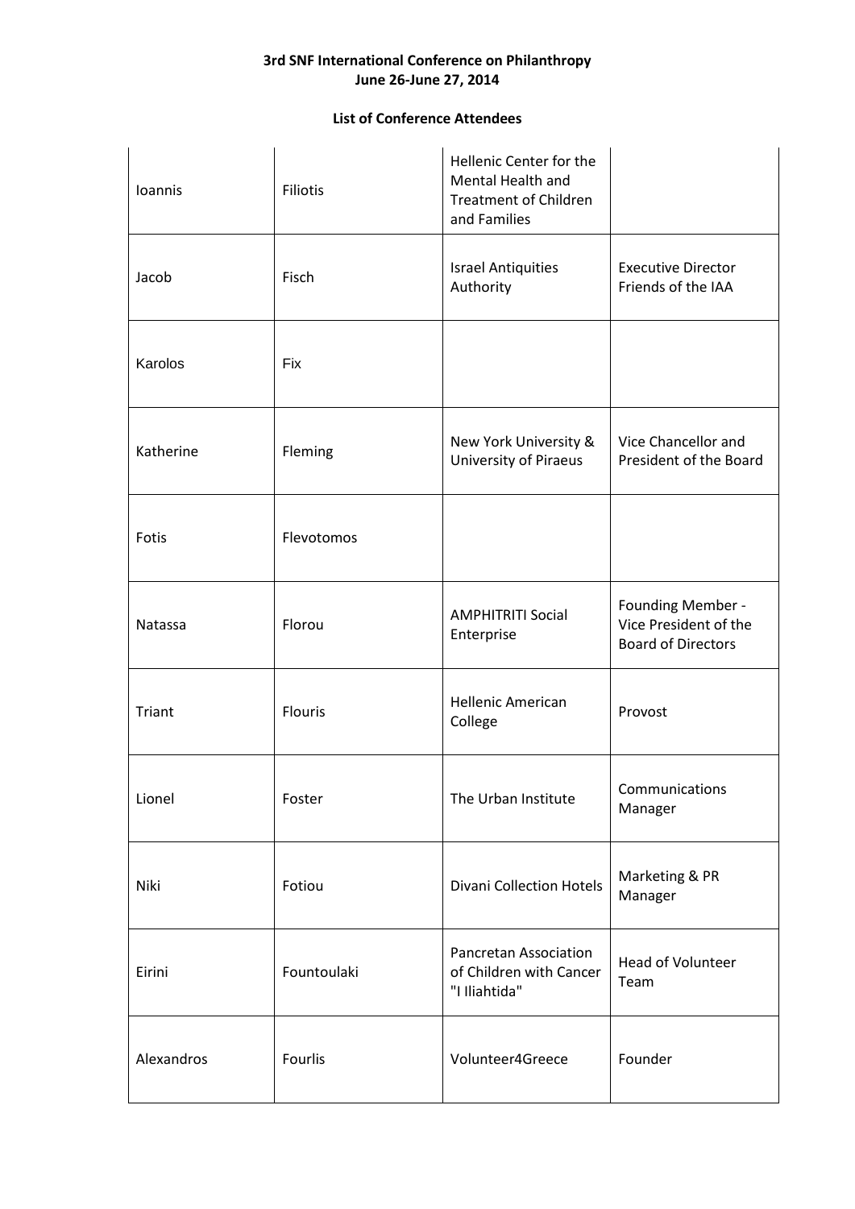**3rd SNF International Conference on Philanthropy**
**June 26-June 27, 2014**

**List of Conference Attendees**

| | | | |
|---|---|---|---|
| Ioannis | Filiotis | Hellenic Center for the Mental Health and Treatment of Children and Families | |
| Jacob | Fisch | Israel Antiquities Authority | Executive Director Friends of the IAA |
| Karolos | Fix | | |
| Katherine | Fleming | New York University & University of Piraeus | Vice Chancellor and President of the Board |
| Fotis | Flevotomos | | |
| Natassa | Florou | AMPHITRITI Social Enterprise | Founding Member - Vice President of the Board of Directors |
| Triant | Flouris | Hellenic American College | Provost |
| Lionel | Foster | The Urban Institute | Communications Manager |
| Niki | Fotiou | Divani Collection Hotels | Marketing & PR Manager |
| Eirini | Fountoulaki | Pancretan Association of Children with Cancer "I Iliahtida" | Head of Volunteer Team |
| Alexandros | Fourlis | Volunteer4Greece | Founder |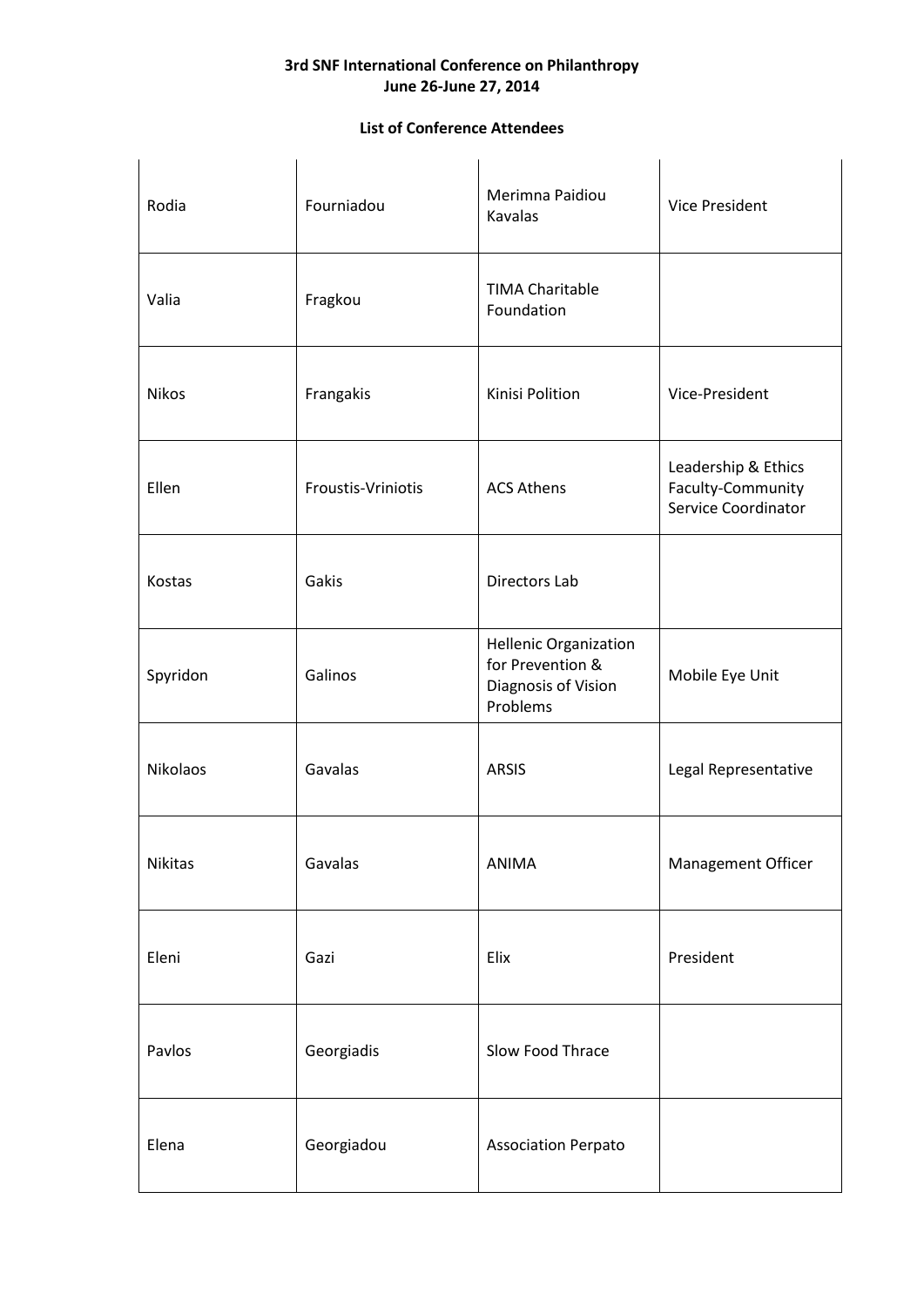**3rd SNF International Conference on Philanthropy**
**June 26-June 27, 2014**

**List of Conference Attendees**

| | | | |
|---|---|---|---|
| Rodia | Fourniadou | Merimna Paidiou Kavalas | Vice President |
| Valia | Fragkou | TIMA Charitable Foundation | |
| Nikos | Frangakis | Kinisi Polition | Vice-President |
| Ellen | Froustis-Vriniotis | ACS Athens | Leadership & Ethics Faculty-Community Service Coordinator |
| Kostas | Gakis | Directors Lab | |
| Spyridon | Galinos | Hellenic Organization for Prevention & Diagnosis of Vision Problems | Mobile Eye Unit |
| Nikolaos | Gavalas | ARSIS | Legal Representative |
| Nikitas | Gavalas | ANIMA | Management Officer |
| Eleni | Gazi | Elix | President |
| Pavlos | Georgiadis | Slow Food Thrace | |
| Elena | Georgiadou | Association Perpato | |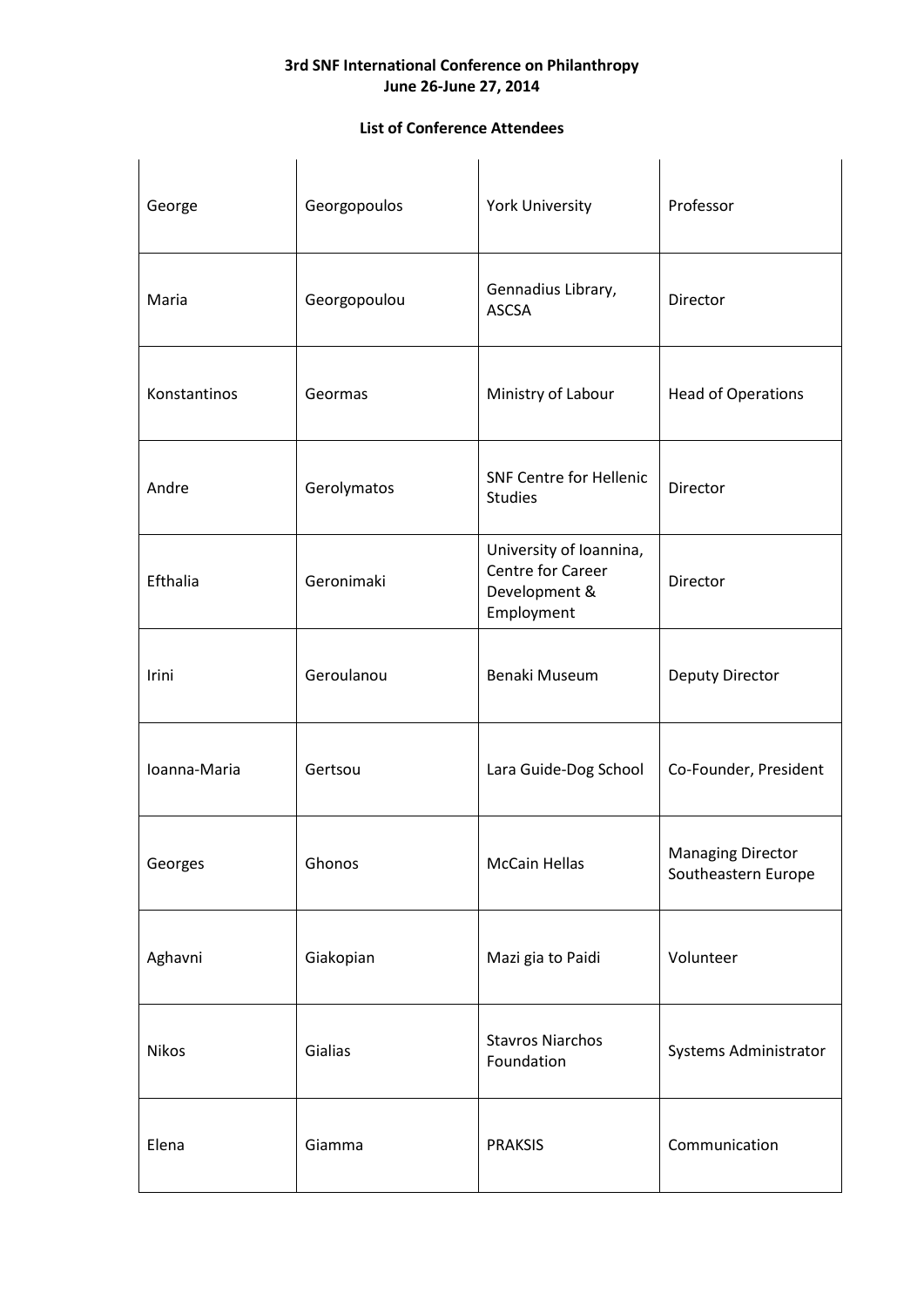**3rd SNF International Conference on Philanthropy**
**June 26-June 27, 2014**

**List of Conference Attendees**

| | | | |
|---|---|---|---|
| George | Georgopoulos | York University | Professor |
| Maria | Georgopoulou | Gennadius Library, ASCSA | Director |
| Konstantinos | Geormas | Ministry of Labour | Head of Operations |
| Andre | Gerolymatos | SNF Centre for Hellenic Studies | Director |
| Efthalia | Geronimaki | University of Ioannina, Centre for Career Development & Employment | Director |
| Irini | Geroulanou | Benaki Museum | Deputy Director |
| Ioanna-Maria | Gertsou | Lara Guide-Dog School | Co-Founder, President |
| Georges | Ghonos | McCain Hellas | Managing Director Southeastern Europe |
| Aghavni | Giakopian | Mazi gia to Paidi | Volunteer |
| Nikos | Gialias | Stavros Niarchos Foundation | Systems Administrator |
| Elena | Giamma | PRAKSIS | Communication |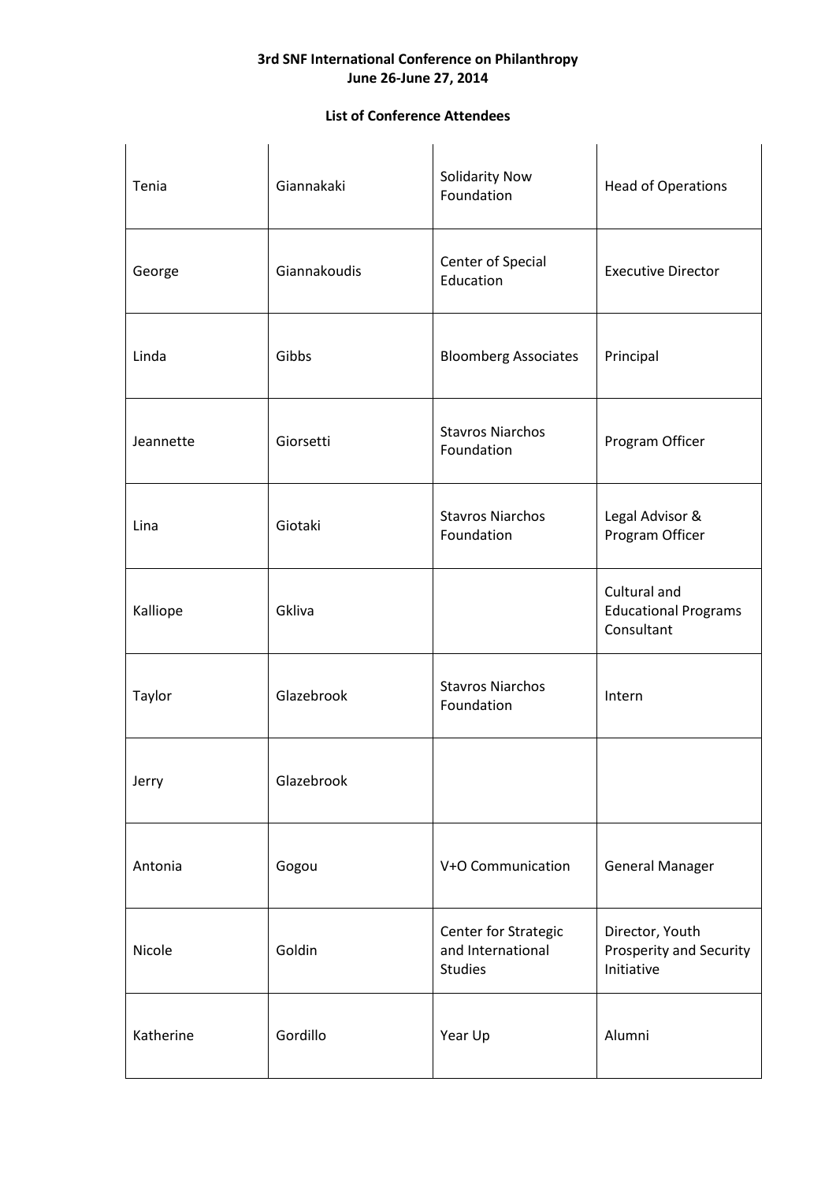**3rd SNF International Conference on Philanthropy**
**June 26-June 27, 2014**

**List of Conference Attendees**

| | | | |
|---|---|---|---|
| Tenia | Giannakaki | Solidarity Now Foundation | Head of Operations |
| George | Giannakoudis | Center of Special Education | Executive Director |
| Linda | Gibbs | Bloomberg Associates | Principal |
| Jeannette | Giorsetti | Stavros Niarchos Foundation | Program Officer |
| Lina | Giotaki | Stavros Niarchos Foundation | Legal Advisor & Program Officer |
| Kalliope | Gkliva | | Cultural and Educational Programs Consultant |
| Taylor | Glazebrook | Stavros Niarchos Foundation | Intern |
| Jerry | Glazebrook | | |
| Antonia | Gogou | V+O Communication | General Manager |
| Nicole | Goldin | Center for Strategic and International Studies | Director, Youth Prosperity and Security Initiative |
| Katherine | Gordillo | Year Up | Alumni |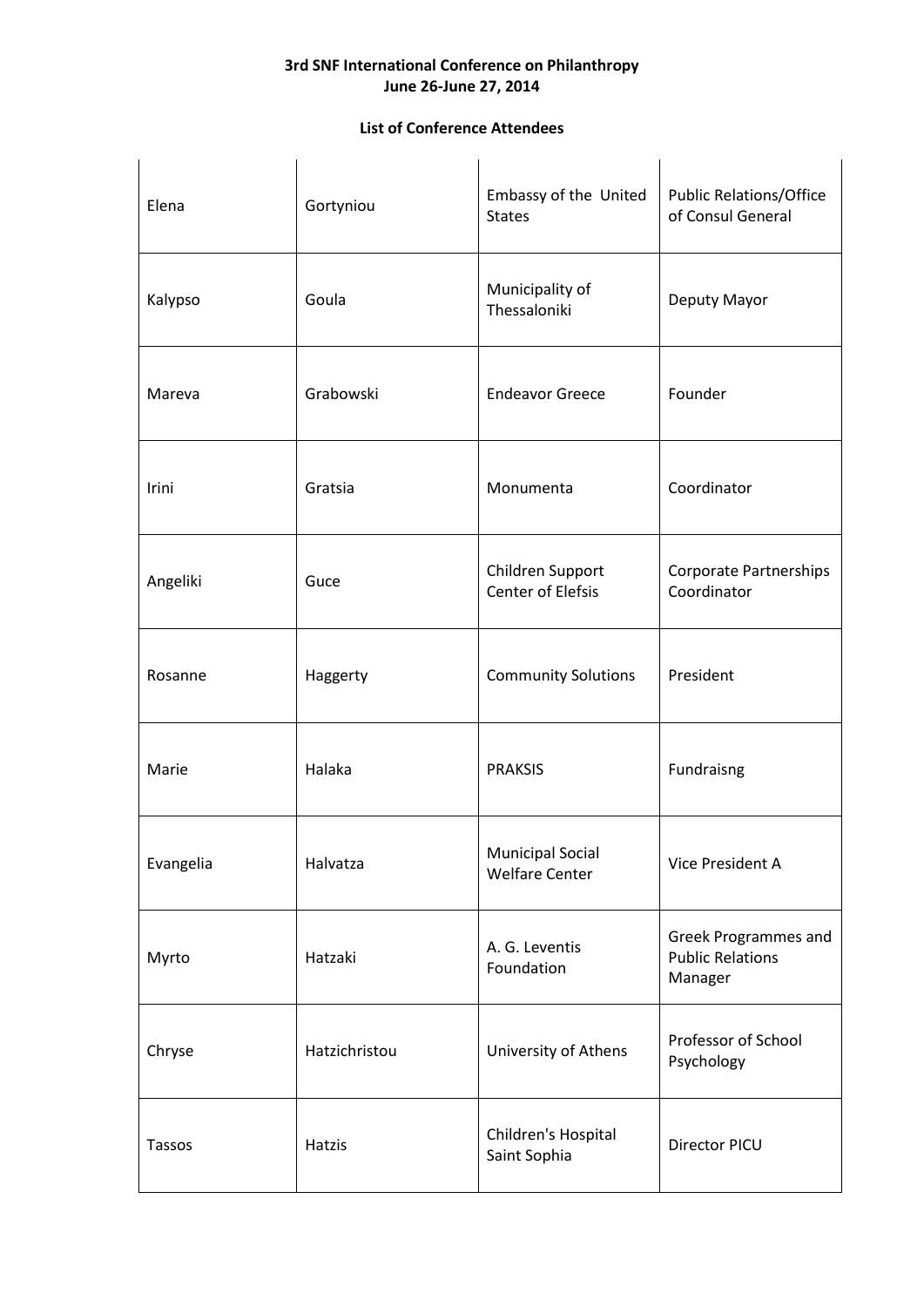**3rd SNF International Conference on Philanthropy**
**June 26-June 27, 2014**

**List of Conference Attendees**

| | | | |
|---|---|---|---|
| Elena | Gortyniou | Embassy of the United States | Public Relations/Office of Consul General |
| Kalypso | Goula | Municipality of Thessaloniki | Deputy Mayor |
| Mareva | Grabowski | Endeavor Greece | Founder |
| Irini | Gratsia | Monumenta | Coordinator |
| Angeliki | Guce | Children Support Center of Elefsis | Corporate Partnerships Coordinator |
| Rosanne | Haggerty | Community Solutions | President |
| Marie | Halaka | PRAKSIS | Fundraisng |
| Evangelia | Halvatza | Municipal Social Welfare Center | Vice President A |
| Myrto | Hatzaki | A. G. Leventis Foundation | Greek Programmes and Public Relations Manager |
| Chryse | Hatzichristou | University of Athens | Professor of School Psychology |
| Tassos | Hatzis | Children's Hospital Saint Sophia | Director PICU |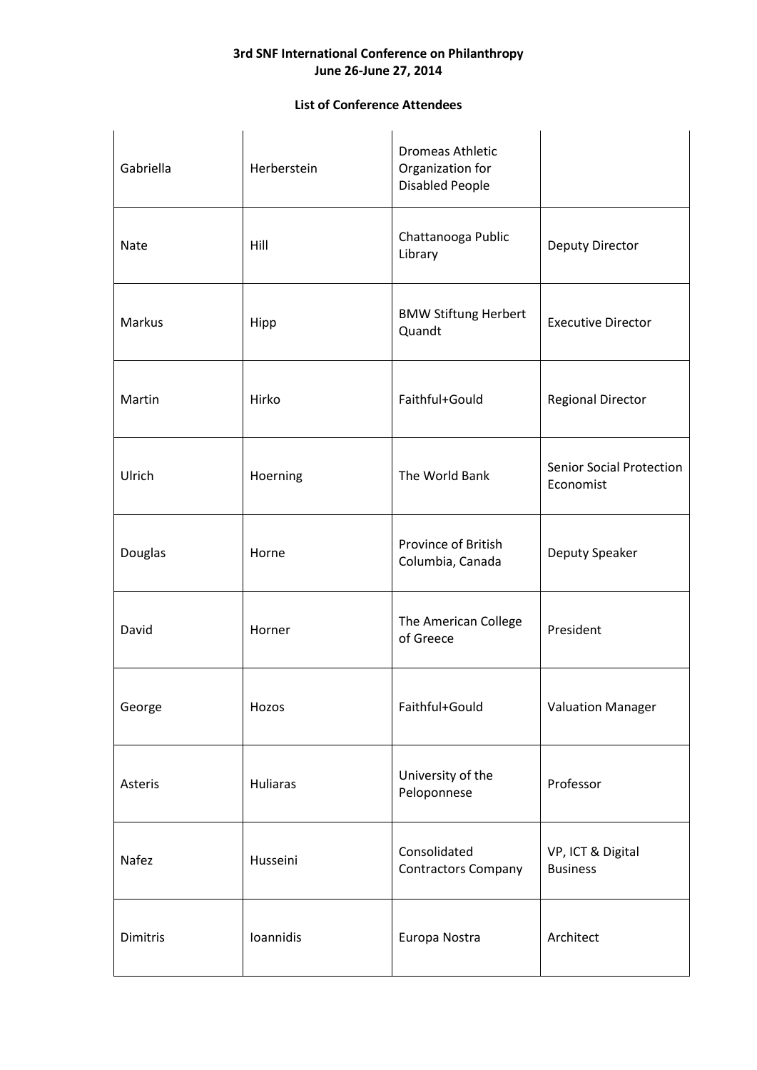**3rd SNF International Conference on Philanthropy**
**June 26-June 27, 2014**

**List of Conference Attendees**

| | | | |
|---|---|---|---|
| Gabriella | Herberstein | Dromeas Athletic Organization for Disabled People | |
| Nate | Hill | Chattanooga Public Library | Deputy Director |
| Markus | Hipp | BMW Stiftung Herbert Quandt | Executive Director |
| Martin | Hirko | Faithful+Gould | Regional Director |
| Ulrich | Hoerning | The World Bank | Senior Social Protection Economist |
| Douglas | Horne | Province of British Columbia, Canada | Deputy Speaker |
| David | Horner | The American College of Greece | President |
| George | Hozos | Faithful+Gould | Valuation Manager |
| Asteris | Huliaras | University of the Peloponnese | Professor |
| Nafez | Husseini | Consolidated Contractors Company | VP, ICT & Digital Business |
| Dimitris | Ioannidis | Europa Nostra | Architect |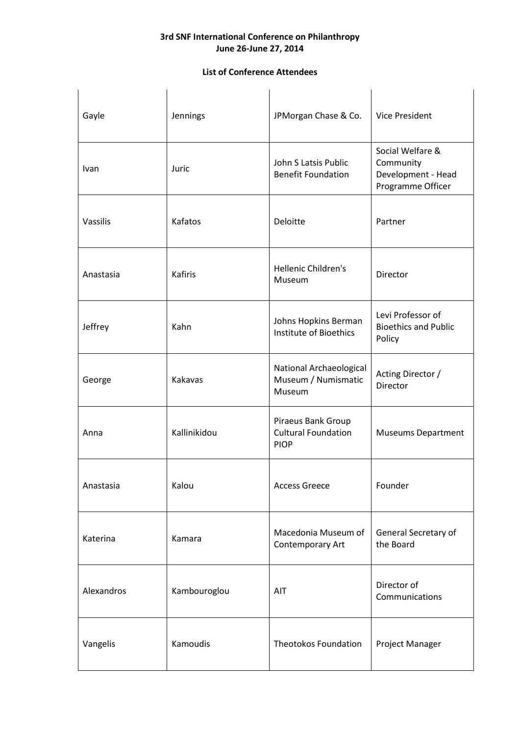**3rd SNF International Conference on Philanthropy**
**June 26-June 27, 2014**

**List of Conference Attendees**

| | | | |
|---|---|---|---|
| Gayle | Jennings | JPMorgan Chase & Co. | Vice President |
| Ivan | Juric | John S Latsis Public Benefit Foundation | Social Welfare & Community Development - Head Programme Officer |
| Vassilis | Kafatos | Deloitte | Partner |
| Anastasia | Kafiris | Hellenic Children's Museum | Director |
| Jeffrey | Kahn | Johns Hopkins Berman Institute of Bioethics | Levi Professor of Bioethics and Public Policy |
| George | Kakavas | National Archaeological Museum / Numismatic Museum | Acting Director / Director |
| Anna | Kallinikidou | Piraeus Bank Group Cultural Foundation PIOP | Museums Department |
| Anastasia | Kalou | Access Greece | Founder |
| Katerina | Kamara | Macedonia Museum of Contemporary Art | General Secretary of the Board |
| Alexandros | Kambouroglou | AIT | Director of Communications |
| Vangelis | Kamoudis | Theotokos Foundation | Project Manager |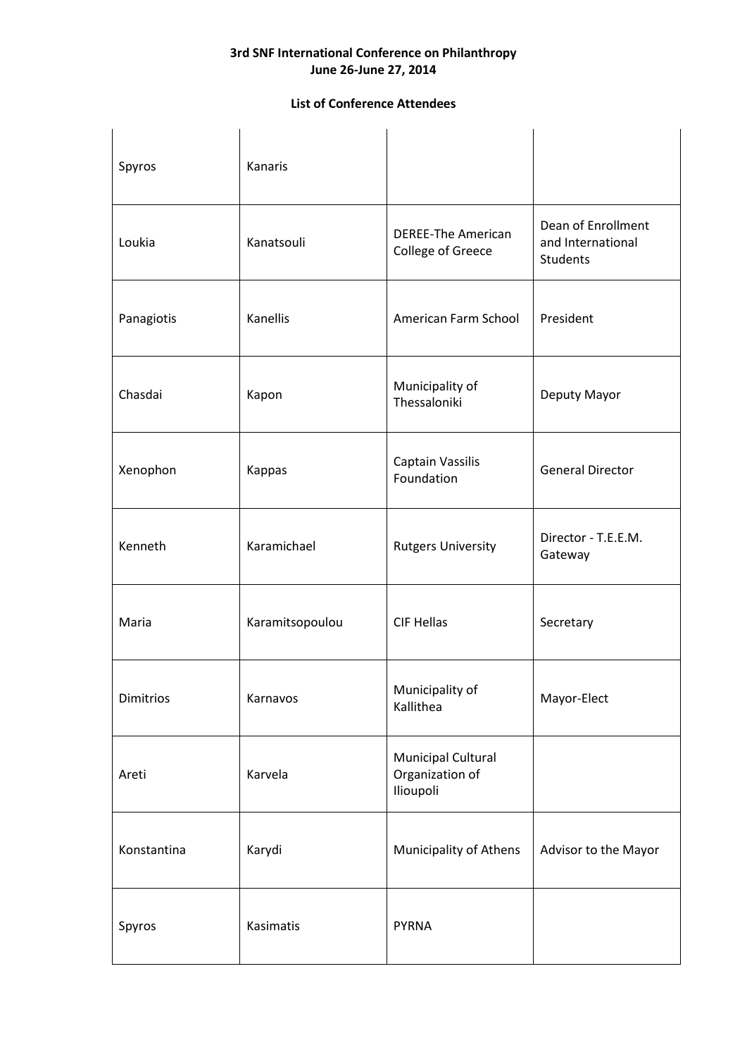**3rd SNF International Conference on Philanthropy**
**June 26-June 27, 2014**

**List of Conference Attendees**

| | | | |
|---|---|---|---|
| Spyros | Kanaris | | |
| Loukia | Kanatsouli | DEREE-The American College of Greece | Dean of Enrollment and International Students |
| Panagiotis | Kanellis | American Farm School | President |
| Chasdai | Kapon | Municipality of Thessaloniki | Deputy Mayor |
| Xenophon | Kappas | Captain Vassilis Foundation | General Director |
| Kenneth | Karamichael | Rutgers University | Director - T.E.E.M. Gateway |
| Maria | Karamitsopoulou | CIF Hellas | Secretary |
| Dimitrios | Karnavos | Municipality of Kallithea | Mayor-Elect |
| Areti | Karvela | Municipal Cultural Organization of Ilioupoli | |
| Konstantina | Karydi | Municipality of Athens | Advisor to the Mayor |
| Spyros | Kasimatis | PYRNA | |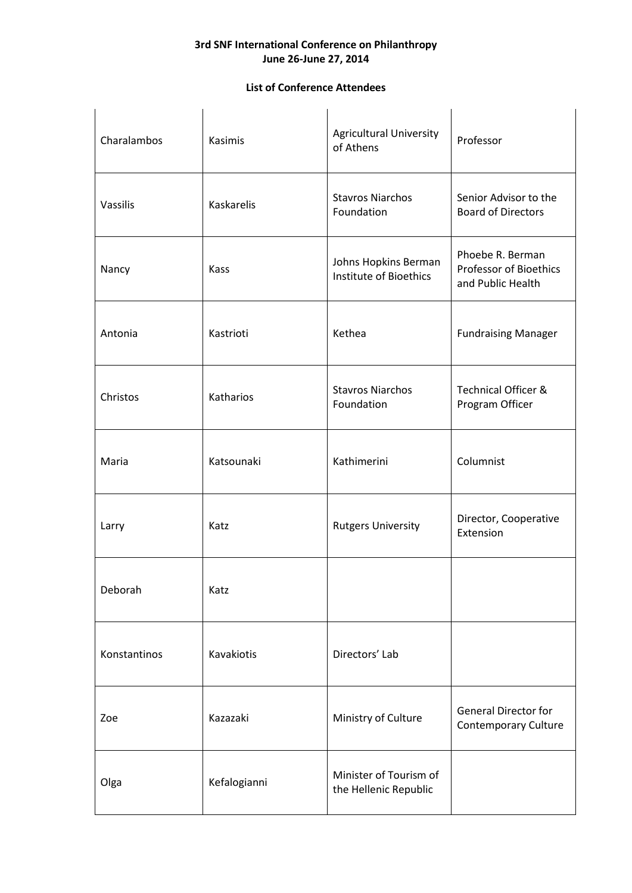**3rd SNF International Conference on Philanthropy**
**June 26-June 27, 2014**

**List of Conference Attendees**

| | | | |
|---|---|---|---|
| Charalambos | Kasimis | Agricultural University of Athens | Professor |
| Vassilis | Kaskarelis | Stavros Niarchos Foundation | Senior Advisor to the Board of Directors |
| Nancy | Kass | Johns Hopkins Berman Institute of Bioethics | Phoebe R. Berman Professor of Bioethics and Public Health |
| Antonia | Kastrioti | Kethea | Fundraising Manager |
| Christos | Katharios | Stavros Niarchos Foundation | Technical Officer & Program Officer |
| Maria | Katsounaki | Kathimerini | Columnist |
| Larry | Katz | Rutgers University | Director, Cooperative Extension |
| Deborah | Katz | | |
| Konstantinos | Kavakiotis | Directors' Lab | |
| Zoe | Kazazaki | Ministry of Culture | General Director for Contemporary Culture |
| Olga | Kefalogianni | Minister of Tourism of the Hellenic Republic | |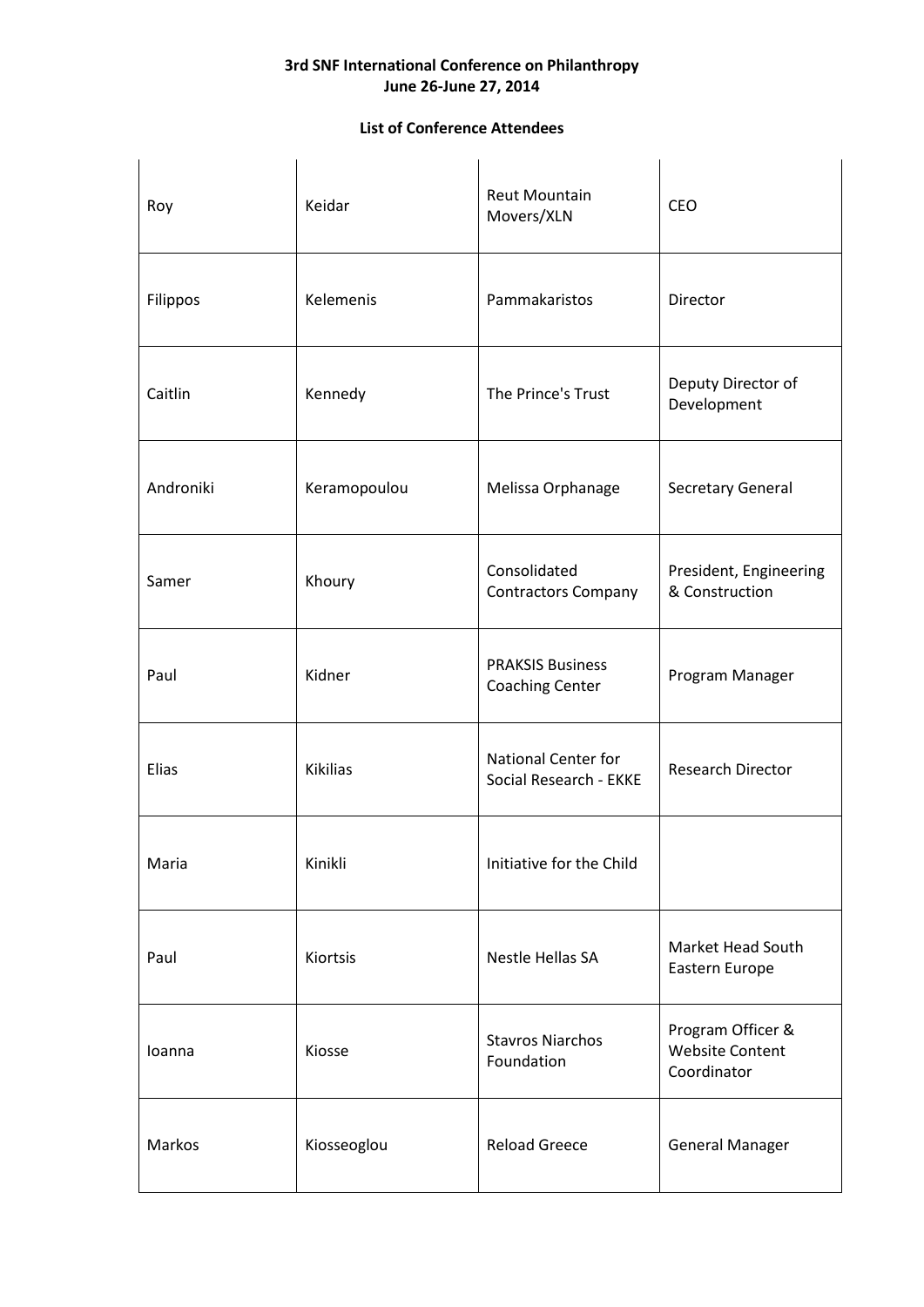**3rd SNF International Conference on Philanthropy**
**June 26-June 27, 2014**

**List of Conference Attendees**

| | | | |
|---|---|---|---|
| Roy | Keidar | Reut Mountain Movers/XLN | CEO |
| Filippos | Kelemenis | Pammakaristos | Director |
| Caitlin | Kennedy | The Prince's Trust | Deputy Director of Development |
| Androniki | Keramopoulou | Melissa Orphanage | Secretary General |
| Samer | Khoury | Consolidated Contractors Company | President, Engineering & Construction |
| Paul | Kidner | PRAKSIS Business Coaching Center | Program Manager |
| Elias | Kikilias | National Center for Social Research - EKKE | Research Director |
| Maria | Kinikli | Initiative for the Child | |
| Paul | Kiortsis | Nestle Hellas SA | Market Head South Eastern Europe |
| Ioanna | Kiosse | Stavros Niarchos Foundation | Program Officer & Website Content Coordinator |
| Markos | Kiosseoglou | Reload Greece | General Manager |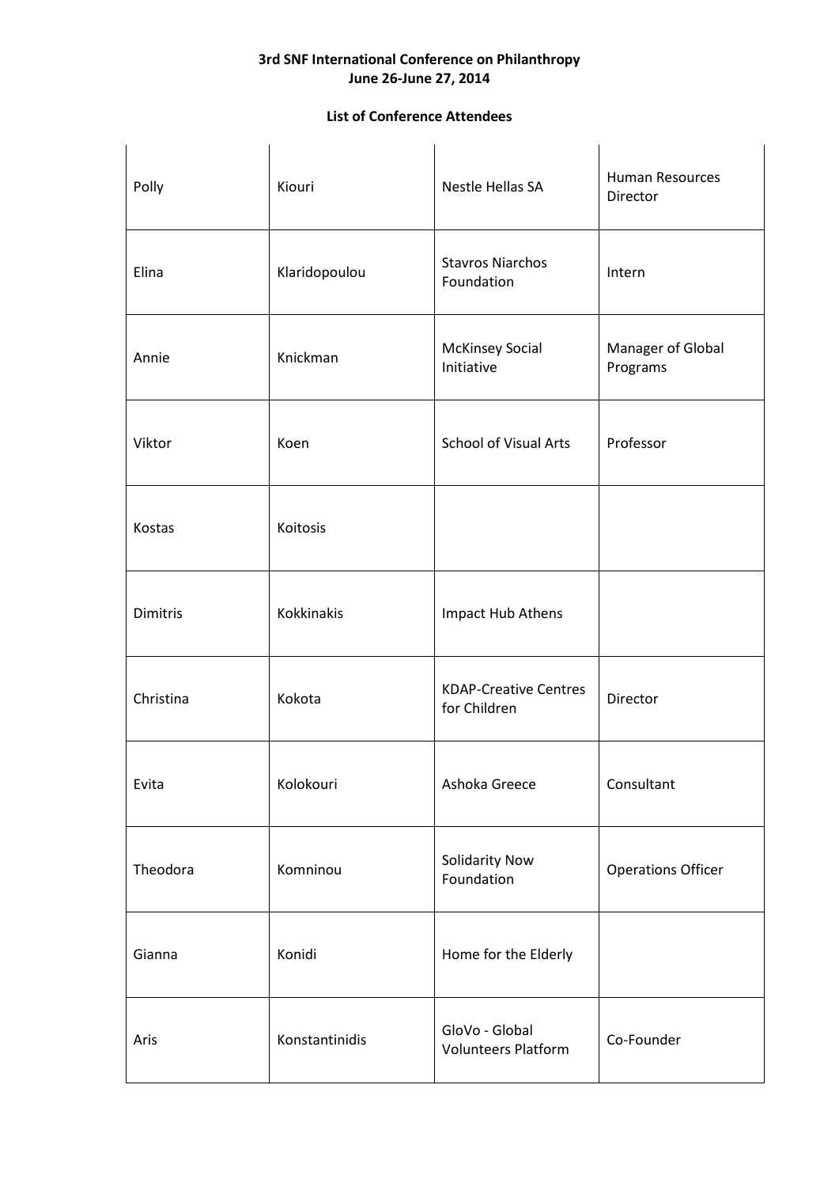**3rd SNF International Conference on Philanthropy**
**June 26-June 27, 2014**

**List of Conference Attendees**

| | | | |
|---|---|---|---|
| Polly | Kiouri | Nestle Hellas SA | Human Resources Director |
| Elina | Klaridopoulou | Stavros Niarchos Foundation | Intern |
| Annie | Knickman | McKinsey Social Initiative | Manager of Global Programs |
| Viktor | Koen | School of Visual Arts | Professor |
| Kostas | Koitosis | | |
| Dimitris | Kokkinakis | Impact Hub Athens | |
| Christina | Kokota | KDAP-Creative Centres for Children | Director |
| Evita | Kolokouri | Ashoka Greece | Consultant |
| Theodora | Komninou | Solidarity Now Foundation | Operations Officer |
| Gianna | Konidi | Home for the Elderly | |
| Aris | Konstantinidis | GloVo - Global Volunteers Platform | Co-Founder |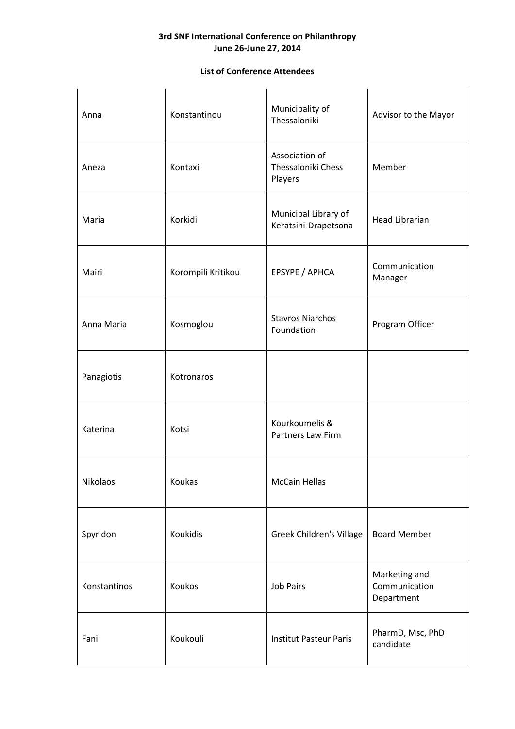**3rd SNF International Conference on Philanthropy**
**June 26-June 27, 2014**

**List of Conference Attendees**

| | | | |
|---|---|---|---|
| Anna | Konstantinou | Municipality of Thessaloniki | Advisor to the Mayor |
| Aneza | Kontaxi | Association of Thessaloniki Chess Players | Member |
| Maria | Korkidi | Municipal Library of Keratsini-Drapetsona | Head Librarian |
| Mairi | Korompili Kritikou | EPSYPE / APHCA | Communication Manager |
| Anna Maria | Kosmoglou | Stavros Niarchos Foundation | Program Officer |
| Panagiotis | Kotronaros | | |
| Katerina | Kotsi | Kourkoumelis & Partners Law Firm | |
| Nikolaos | Koukas | McCain Hellas | |
| Spyridon | Koukidis | Greek Children's Village | Board Member |
| Konstantinos | Koukos | Job Pairs | Marketing and Communication Department |
| Fani | Koukouli | Institut Pasteur Paris | PharmD, Msc, PhD candidate |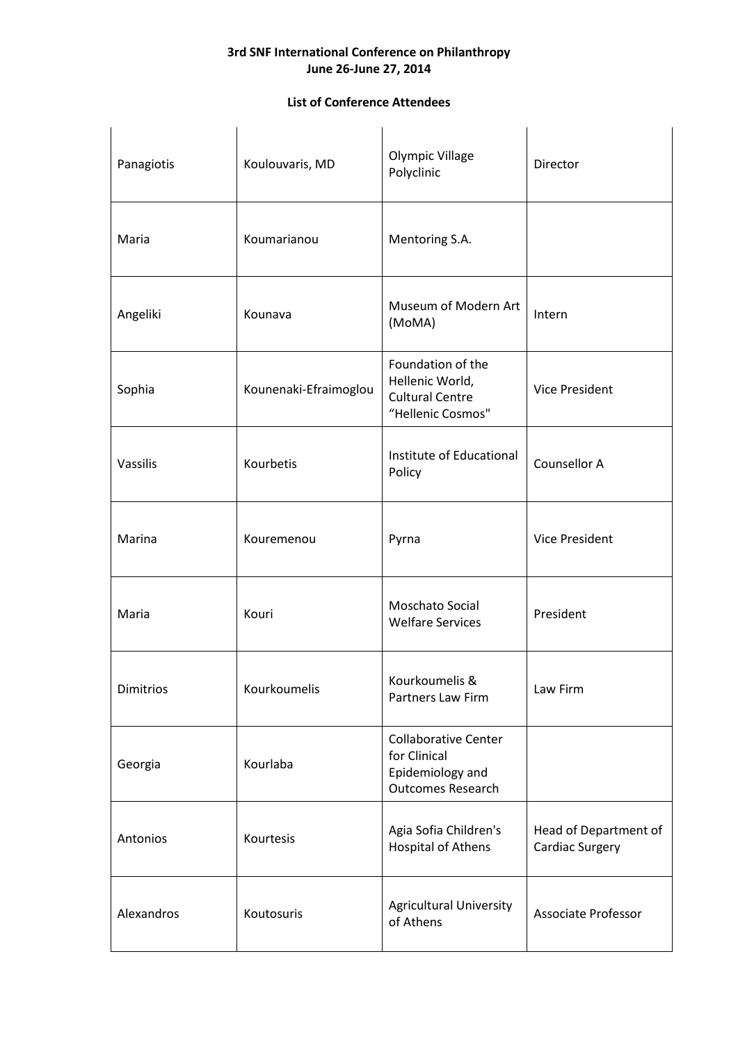**3rd SNF International Conference on Philanthropy**
**June 26-June 27, 2014**

**List of Conference Attendees**

| | | | |
|---|---|---|---|
| Panagiotis | Koulouvaris, MD | Olympic Village Polyclinic | Director |
| Maria | Koumarianou | Mentoring S.A. | |
| Angeliki | Kounava | Museum of Modern Art (MoMA) | Intern |
| Sophia | Kounenaki-Efraimoglou | Foundation of the Hellenic World, Cultural Centre "Hellenic Cosmos" | Vice President |
| Vassilis | Kourbetis | Institute of Educational Policy | Counsellor A |
| Marina | Kouremenou | Pyrna | Vice President |
| Maria | Kouri | Moschato Social Welfare Services | President |
| Dimitrios | Kourkoumelis | Kourkoumelis & Partners Law Firm | Law Firm |
| Georgia | Kourlaba | Collaborative Center for Clinical Epidemiology and Outcomes Research | |
| Antonios | Kourtesis | Agia Sofia Children's Hospital of Athens | Head of Department of Cardiac Surgery |
| Alexandros | Koutosuris | Agricultural University of Athens | Associate Professor |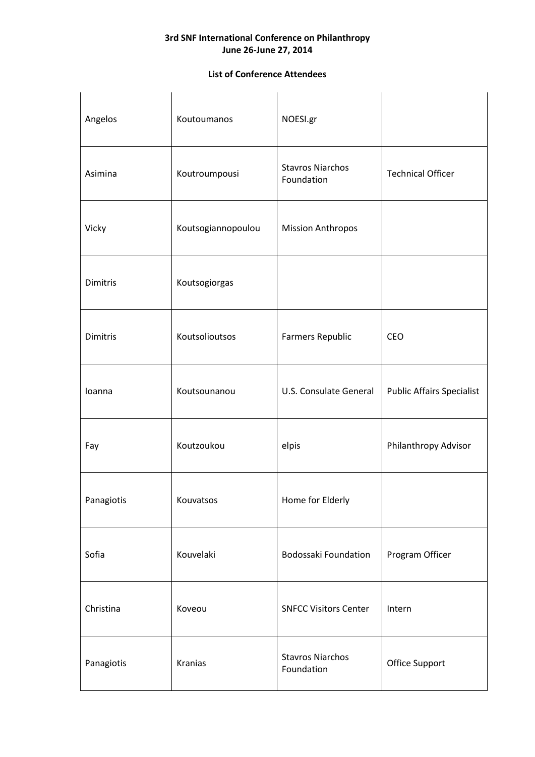**3rd SNF International Conference on Philanthropy**
**June 26-June 27, 2014**

**List of Conference Attendees**

| | | | |
|---|---|---|---|
| Angelos | Koutoumanos | NOESI.gr | |
| Asimina | Koutroumpousi | Stavros Niarchos Foundation | Technical Officer |
| Vicky | Koutsogiannopoulou | Mission Anthropos | |
| Dimitris | Koutsogiorgas | | |
| Dimitris | Koutsolioutsos | Farmers Republic | CEO |
| Ioanna | Koutsounanou | U.S. Consulate General | Public Affairs Specialist |
| Fay | Koutzoukou | elpis | Philanthropy Advisor |
| Panagiotis | Kouvatsos | Home for Elderly | |
| Sofia | Kouvelaki | Bodossaki Foundation | Program Officer |
| Christina | Koveou | SNFCC Visitors Center | Intern |
| Panagiotis | Kranias | Stavros Niarchos Foundation | Office Support |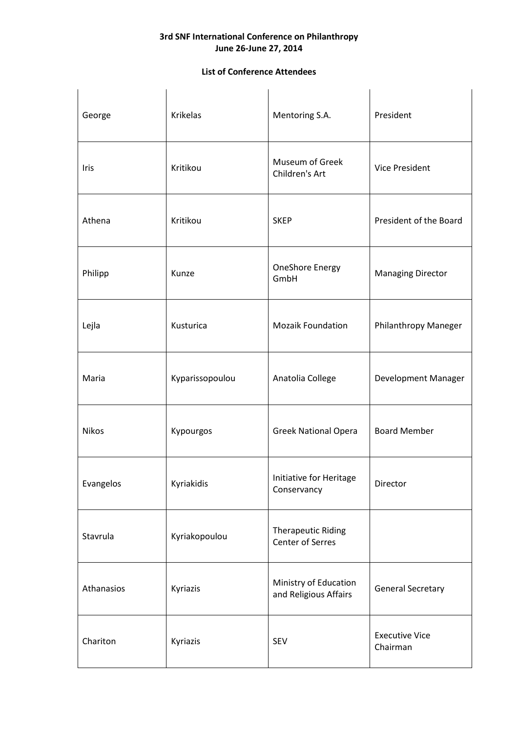**3rd SNF International Conference on Philanthropy**
**June 26-June 27, 2014**

**List of Conference Attendees**

| | | | |
|---|---|---|---|
| George | Krikelas | Mentoring S.A. | President |
| Iris | Kritikou | Museum of Greek Children's Art | Vice President |
| Athena | Kritikou | SKEP | President of the Board |
| Philipp | Kunze | OneShore Energy GmbH | Managing Director |
| Lejla | Kusturica | Mozaik Foundation | Philanthropy Maneger |
| Maria | Kyparissopoulou | Anatolia College | Development Manager |
| Nikos | Kypourgos | Greek National Opera | Board Member |
| Evangelos | Kyriakidis | Initiative for Heritage Conservancy | Director |
| Stavrula | Kyriakopoulou | Therapeutic Riding Center of Serres | |
| Athanasios | Kyriazis | Ministry of Education and Religious Affairs | General Secretary |
| Chariton | Kyriazis | SEV | Executive Vice Chairman |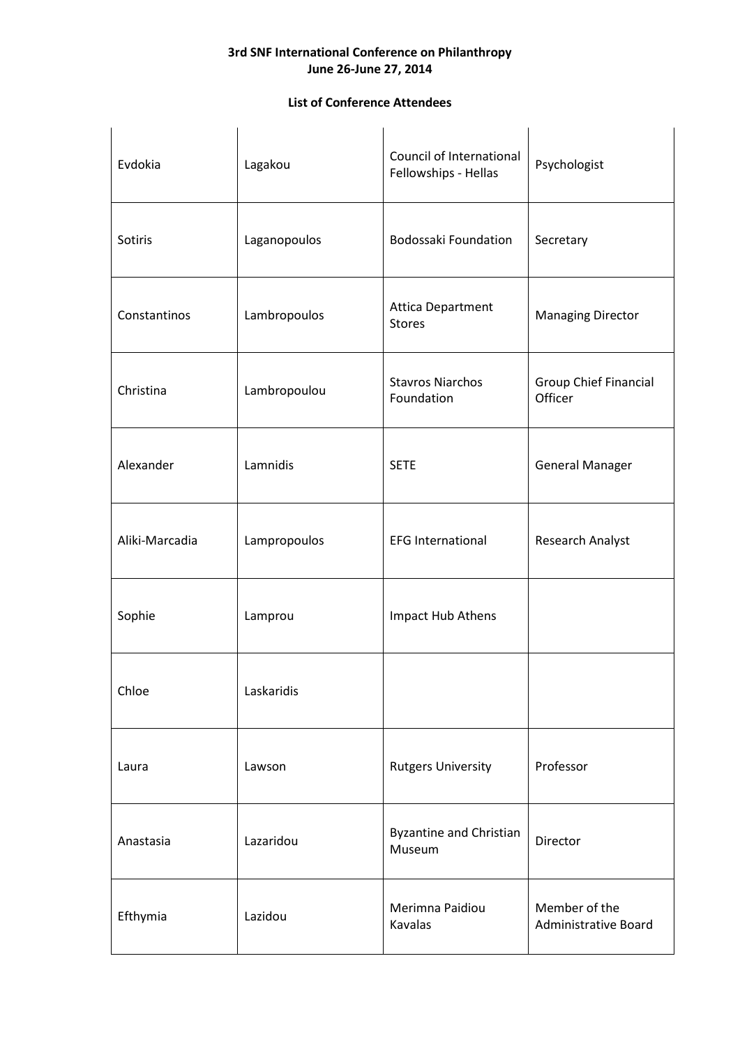**3rd SNF International Conference on Philanthropy**
**June 26-June 27, 2014**

**List of Conference Attendees**

| | | | |
|---|---|---|---|
| Evdokia | Lagakou | Council of International Fellowships - Hellas | Psychologist |
| Sotiris | Laganopoulos | Bodossaki Foundation | Secretary |
| Constantinos | Lambropoulos | Attica Department Stores | Managing Director |
| Christina | Lambropoulou | Stavros Niarchos Foundation | Group Chief Financial Officer |
| Alexander | Lamnidis | SETE | General Manager |
| Aliki-Marcadia | Lampropoulos | EFG International | Research Analyst |
| Sophie | Lamprou | Impact Hub Athens | |
| Chloe | Laskaridis | | |
| Laura | Lawson | Rutgers University | Professor |
| Anastasia | Lazaridou | Byzantine and Christian Museum | Director |
| Efthymia | Lazidou | Merimna Paidiou Kavalas | Member of the Administrative Board |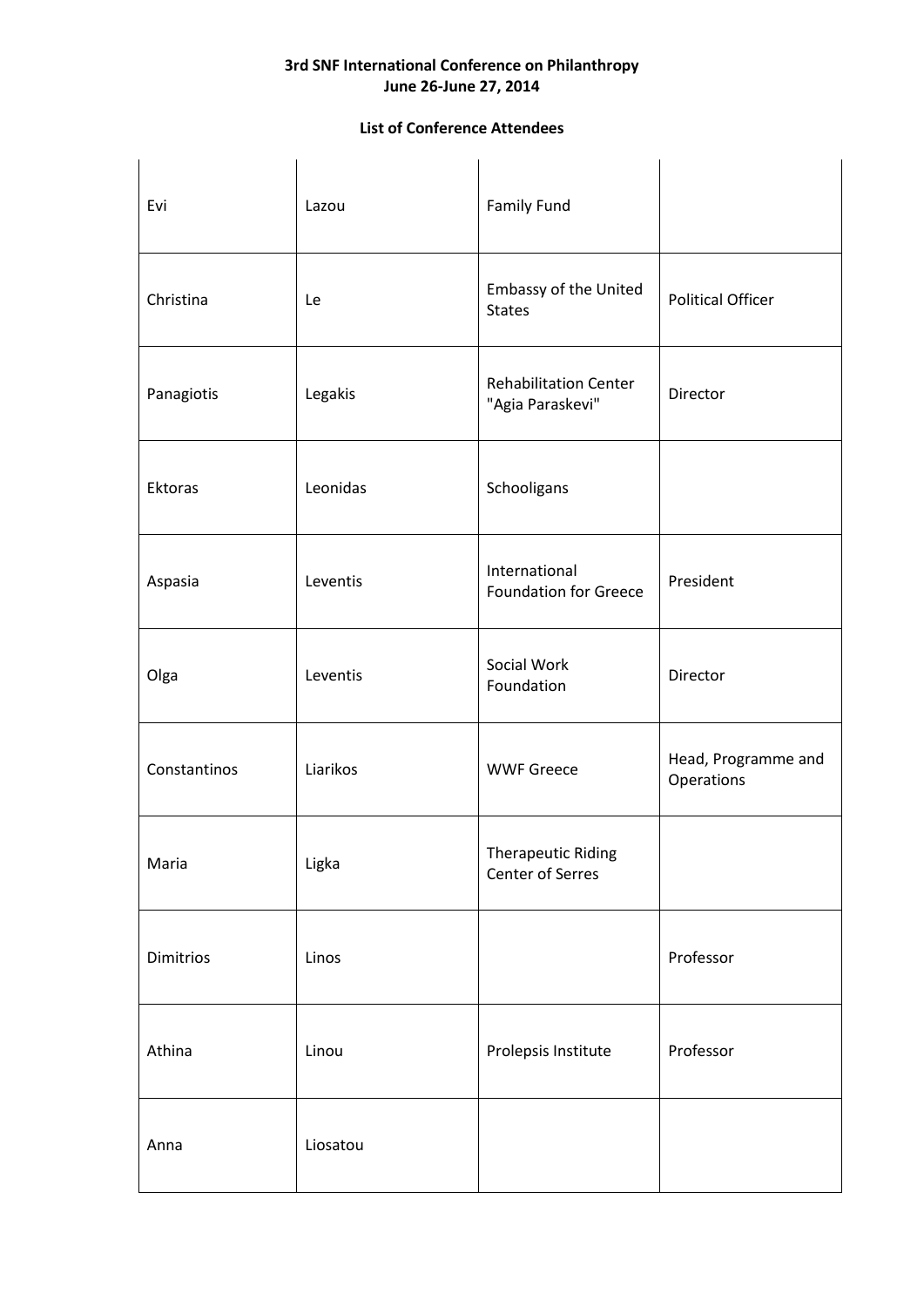**3rd SNF International Conference on Philanthropy**
**June 26-June 27, 2014**

**List of Conference Attendees**

| | | | |
|---|---|---|---|
| Evi | Lazou | Family Fund | |
| Christina | Le | Embassy of the United States | Political Officer |
| Panagiotis | Legakis | Rehabilitation Center "Agia Paraskevi" | Director |
| Ektoras | Leonidas | Schooligans | |
| Aspasia | Leventis | International Foundation for Greece | President |
| Olga | Leventis | Social Work Foundation | Director |
| Constantinos | Liarikos | WWF Greece | Head, Programme and Operations |
| Maria | Ligka | Therapeutic Riding Center of Serres | |
| Dimitrios | Linos | | Professor |
| Athina | Linou | Prolepsis Institute | Professor |
| Anna | Liosatou | | |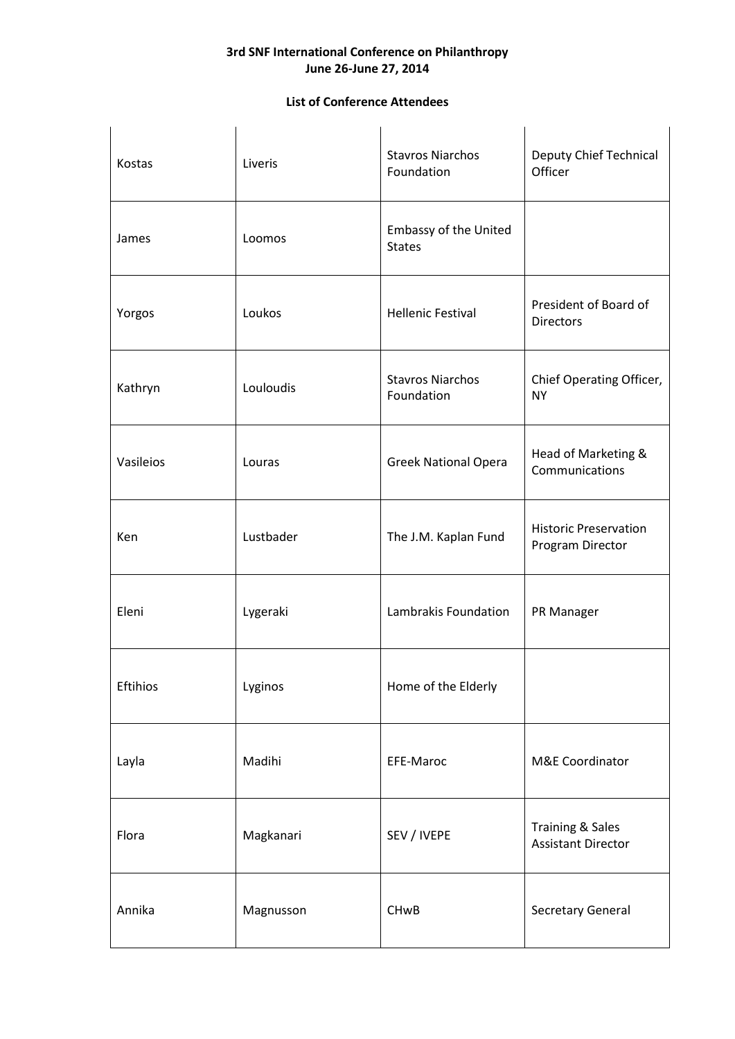**3rd SNF International Conference on Philanthropy**
**June 26-June 27, 2014**

**List of Conference Attendees**

| | | | |
|---|---|---|---|
| Kostas | Liveris | Stavros Niarchos Foundation | Deputy Chief Technical Officer |
| James | Loomos | Embassy of the United States | |
| Yorgos | Loukos | Hellenic Festival | President of Board of Directors |
| Kathryn | Louloudis | Stavros Niarchos Foundation | Chief Operating Officer, NY |
| Vasileios | Louras | Greek National Opera | Head of Marketing & Communications |
| Ken | Lustbader | The J.M. Kaplan Fund | Historic Preservation Program Director |
| Eleni | Lygeraki | Lambrakis Foundation | PR Manager |
| Eftihios | Lyginos | Home of the Elderly | |
| Layla | Madihi | EFE-Maroc | M&E Coordinator |
| Flora | Magkanari | SEV / IVEPE | Training & Sales Assistant Director |
| Annika | Magnusson | CHwB | Secretary General |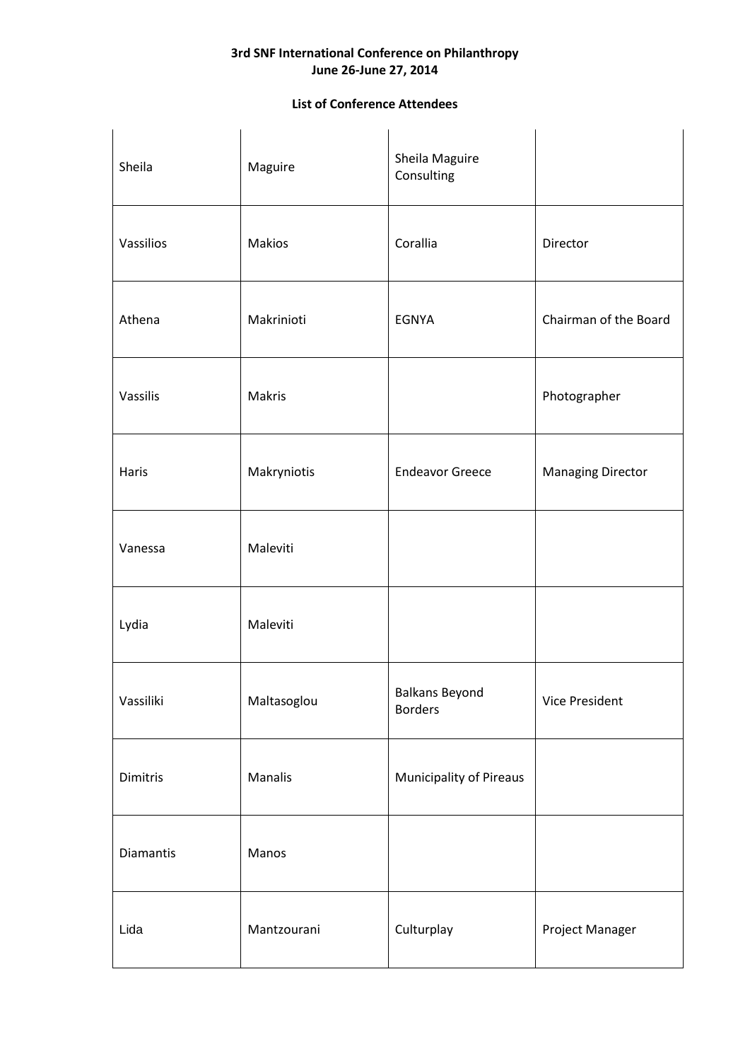**3rd SNF International Conference on Philanthropy**
**June 26-June 27, 2014**

**List of Conference Attendees**

| | | | |
|---|---|---|---|
| Sheila | Maguire | Sheila Maguire Consulting | |
| Vassilios | Makios | Corallia | Director |
| Athena | Makrinioti | EGNYA | Chairman of the Board |
| Vassilis | Makris | | Photographer |
| Haris | Makryniotis | Endeavor Greece | Managing Director |
| Vanessa | Maleviti | | |
| Lydia | Maleviti | | |
| Vassiliki | Maltasoglou | Balkans Beyond Borders | Vice President |
| Dimitris | Manalis | Municipality of Pireaus | |
| Diamantis | Manos | | |
| Lida | Mantzourani | Culturplay | Project Manager |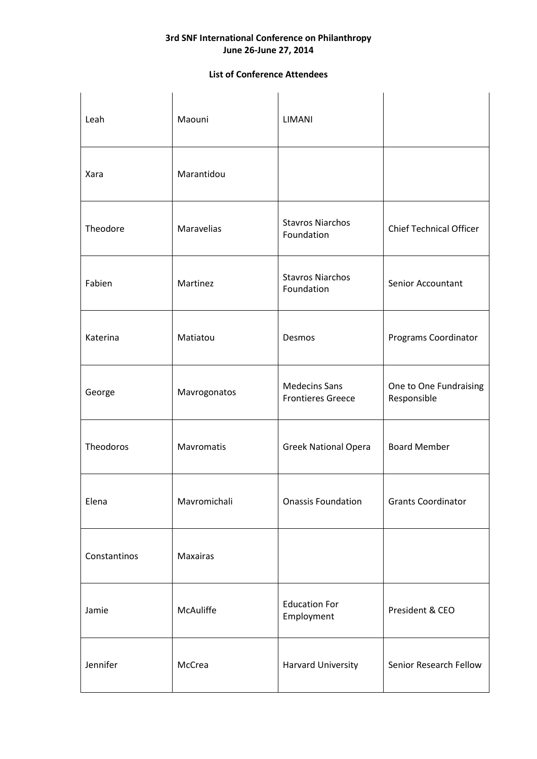**3rd SNF International Conference on Philanthropy**
**June 26-June 27, 2014**

**List of Conference Attendees**

| | | | |
|---|---|---|---|
| Leah | Maouni | LIMANI | |
| Xara | Marantidou | | |
| Theodore | Maravelias | Stavros Niarchos Foundation | Chief Technical Officer |
| Fabien | Martinez | Stavros Niarchos Foundation | Senior Accountant |
| Katerina | Matiatou | Desmos | Programs Coordinator |
| George | Mavrogonatos | Medecins Sans Frontieres Greece | One to One Fundraising Responsible |
| Theodoros | Mavromatis | Greek National Opera | Board Member |
| Elena | Mavromichali | Onassis Foundation | Grants Coordinator |
| Constantinos | Maxairas | | |
| Jamie | McAuliffe | Education For Employment | President & CEO |
| Jennifer | McCrea | Harvard University | Senior Research Fellow |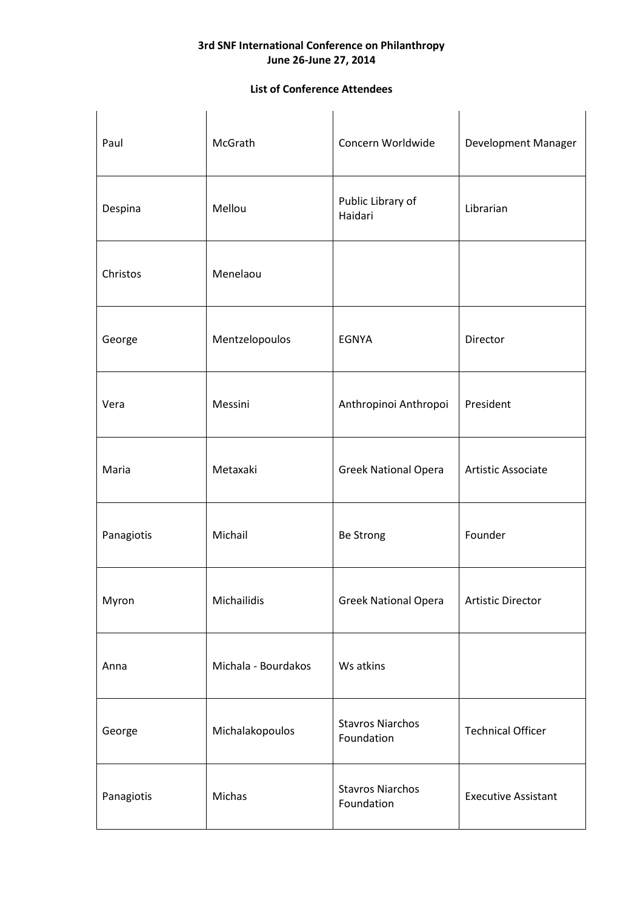**3rd SNF International Conference on Philanthropy**
**June 26-June 27, 2014**

**List of Conference Attendees**

| | | | |
|---|---|---|---|
| Paul | McGrath | Concern Worldwide | Development Manager |
| Despina | Mellou | Public Library of Haidari | Librarian |
| Christos | Menelaou | | |
| George | Mentzelopoulos | EGNYA | Director |
| Vera | Messini | Anthropinoi Anthropoi | President |
| Maria | Metaxaki | Greek National Opera | Artistic Associate |
| Panagiotis | Michail | Be Strong | Founder |
| Myron | Michailidis | Greek National Opera | Artistic Director |
| Anna | Michala - Bourdakos | Ws atkins | |
| George | Michalakopoulos | Stavros Niarchos Foundation | Technical Officer |
| Panagiotis | Michas | Stavros Niarchos Foundation | Executive Assistant |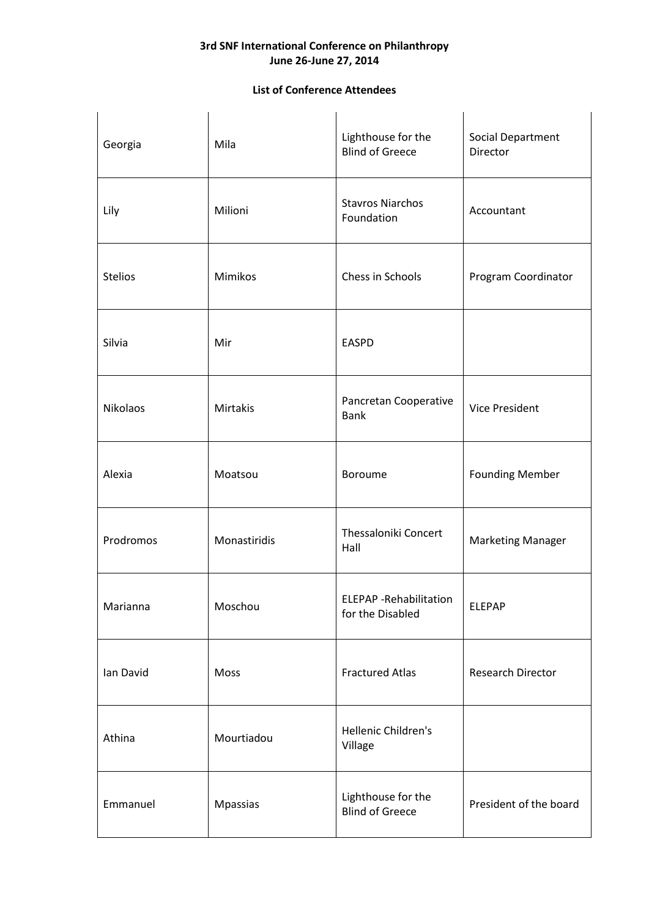**3rd SNF International Conference on Philanthropy**
**June 26-June 27, 2014**

**List of Conference Attendees**

| | | | |
|---|---|---|---|
| Georgia | Mila | Lighthouse for the Blind of Greece | Social Department Director |
| Lily | Milioni | Stavros Niarchos Foundation | Accountant |
| Stelios | Mimikos | Chess in Schools | Program Coordinator |
| Silvia | Mir | EASPD | |
| Nikolaos | Mirtakis | Pancretan Cooperative Bank | Vice President |
| Alexia | Moatsou | Boroume | Founding Member |
| Prodromos | Monastiridis | Thessaloniki Concert Hall | Marketing Manager |
| Marianna | Moschou | ELEPAP -Rehabilitation for the Disabled | ELEPAP |
| Ian David | Moss | Fractured Atlas | Research Director |
| Athina | Mourtiadou | Hellenic Children's Village | |
| Emmanuel | Mpassias | Lighthouse for the Blind of Greece | President of the board |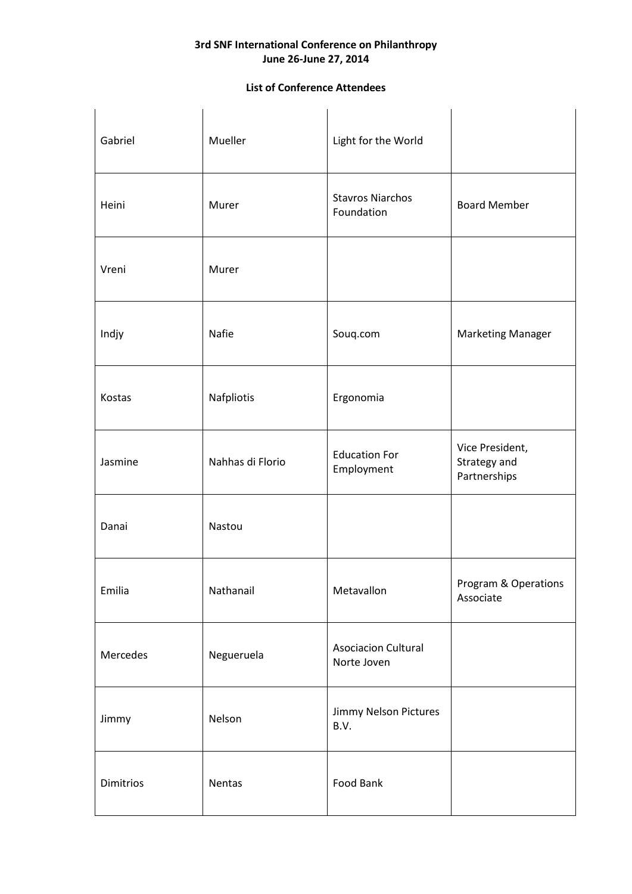| | | | |
|---|---|---|---|
| Gabriel | Mueller | Light for the World | |
| Heini | Murer | Stavros Niarchos Foundation | Board Member |
| Vreni | Murer | | |
| Indjy | Nafie | Souq.com | Marketing Manager |
| Kostas | Nafpliotis | Ergonomia | |
| Jasmine | Nahhas di Florio | Education For Employment | Vice President, Strategy and Partnerships |
| Danai | Nastou | | |
| Emilia | Nathanail | Metavallon | Program & Operations Associate |
| Mercedes | Negueruela | Asociacion Cultural Norte Joven | |
| Jimmy | Nelson | Jimmy Nelson Pictures B.V. | |
| Dimitrios | Nentas | Food Bank | |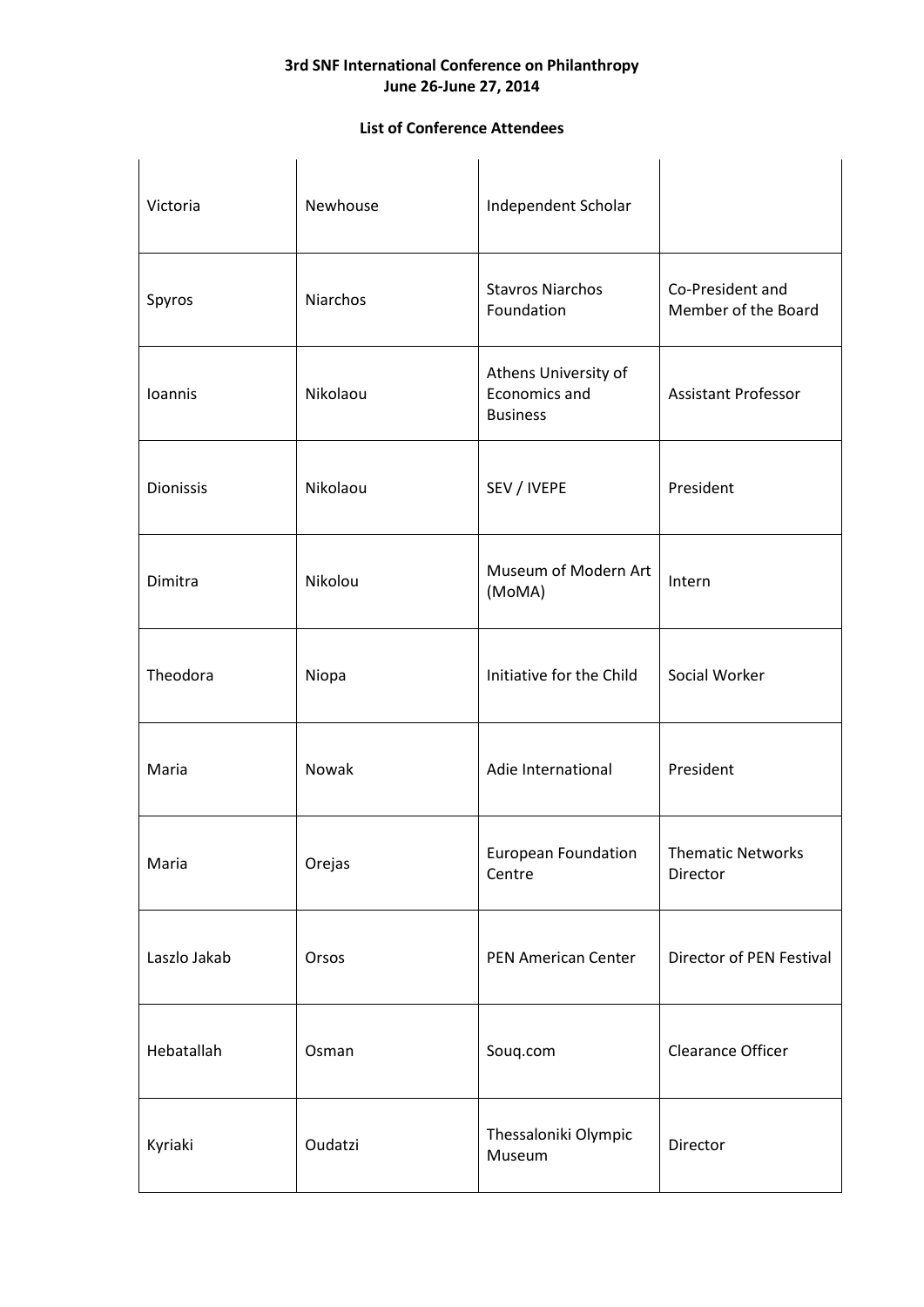**3rd SNF International Conference on Philanthropy**
**June 26-June 27, 2014**

**List of Conference Attendees**

| | | | |
|---|---|---|---|
| Victoria | Newhouse | Independent Scholar | |
| Spyros | Niarchos | Stavros Niarchos Foundation | Co-President and Member of the Board |
| Ioannis | Nikolaou | Athens University of Economics and Business | Assistant Professor |
| Dionissis | Nikolaou | SEV / IVEPE | President |
| Dimitra | Nikolou | Museum of Modern Art (MoMA) | Intern |
| Theodora | Niopa | Initiative for the Child | Social Worker |
| Maria | Nowak | Adie International | President |
| Maria | Orejas | European Foundation Centre | Thematic Networks Director |
| Laszlo Jakab | Orsos | PEN American Center | Director of PEN Festival |
| Hebatallah | Osman | Souq.com | Clearance Officer |
| Kyriaki | Oudatzi | Thessaloniki Olympic Museum | Director |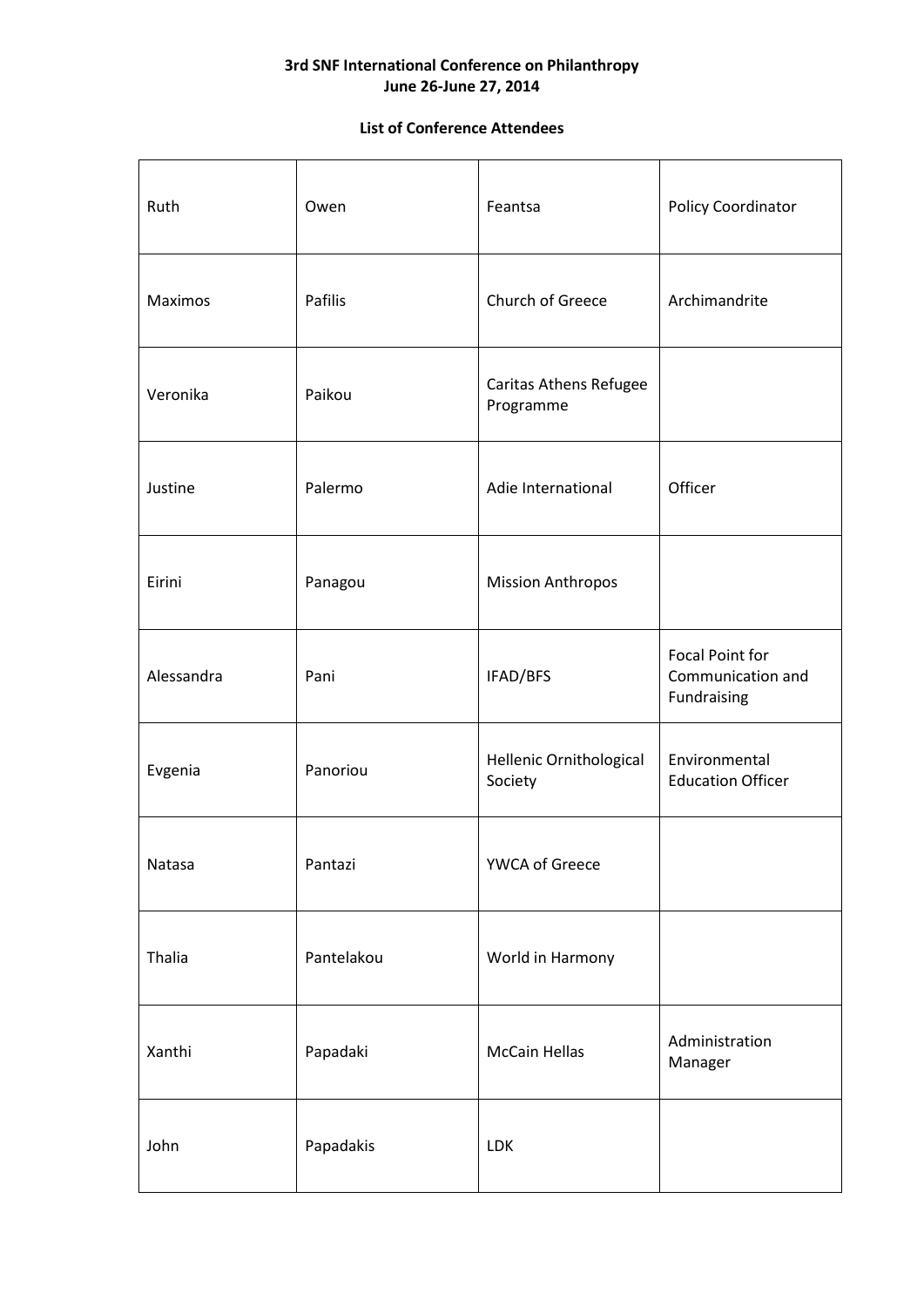**3rd SNF International Conference on Philanthropy**
**June 26-June 27, 2014**

**List of Conference Attendees**

| | | | |
|---|---|---|---|
| Ruth | Owen | Feantsa | Policy Coordinator |
| Maximos | Pafilis | Church of Greece | Archimandrite |
| Veronika | Paikou | Caritas Athens Refugee Programme | |
| Justine | Palermo | Adie International | Officer |
| Eirini | Panagou | Mission Anthropos | |
| Alessandra | Pani | IFAD/BFS | Focal Point for Communication and Fundraising |
| Evgenia | Panoriou | Hellenic Ornithological Society | Environmental Education Officer |
| Natasa | Pantazi | YWCA of Greece | |
| Thalia | Pantelakou | World in Harmony | |
| Xanthi | Papadaki | McCain Hellas | Administration Manager |
| John | Papadakis | LDK | |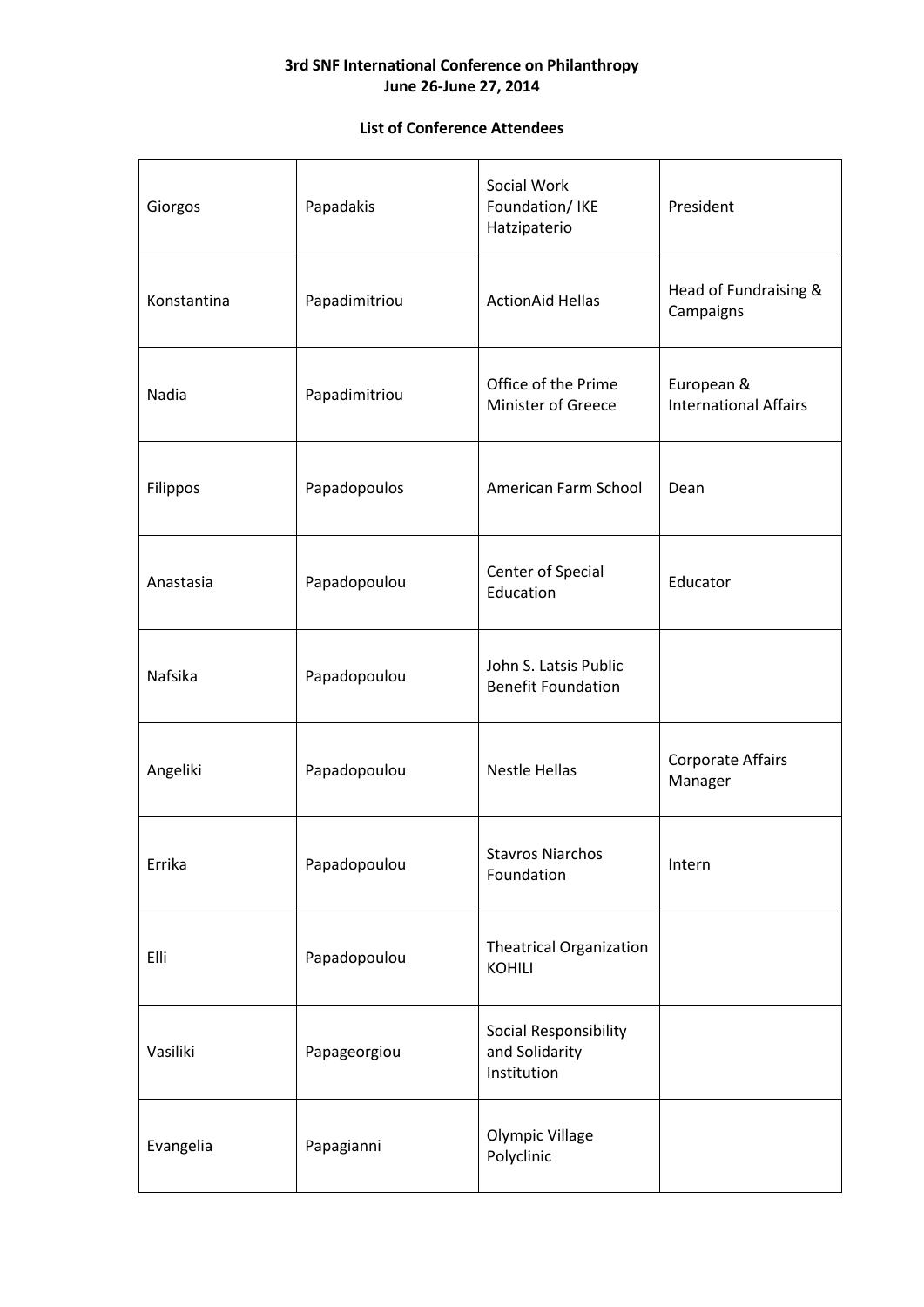**3rd SNF International Conference on Philanthropy**
**June 26-June 27, 2014**

**List of Conference Attendees**

| | | | |
|---|---|---|---|
| Giorgos | Papadakis | Social Work Foundation/ IKE Hatzipaterio | President |
| Konstantina | Papadimitriou | ActionAid Hellas | Head of Fundraising & Campaigns |
| Nadia | Papadimitriou | Office of the Prime Minister of Greece | European & International Affairs |
| Filippos | Papadopoulos | American Farm School | Dean |
| Anastasia | Papadopoulou | Center of Special Education | Educator |
| Nafsika | Papadopoulou | John S. Latsis Public Benefit Foundation | |
| Angeliki | Papadopoulou | Nestle Hellas | Corporate Affairs Manager |
| Errika | Papadopoulou | Stavros Niarchos Foundation | Intern |
| Elli | Papadopoulou | Theatrical Organization KOHILI | |
| Vasiliki | Papageorgiou | Social Responsibility and Solidarity Institution | |
| Evangelia | Papagianni | Olympic Village Polyclinic | |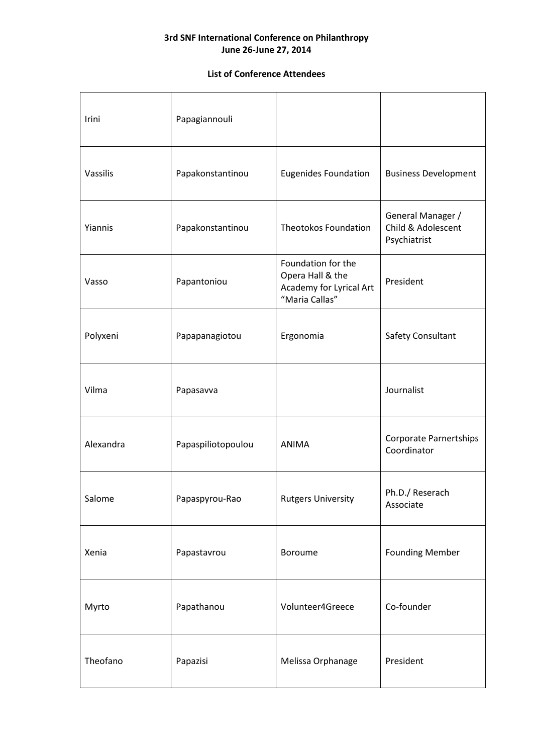**3rd SNF International Conference on Philanthropy**
**June 26-June 27, 2014**

**List of Conference Attendees**

| | | | |
|---|---|---|---|
| Irini | Papagiannouli | | |
| Vassilis | Papakonstantinou | Eugenides Foundation | Business Development |
| Yiannis | Papakonstantinou | Theotokos Foundation | General Manager / Child & Adolescent Psychiatrist |
| Vasso | Papantoniou | Foundation for the Opera Hall & the Academy for Lyrical Art "Maria Callas" | President |
| Polyxeni | Papapanagiotou | Ergonomia | Safety Consultant |
| Vilma | Papasavva | | Journalist |
| Alexandra | Papaspiliotopoulou | ANIMA | Corporate Parnertships Coordinator |
| Salome | Papaspyrou-Rao | Rutgers University | Ph.D./ Reserach Associate |
| Xenia | Papastavrou | Boroume | Founding Member |
| Myrto | Papathanou | Volunteer4Greece | Co-founder |
| Theofano | Papazisi | Melissa Orphanage | President |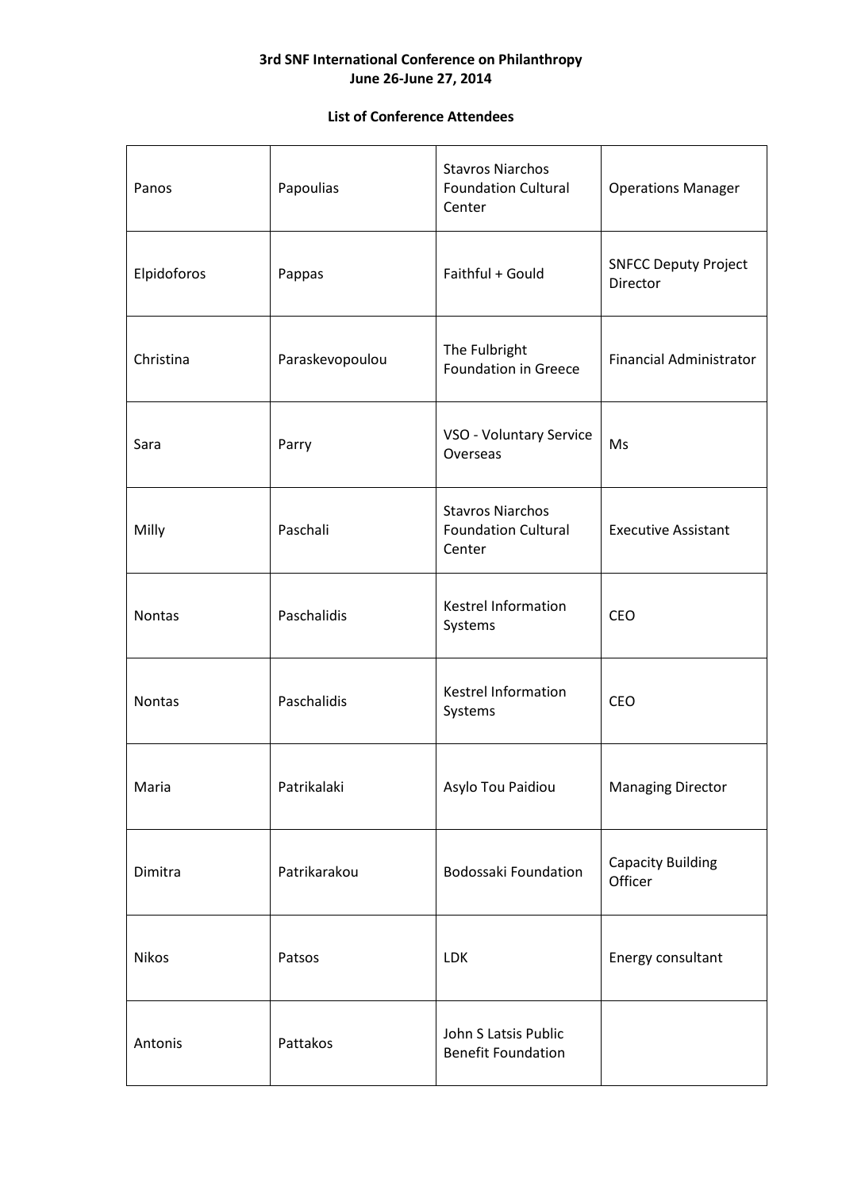**3rd SNF International Conference on Philanthropy**
**June 26-June 27, 2014**

**List of Conference Attendees**

| | | | |
|---|---|---|---|
| Panos | Papoulias | Stavros Niarchos Foundation Cultural Center | Operations Manager |
| Elpidoforos | Pappas | Faithful + Gould | SNFCC Deputy Project Director |
| Christina | Paraskevopoulou | The Fulbright Foundation in Greece | Financial Administrator |
| Sara | Parry | VSO - Voluntary Service Overseas | Ms |
| Milly | Paschali | Stavros Niarchos Foundation Cultural Center | Executive Assistant |
| Nontas | Paschalidis | Kestrel Information Systems | CEO |
| Nontas | Paschalidis | Kestrel Information Systems | CEO |
| Maria | Patrikalaki | Asylo Tou Paidiou | Managing Director |
| Dimitra | Patrikarakou | Bodossaki Foundation | Capacity Building Officer |
| Nikos | Patsos | LDK | Energy consultant |
| Antonis | Pattakos | John S Latsis Public Benefit Foundation | |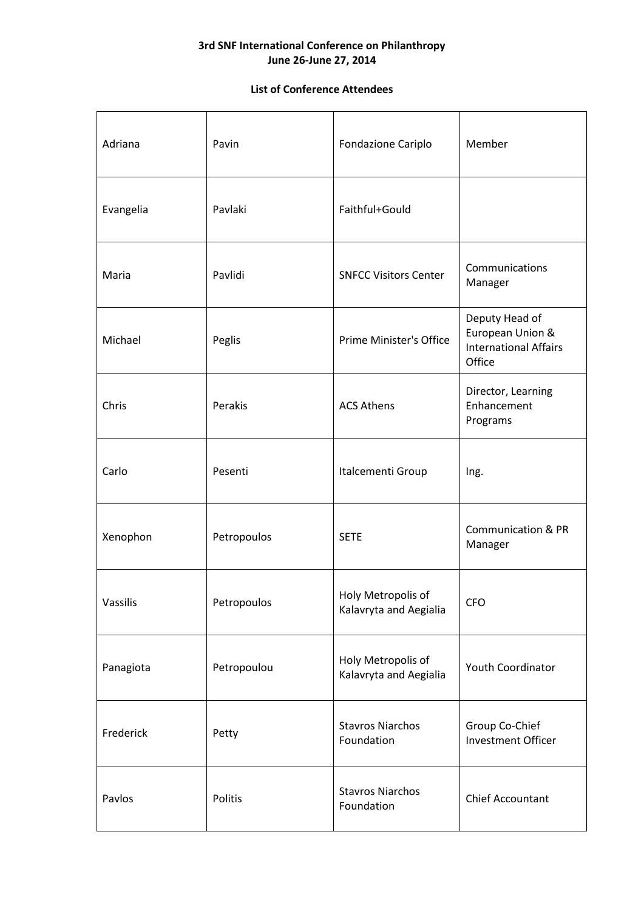**3rd SNF International Conference on Philanthropy**
**June 26-June 27, 2014**

**List of Conference Attendees**

| | | | |
|---|---|---|---|
| Adriana | Pavin | Fondazione Cariplo | Member |
| Evangelia | Pavlaki | Faithful+Gould | |
| Maria | Pavlidi | SNFCC Visitors Center | Communications Manager |
| Michael | Peglis | Prime Minister's Office | Deputy Head of European Union & International Affairs Office |
| Chris | Perakis | ACS Athens | Director, Learning Enhancement Programs |
| Carlo | Pesenti | Italcementi Group | Ing. |
| Xenophon | Petropoulos | SETE | Communication & PR Manager |
| Vassilis | Petropoulos | Holy Metropolis of Kalavryta and Aegialia | CFO |
| Panagiota | Petropoulou | Holy Metropolis of Kalavryta and Aegialia | Youth Coordinator |
| Frederick | Petty | Stavros Niarchos Foundation | Group Co-Chief Investment Officer |
| Pavlos | Politis | Stavros Niarchos Foundation | Chief Accountant |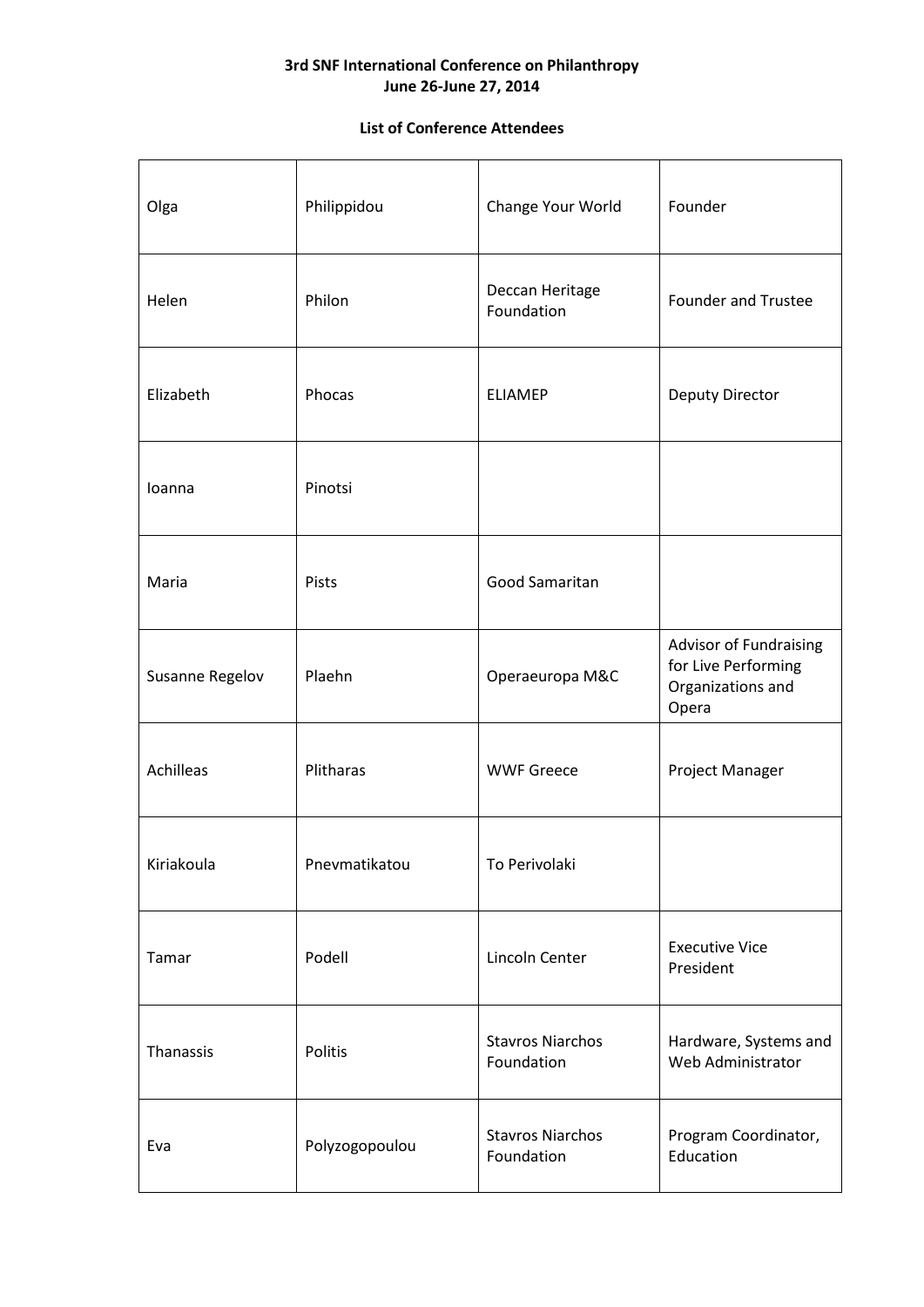**3rd SNF International Conference on Philanthropy**
**June 26-June 27, 2014**

**List of Conference Attendees**

| | | | |
|---|---|---|---|
| Olga | Philippidou | Change Your World | Founder |
| Helen | Philon | Deccan Heritage Foundation | Founder and Trustee |
| Elizabeth | Phocas | ELIAMEP | Deputy Director |
| Ioanna | Pinotsi | | |
| Maria | Pists | Good Samaritan | |
| Susanne Regelov | Plaehn | Operaeuropa M&C | Advisor of Fundraising for Live Performing Organizations and Opera |
| Achilleas | Plitharas | WWF Greece | Project Manager |
| Kiriakoula | Pnevmatikatou | To Perivolaki | |
| Tamar | Podell | Lincoln Center | Executive Vice President |
| Thanassis | Politis | Stavros Niarchos Foundation | Hardware, Systems and Web Administrator |
| Eva | Polyzogopoulou | Stavros Niarchos Foundation | Program Coordinator, Education |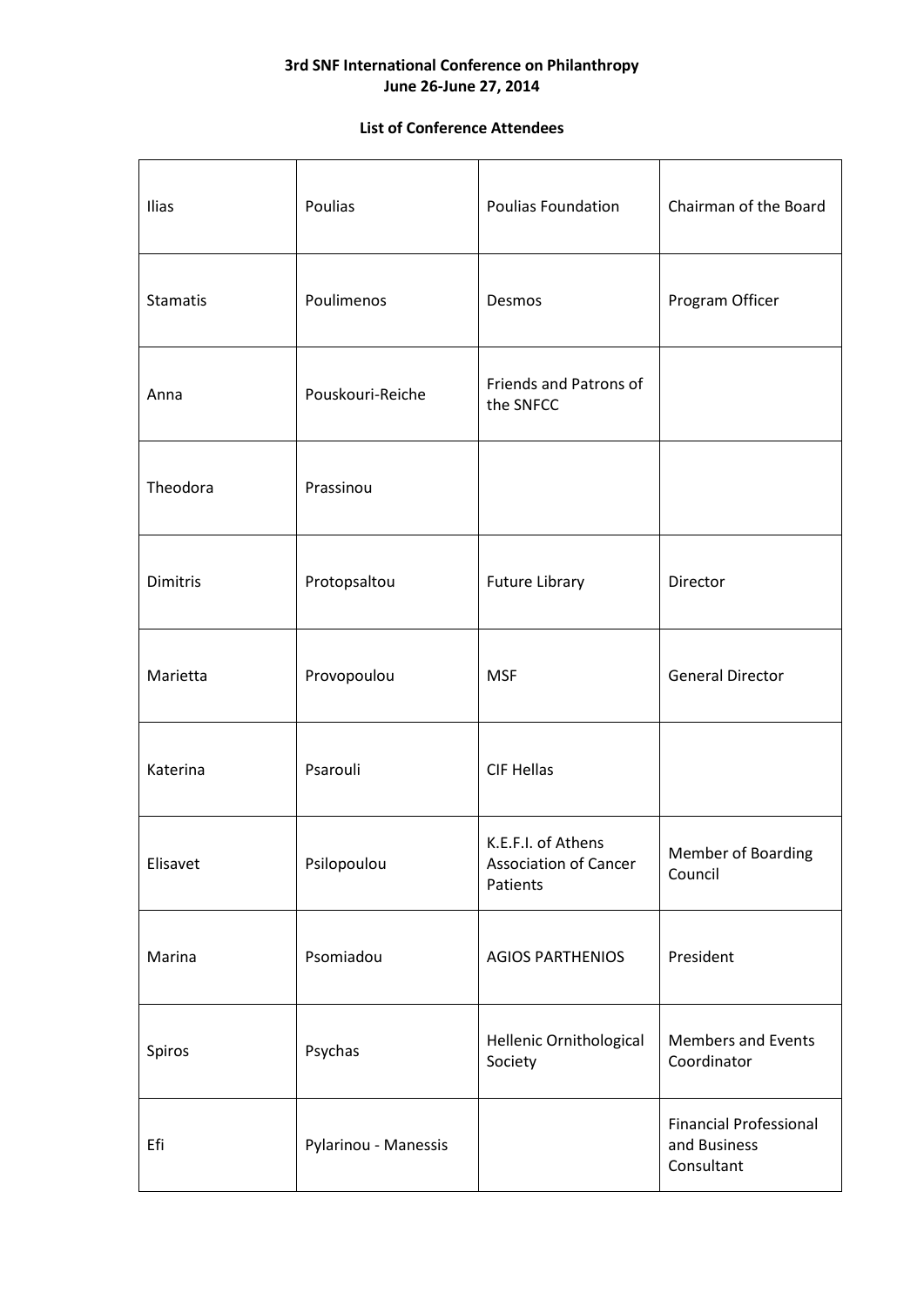**3rd SNF International Conference on Philanthropy**
**June 26-June 27, 2014**

**List of Conference Attendees**

| | | | |
|---|---|---|---|
| Ilias | Poulias | Poulias Foundation | Chairman of the Board |
| Stamatis | Poulimenos | Desmos | Program Officer |
| Anna | Pouskouri-Reiche | Friends and Patrons of the SNFCC | |
| Theodora | Prassinou | | |
| Dimitris | Protopsaltou | Future Library | Director |
| Marietta | Provopoulou | MSF | General Director |
| Katerina | Psarouli | CIF Hellas | |
| Elisavet | Psilopoulou | K.E.F.I. of Athens Association of Cancer Patients | Member of Boarding Council |
| Marina | Psomiadou | AGIOS PARTHENIOS | President |
| Spiros | Psychas | Hellenic Ornithological Society | Members and Events Coordinator |
| Efi | Pylarinou - Manessis | | Financial Professional and Business Consultant |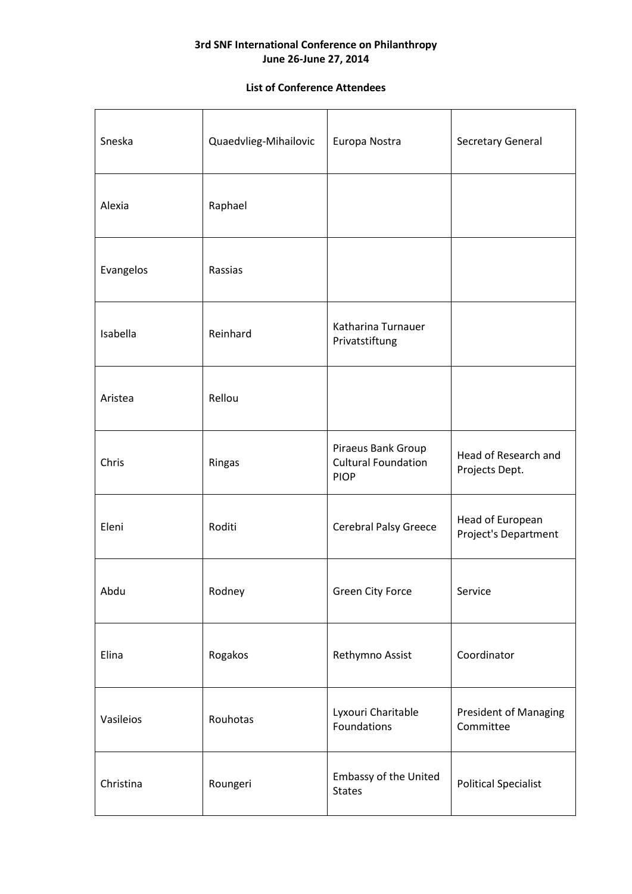**3rd SNF International Conference on Philanthropy**
**June 26-June 27, 2014**

**List of Conference Attendees**

| | | | |
|---|---|---|---|
| Sneska | Quaedvlieg-Mihailovic | Europa Nostra | Secretary General |
| Alexia | Raphael | | |
| Evangelos | Rassias | | |
| Isabella | Reinhard | Katharina Turnauer Privatstiftung | |
| Aristea | Rellou | | |
| Chris | Ringas | Piraeus Bank Group Cultural Foundation PIOP | Head of Research and Projects Dept. |
| Eleni | Roditi | Cerebral Palsy Greece | Head of European Project's Department |
| Abdu | Rodney | Green City Force | Service |
| Elina | Rogakos | Rethymno Assist | Coordinator |
| Vasileios | Rouhotas | Lyxouri Charitable Foundations | President of Managing Committee |
| Christina | Roungeri | Embassy of the United States | Political Specialist |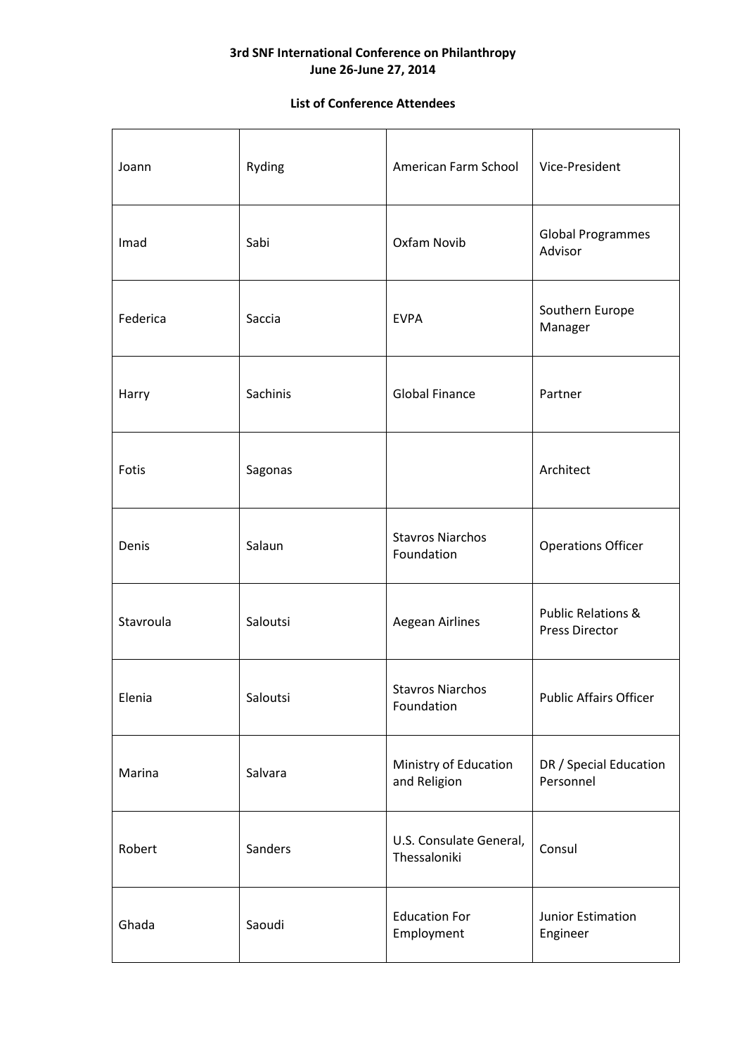**3rd SNF International Conference on Philanthropy**
**June 26-June 27, 2014**

**List of Conference Attendees**

| | | | |
|---|---|---|---|
| Joann | Ryding | American Farm School | Vice-President |
| Imad | Sabi | Oxfam Novib | Global Programmes Advisor |
| Federica | Saccia | EVPA | Southern Europe Manager |
| Harry | Sachinis | Global Finance | Partner |
| Fotis | Sagonas | | Architect |
| Denis | Salaun | Stavros Niarchos Foundation | Operations Officer |
| Stavroula | Saloutsi | Aegean Airlines | Public Relations & Press Director |
| Elenia | Saloutsi | Stavros Niarchos Foundation | Public Affairs Officer |
| Marina | Salvara | Ministry of Education and Religion | DR / Special Education Personnel |
| Robert | Sanders | U.S. Consulate General, Thessaloniki | Consul |
| Ghada | Saoudi | Education For Employment | Junior Estimation Engineer |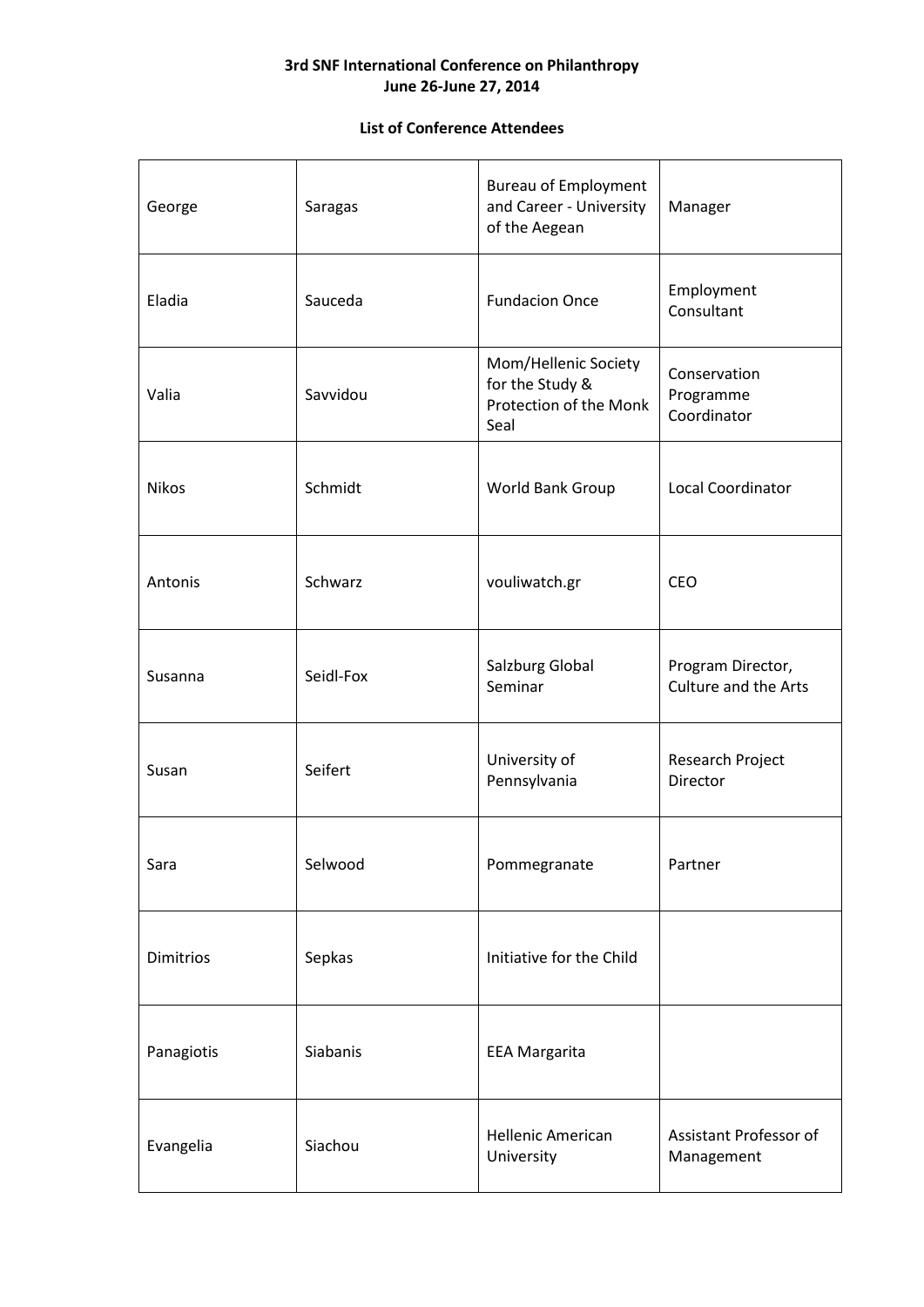**3rd SNF International Conference on Philanthropy**
**June 26-June 27, 2014**

**List of Conference Attendees**

| | | | |
|---|---|---|---|
| George | Saragas | Bureau of Employment and Career - University of the Aegean | Manager |
| Eladia | Sauceda | Fundacion Once | Employment Consultant |
| Valia | Savvidou | Mom/Hellenic Society for the Study & Protection of the Monk Seal | Conservation Programme Coordinator |
| Nikos | Schmidt | World Bank Group | Local Coordinator |
| Antonis | Schwarz | vouliwatch.gr | CEO |
| Susanna | Seidl-Fox | Salzburg Global Seminar | Program Director, Culture and the Arts |
| Susan | Seifert | University of Pennsylvania | Research Project Director |
| Sara | Selwood | Pommegranate | Partner |
| Dimitrios | Sepkas | Initiative for the Child | |
| Panagiotis | Siabanis | EEA Margarita | |
| Evangelia | Siachou | Hellenic American University | Assistant Professor of Management |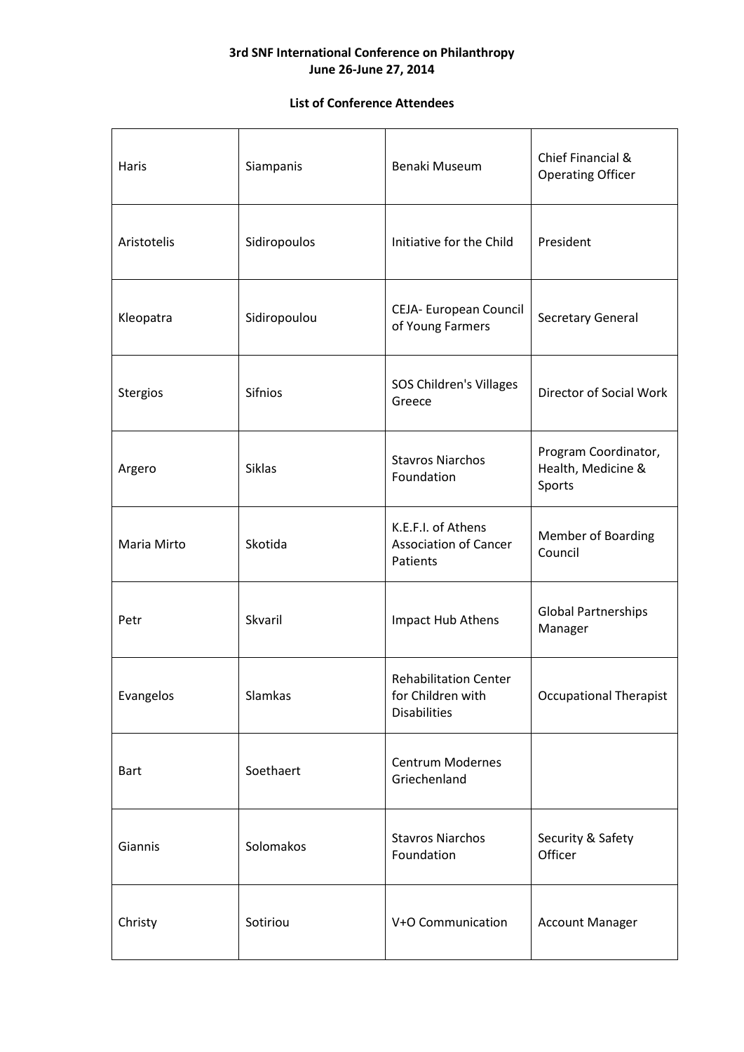**3rd SNF International Conference on Philanthropy**
**June 26-June 27, 2014**

**List of Conference Attendees**

| | | | |
|---|---|---|---|
| Haris | Siampanis | Benaki Museum | Chief Financial & Operating Officer |
| Aristotelis | Sidiropoulos | Initiative for the Child | President |
| Kleopatra | Sidiropoulou | CEJA- European Council of Young Farmers | Secretary General |
| Stergios | Sifnios | SOS Children's Villages Greece | Director of Social Work |
| Argero | Siklas | Stavros Niarchos Foundation | Program Coordinator, Health, Medicine & Sports |
| Maria Mirto | Skotida | K.E.F.I. of Athens Association of Cancer Patients | Member of Boarding Council |
| Petr | Skvaril | Impact Hub Athens | Global Partnerships Manager |
| Evangelos | Slamkas | Rehabilitation Center for Children with Disabilities | Occupational Therapist |
| Bart | Soethaert | Centrum Modernes Griechenland | |
| Giannis | Solomakos | Stavros Niarchos Foundation | Security & Safety Officer |
| Christy | Sotiriou | V+O Communication | Account Manager |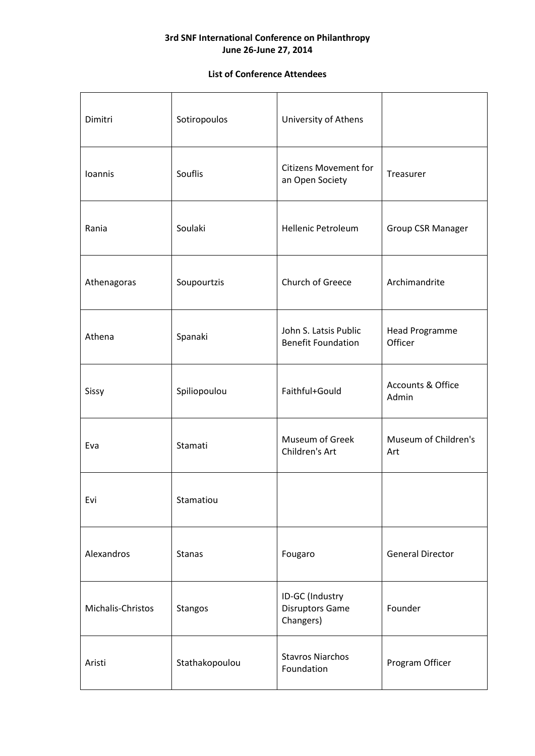**3rd SNF International Conference on Philanthropy**
**June 26-June 27, 2014**

**List of Conference Attendees**

| | | | |
|---|---|---|---|
| Dimitri | Sotiropoulos | University of Athens | |
| Ioannis | Souflis | Citizens Movement for an Open Society | Treasurer |
| Rania | Soulaki | Hellenic Petroleum | Group CSR Manager |
| Athenagoras | Soupourtzis | Church of Greece | Archimandrite |
| Athena | Spanaki | John S. Latsis Public Benefit Foundation | Head Programme Officer |
| Sissy | Spiliopoulou | Faithful+Gould | Accounts & Office Admin |
| Eva | Stamati | Museum of Greek Children's Art | Museum of Children's Art |
| Evi | Stamatiou | | |
| Alexandros | Stanas | Fougaro | General Director |
| Michalis-Christos | Stangos | ID-GC (Industry Disruptors Game Changers) | Founder |
| Aristi | Stathakopoulou | Stavros Niarchos Foundation | Program Officer |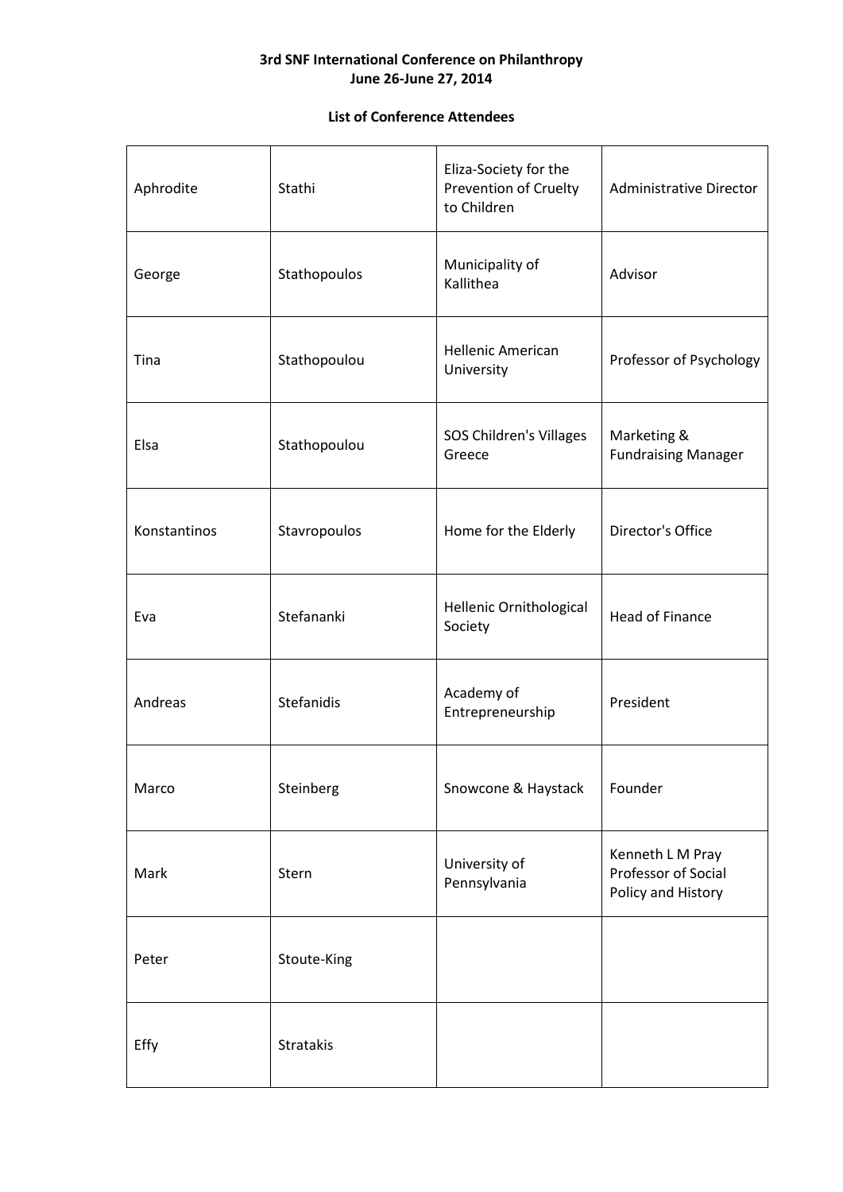**3rd SNF International Conference on Philanthropy**
**June 26-June 27, 2014**

**List of Conference Attendees**

| | | | |
|---|---|---|---|
| Aphrodite | Stathi | Eliza-Society for the Prevention of Cruelty to Children | Administrative Director |
| George | Stathopoulos | Municipality of Kallithea | Advisor |
| Tina | Stathopoulou | Hellenic American University | Professor of Psychology |
| Elsa | Stathopoulou | SOS Children's Villages Greece | Marketing & Fundraising Manager |
| Konstantinos | Stavropoulos | Home for the Elderly | Director's Office |
| Eva | Stefananki | Hellenic Ornithological Society | Head of Finance |
| Andreas | Stefanidis | Academy of Entrepreneurship | President |
| Marco | Steinberg | Snowcone & Haystack | Founder |
| Mark | Stern | University of Pennsylvania | Kenneth L M Pray Professor of Social Policy and History |
| Peter | Stoute-King | | |
| Effy | Stratakis | | |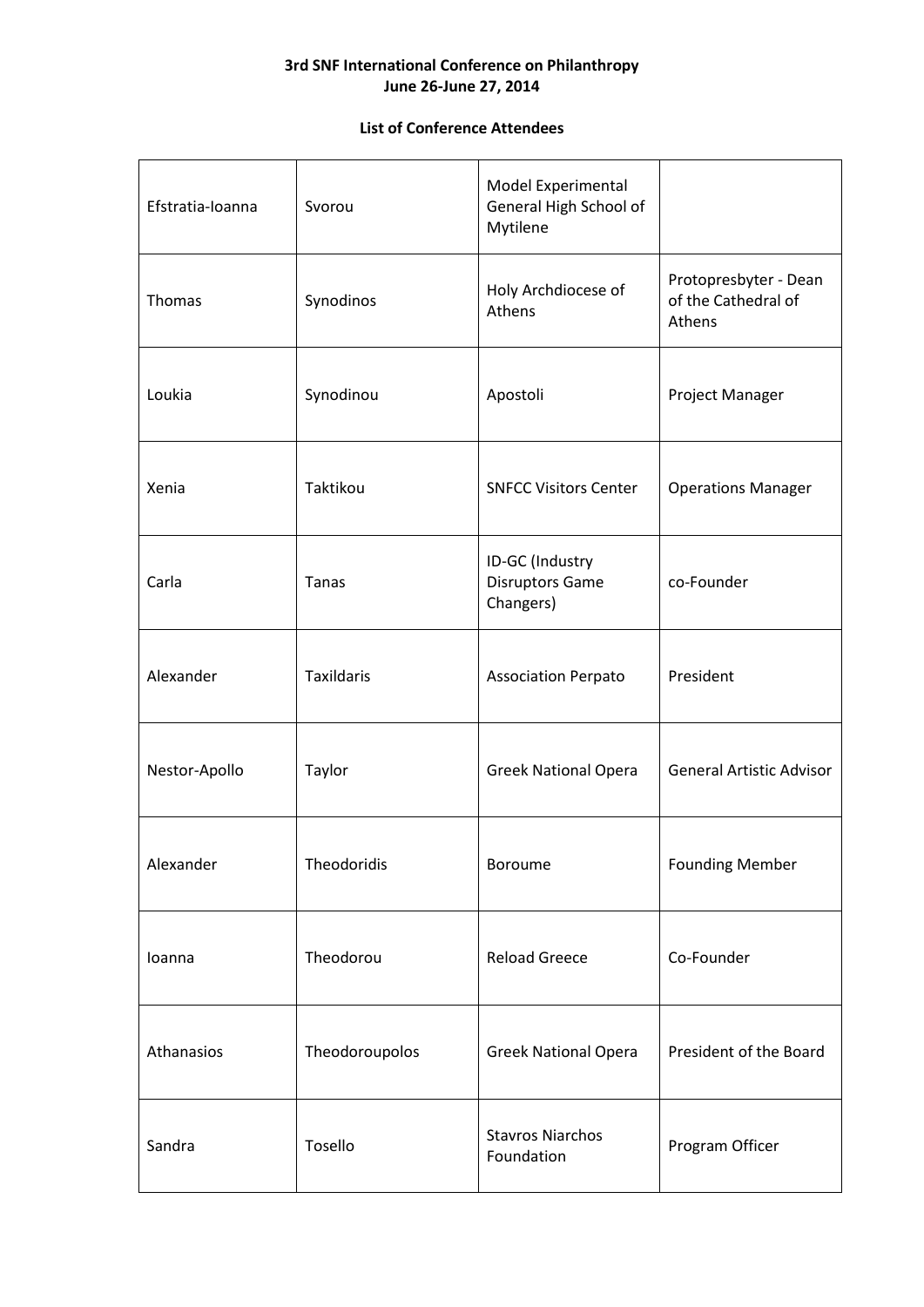**3rd SNF International Conference on Philanthropy**
**June 26-June 27, 2014**

**List of Conference Attendees**

| | | | |
|---|---|---|---|
| Efstratia-Ioanna | Svorou | Model Experimental General High School of Mytilene | |
| Thomas | Synodinos | Holy Archdiocese of Athens | Protopresbyter - Dean of the Cathedral of Athens |
| Loukia | Synodinou | Apostoli | Project Manager |
| Xenia | Taktikou | SNFCC Visitors Center | Operations Manager |
| Carla | Tanas | ID-GC (Industry Disruptors Game Changers) | co-Founder |
| Alexander | Taxildaris | Association Perpato | President |
| Nestor-Apollo | Taylor | Greek National Opera | General Artistic Advisor |
| Alexander | Theodoridis | Boroume | Founding Member |
| Ioanna | Theodorou | Reload Greece | Co-Founder |
| Athanasios | Theodoroupolos | Greek National Opera | President of the Board |
| Sandra | Tosello | Stavros Niarchos Foundation | Program Officer |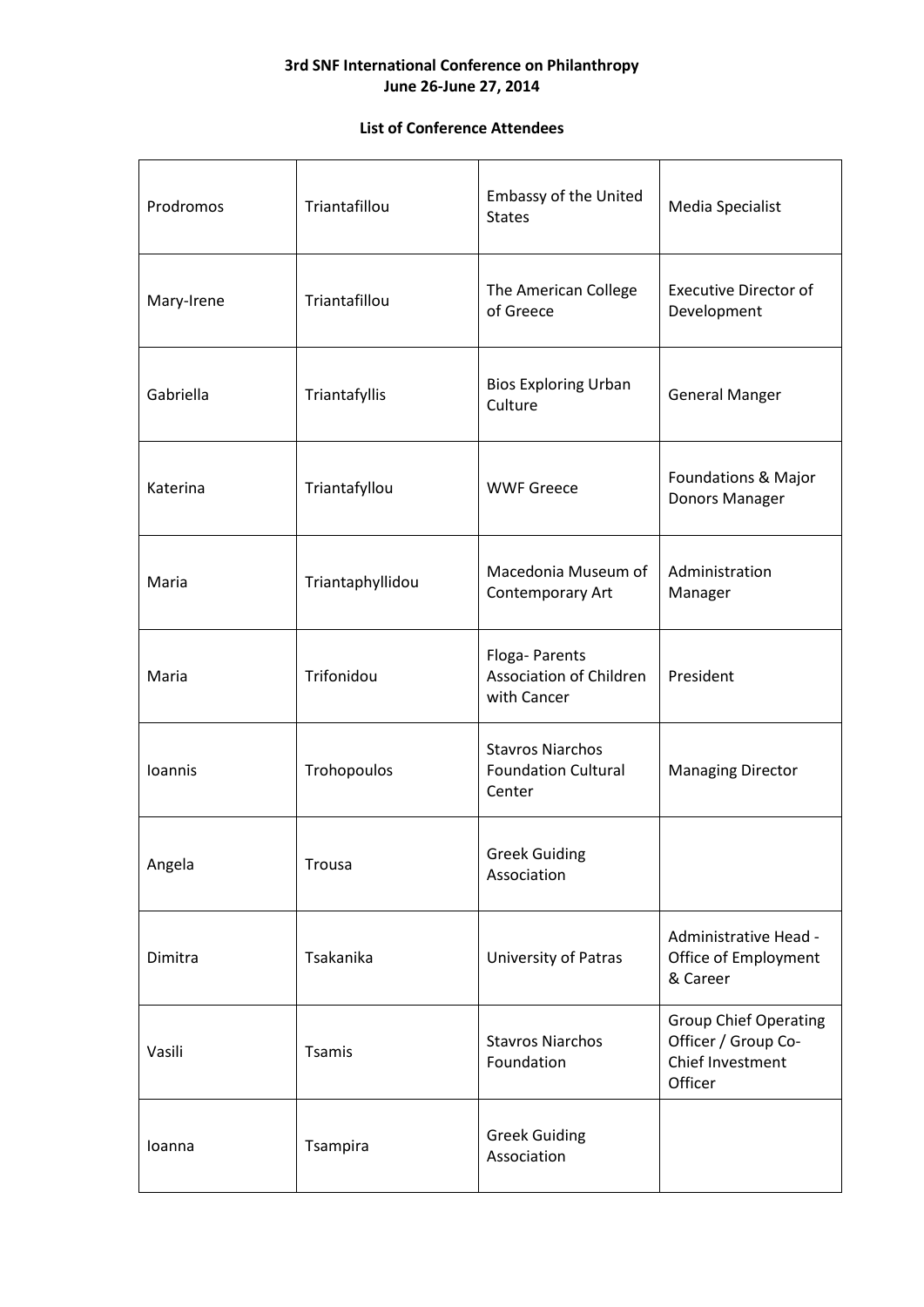**3rd SNF International Conference on Philanthropy**
**June 26-June 27, 2014**

**List of Conference Attendees**

| | | | |
|---|---|---|---|
| Prodromos | Triantafillou | Embassy of the United States | Media Specialist |
| Mary-Irene | Triantafillou | The American College of Greece | Executive Director of Development |
| Gabriella | Triantafyllis | Bios Exploring Urban Culture | General Manger |
| Katerina | Triantafyllou | WWF Greece | Foundations & Major Donors Manager |
| Maria | Triantaphyllidou | Macedonia Museum of Contemporary Art | Administration Manager |
| Maria | Trifonidou | Floga- Parents Association of Children with Cancer | President |
| Ioannis | Trohopoulos | Stavros Niarchos Foundation Cultural Center | Managing Director |
| Angela | Trousa | Greek Guiding Association | |
| Dimitra | Tsakanika | University of Patras | Administrative Head - Office of Employment & Career |
| Vasili | Tsamis | Stavros Niarchos Foundation | Group Chief Operating Officer / Group Co-Chief Investment Officer |
| Ioanna | Tsampira | Greek Guiding Association | |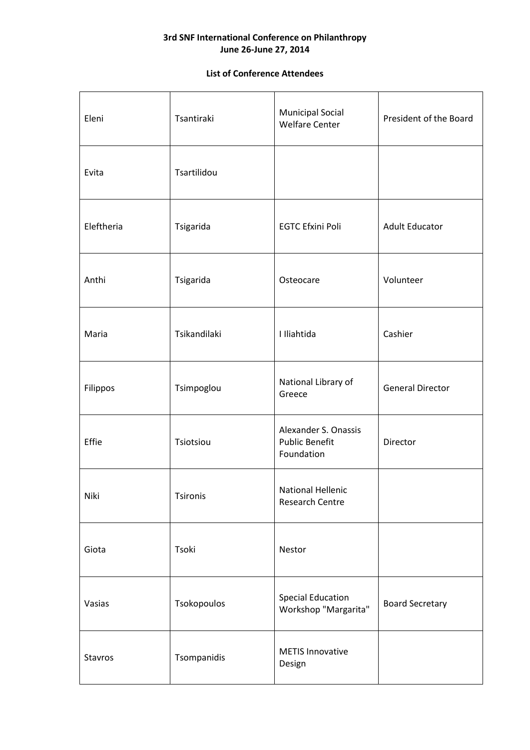**3rd SNF International Conference on Philanthropy**
**June 26-June 27, 2014**

**List of Conference Attendees**

| | | | |
|---|---|---|---|
| Eleni | Tsantiraki | Municipal Social Welfare Center | President of the Board |
| Evita | Tsartilidou | | |
| Eleftheria | Tsigarida | EGTC Efxini Poli | Adult Educator |
| Anthi | Tsigarida | Osteocare | Volunteer |
| Maria | Tsikandilaki | I Iliahtida | Cashier |
| Filippos | Tsimpoglou | National Library of Greece | General Director |
| Effie | Tsiotsiou | Alexander S. Onassis Public Benefit Foundation | Director |
| Niki | Tsironis | National Hellenic Research Centre | |
| Giota | Tsoki | Nestor | |
| Vasias | Tsokopoulos | Special Education Workshop "Margarita" | Board Secretary |
| Stavros | Tsompanidis | METIS Innovative Design | |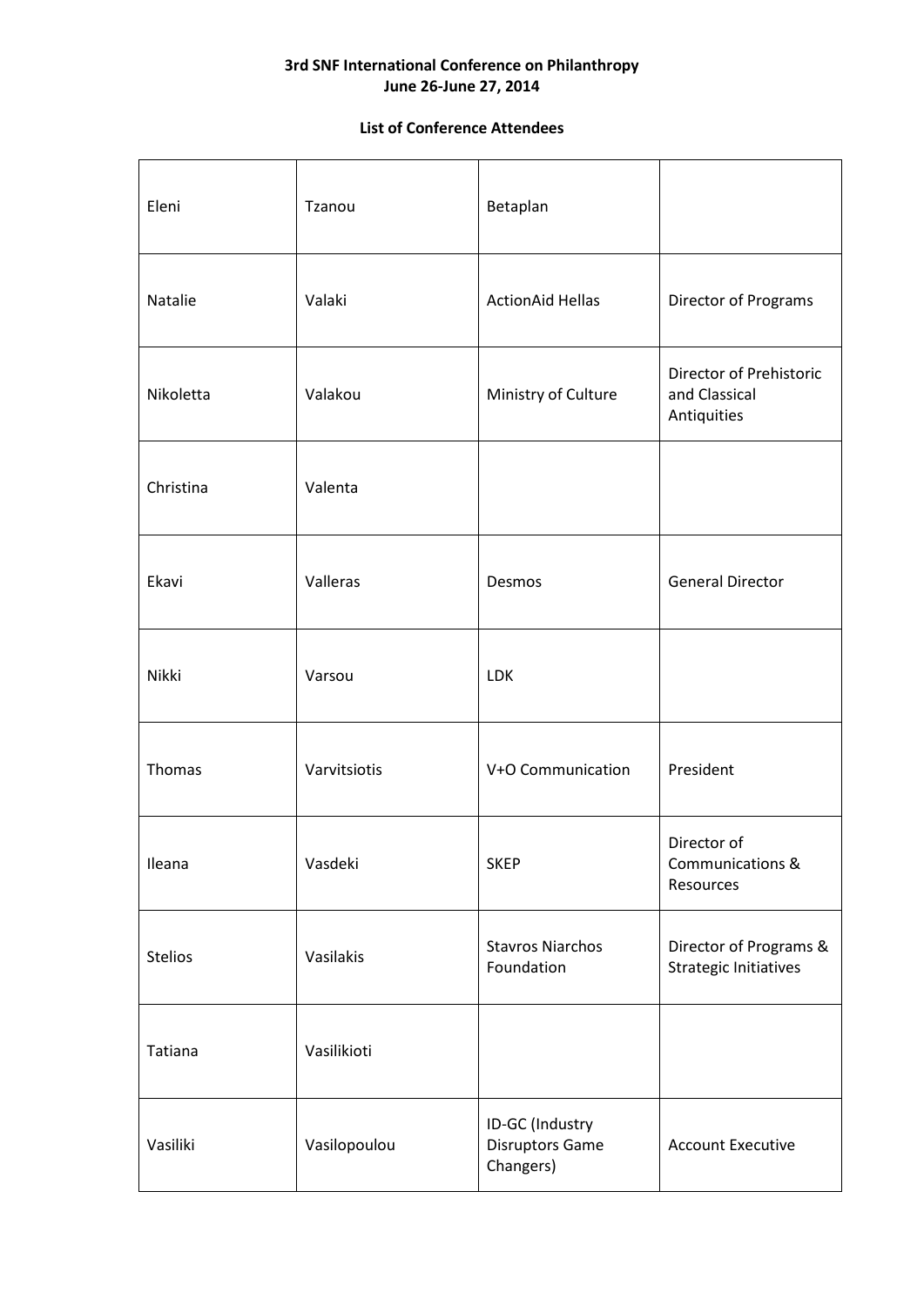**3rd SNF International Conference on Philanthropy**
**June 26-June 27, 2014**

**List of Conference Attendees**

| | | | |
|---|---|---|---|
| Eleni | Tzanou | Betaplan | |
| Natalie | Valaki | ActionAid Hellas | Director of Programs |
| Nikoletta | Valakou | Ministry of Culture | Director of Prehistoric and Classical Antiquities |
| Christina | Valenta | | |
| Ekavi | Valleras | Desmos | General Director |
| Nikki | Varsou | LDK | |
| Thomas | Varvitsiotis | V+O Communication | President |
| Ileana | Vasdeki | SKEP | Director of Communications & Resources |
| Stelios | Vasilakis | Stavros Niarchos Foundation | Director of Programs & Strategic Initiatives |
| Tatiana | Vasilikioti | | |
| Vasiliki | Vasilopoulou | ID-GC (Industry Disruptors Game Changers) | Account Executive |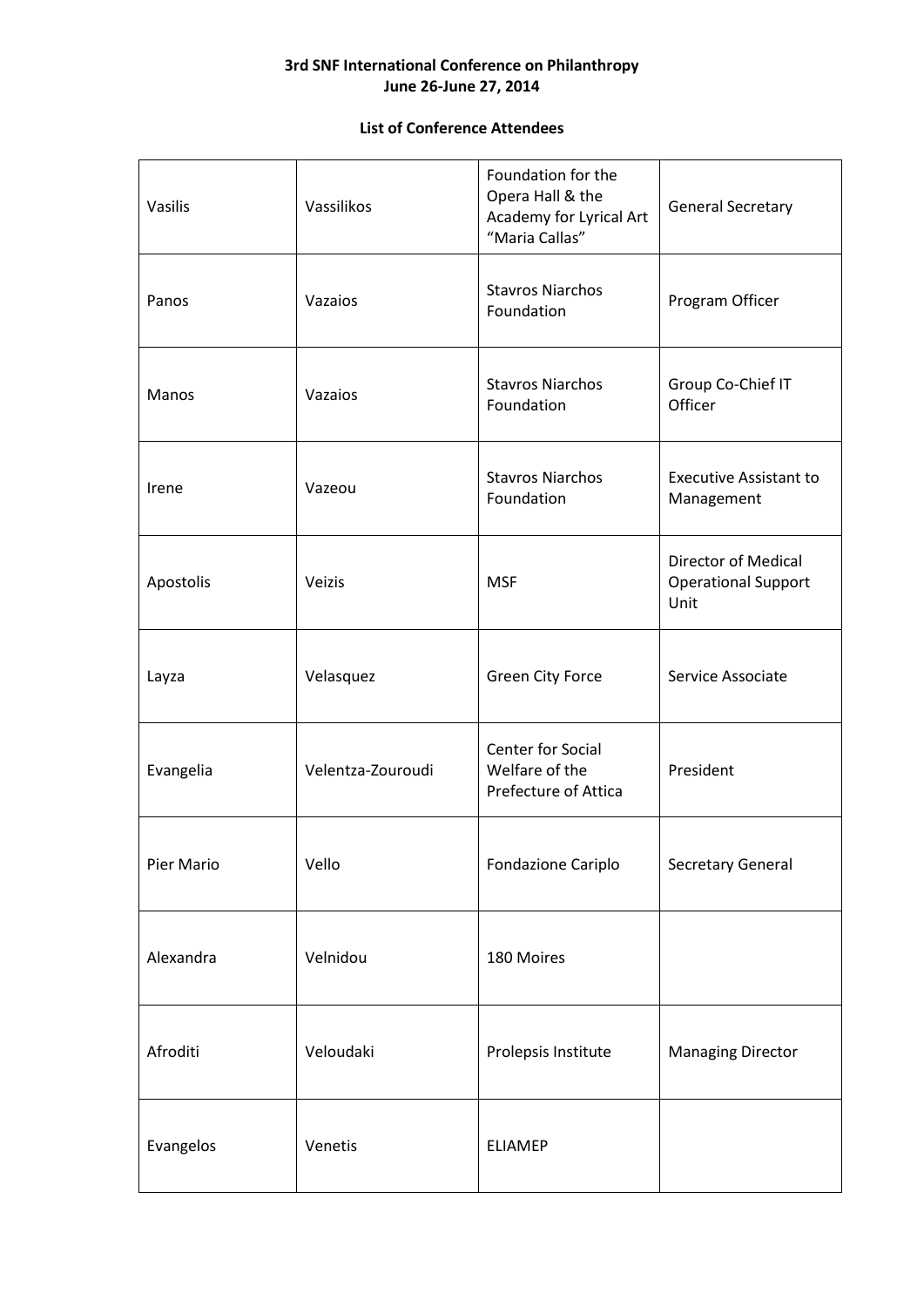**3rd SNF International Conference on Philanthropy**
**June 26-June 27, 2014**

**List of Conference Attendees**

| | | | |
|---|---|---|---|
| Vasilis | Vassilikos | Foundation for the Opera Hall & the Academy for Lyrical Art "Maria Callas" | General Secretary |
| Panos | Vazaios | Stavros Niarchos Foundation | Program Officer |
| Manos | Vazaios | Stavros Niarchos Foundation | Group Co-Chief IT Officer |
| Irene | Vazeou | Stavros Niarchos Foundation | Executive Assistant to Management |
| Apostolis | Veizis | MSF | Director of Medical Operational Support Unit |
| Layza | Velasquez | Green City Force | Service Associate |
| Evangelia | Velentza-Zouroudi | Center for Social Welfare of the Prefecture of Attica | President |
| Pier Mario | Vello | Fondazione Cariplo | Secretary General |
| Alexandra | Velnidou | 180 Moires | |
| Afroditi | Veloudaki | Prolepsis Institute | Managing Director |
| Evangelos | Venetis | ELIAMEP | |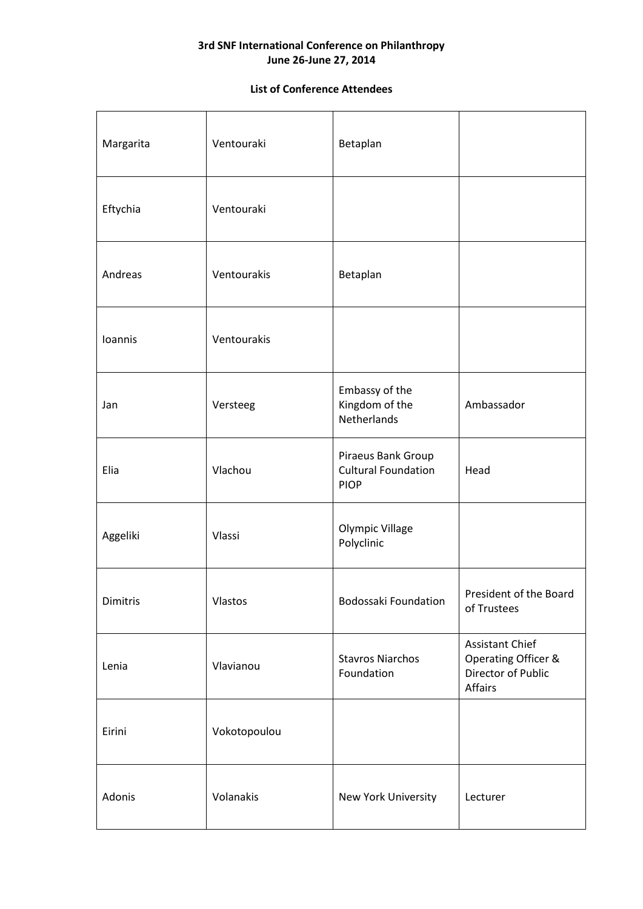**3rd SNF International Conference on Philanthropy**
**June 26-June 27, 2014**

**List of Conference Attendees**

| | | | |
|---|---|---|---|
| Margarita | Ventouraki | Betaplan | |
| Eftychia | Ventouraki | | |
| Andreas | Ventourakis | Betaplan | |
| Ioannis | Ventourakis | | |
| Jan | Versteeg | Embassy of the Kingdom of the Netherlands | Ambassador |
| Elia | Vlachou | Piraeus Bank Group Cultural Foundation PIOP | Head |
| Aggeliki | Vlassi | Olympic Village Polyclinic | |
| Dimitris | Vlastos | Bodossaki Foundation | President of the Board of Trustees |
| Lenia | Vlavianou | Stavros Niarchos Foundation | Assistant Chief Operating Officer & Director of Public Affairs |
| Eirini | Vokotopoulou | | |
| Adonis | Volanakis | New York University | Lecturer |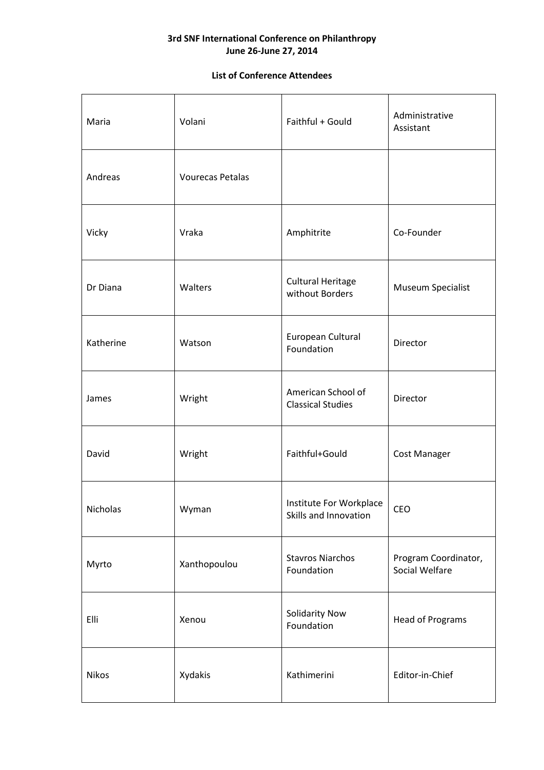**3rd SNF International Conference on Philanthropy**
**June 26-June 27, 2014**

**List of Conference Attendees**

| | | | |
|---|---|---|---|
| Maria | Volani | Faithful + Gould | Administrative Assistant |
| Andreas | Vourecas Petalas | | |
| Vicky | Vraka | Amphitrite | Co-Founder |
| Dr Diana | Walters | Cultural Heritage without Borders | Museum Specialist |
| Katherine | Watson | European Cultural Foundation | Director |
| James | Wright | American School of Classical Studies | Director |
| David | Wright | Faithful+Gould | Cost Manager |
| Nicholas | Wyman | Institute For Workplace Skills and Innovation | CEO |
| Myrto | Xanthopoulou | Stavros Niarchos Foundation | Program Coordinator, Social Welfare |
| Elli | Xenou | Solidarity Now Foundation | Head of Programs |
| Nikos | Xydakis | Kathimerini | Editor-in-Chief |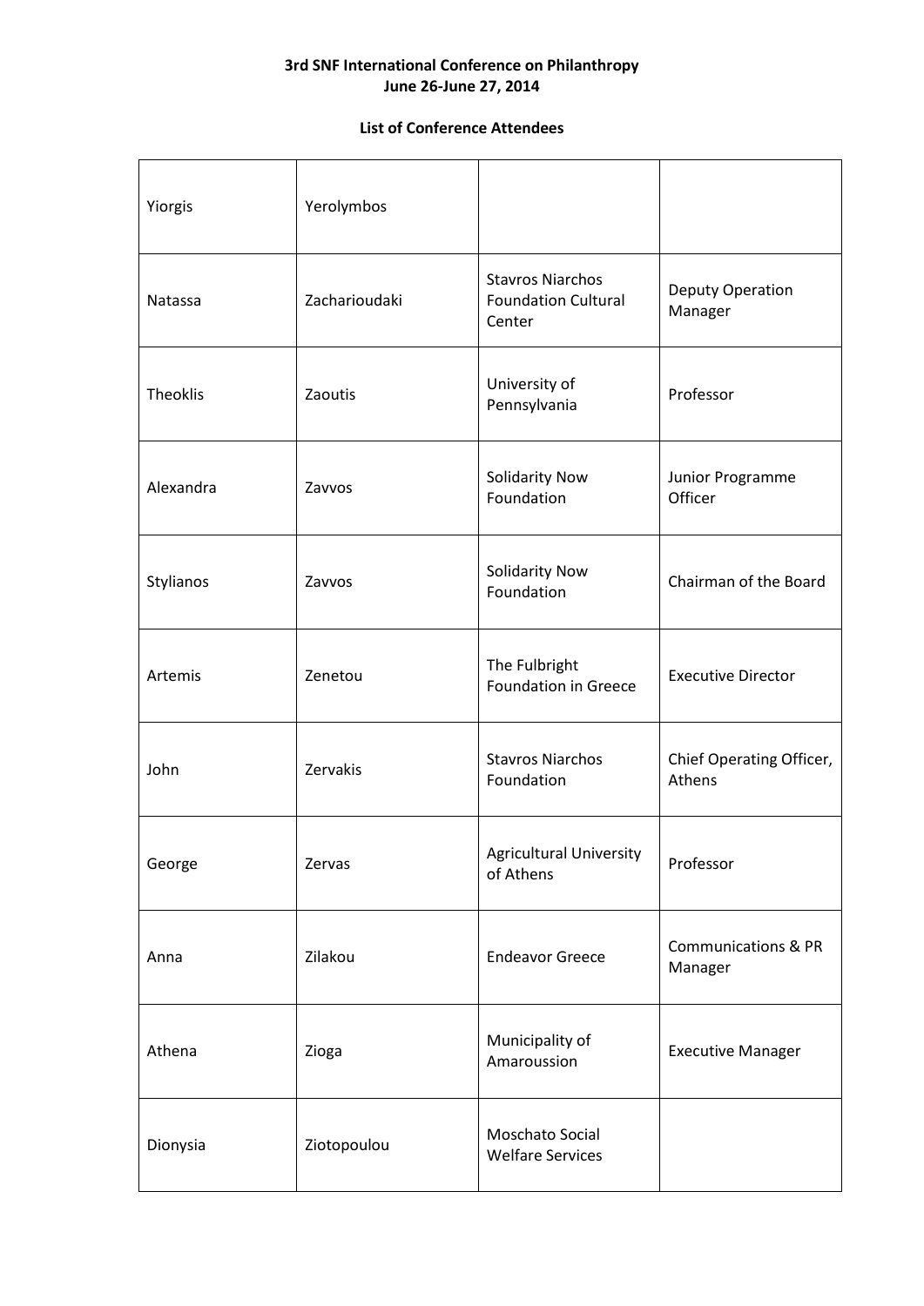**3rd SNF International Conference on Philanthropy**
**June 26-June 27, 2014**

**List of Conference Attendees**

| | | | |
|---|---|---|---|
| Yiorgis | Yerolymbos | | |
| Natassa | Zacharioudaki | Stavros Niarchos Foundation Cultural Center | Deputy Operation Manager |
| Theoklis | Zaoutis | University of Pennsylvania | Professor |
| Alexandra | Zavvos | Solidarity Now Foundation | Junior Programme Officer |
| Stylianos | Zavvos | Solidarity Now Foundation | Chairman of the Board |
| Artemis | Zenetou | The Fulbright Foundation in Greece | Executive Director |
| John | Zervakis | Stavros Niarchos Foundation | Chief Operating Officer, Athens |
| George | Zervas | Agricultural University of Athens | Professor |
| Anna | Zilakou | Endeavor Greece | Communications & PR Manager |
| Athena | Zioga | Municipality of Amaroussion | Executive Manager |
| Dionysia | Ziotopoulou | Moschato Social Welfare Services | |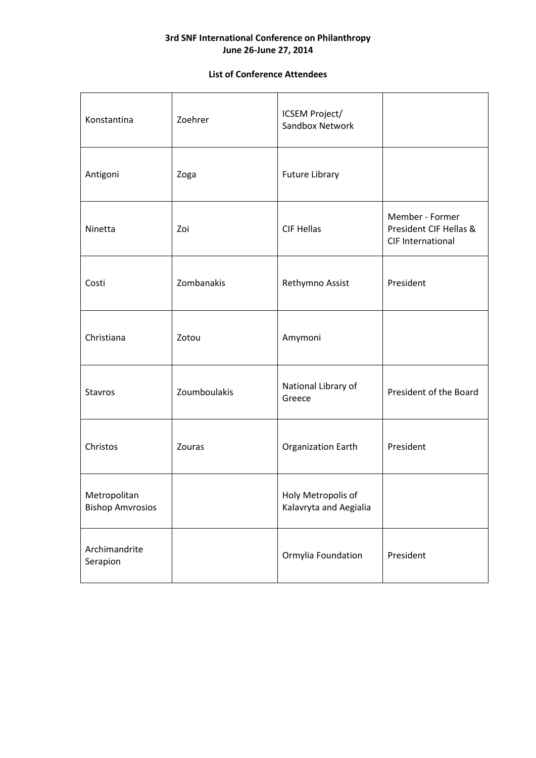**3rd SNF International Conference on Philanthropy**
**June 26-June 27, 2014**

**List of Conference Attendees**

| | | | |
|---|---|---|---|
| Konstantina | Zoehrer | ICSEM Project/ Sandbox Network | |
| Antigoni | Zoga | Future Library | |
| Ninetta | Zoi | CIF Hellas | Member - Former President CIF Hellas & CIF International |
| Costi | Zombanakis | Rethymno Assist | President |
| Christiana | Zotou | Amymoni | |
| Stavros | Zoumboulakis | National Library of Greece | President of the Board |
| Christos | Zouras | Organization Earth | President |
| Metropolitan Bishop Amvrosios | | Holy Metropolis of Kalavryta and Aegialia | |
| Archimandrite Serapion | | Ormylia Foundation | President |